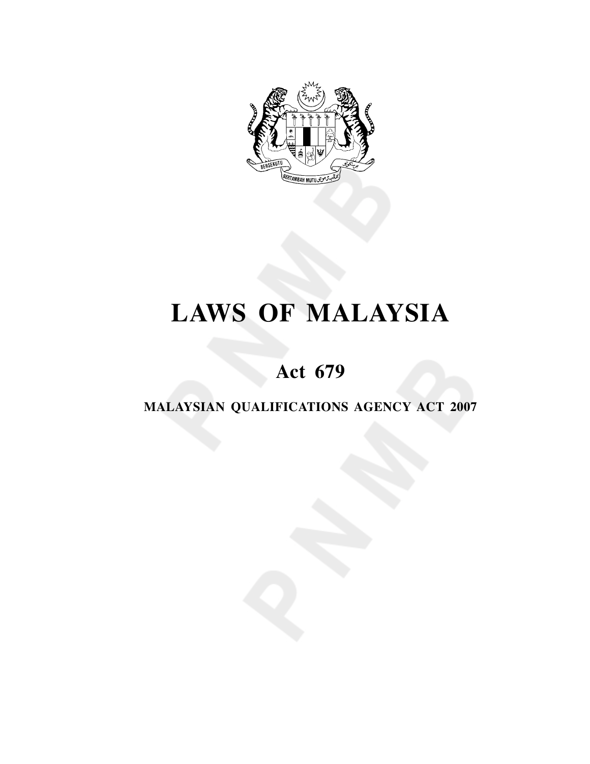# LAWS OF MALAYSIA

## Act 679

### MALAYSIAN QUALIFICATIONS AGENCY ACT 2007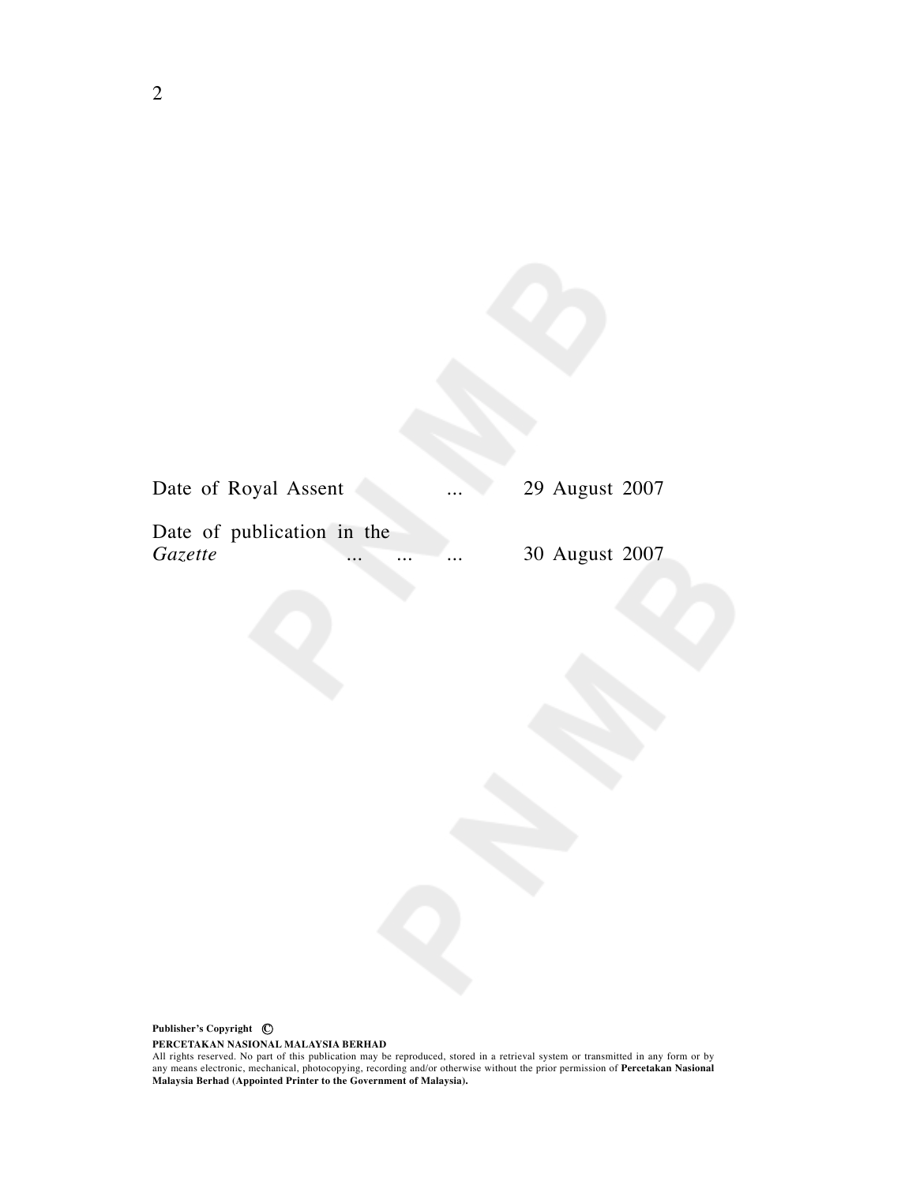Date of Royal Assent ... 29 August 2007

Date of publication in the *Gazette* ... ... ... 30 August 2007

**Publisher's Copyright ©**

**PERCETAKAN NASIONAL MALAYSIA BERHAD**

All rights reserved. No part of this publication may be reproduced, stored in a retrieval system or transmitted in any form or by any means electronic, mechanical, photocopying, recording and/or otherwise without the prior permission of **Percetakan Nasional Malaysia Berhad (Appointed Printer to the Government of Malaysia).**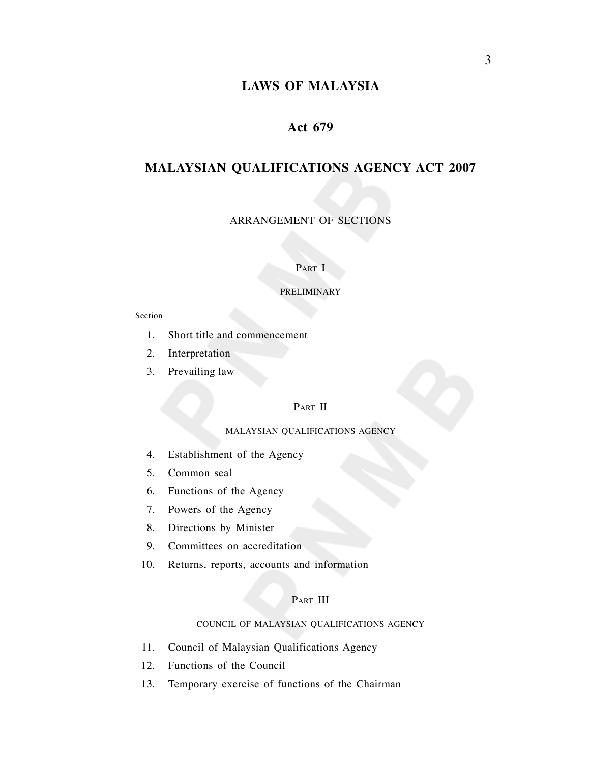# LAWS OF MALAYSIA

## Act 679

## MALAYSIAN QUALIFICATIONS AGENCY ACT 2007

ARRANGEMENT OF SECTIONS

PART I

PRELIMINARY

Section

1. Short title and commencement
2. Interpretation
3. Prevailing law

PART II

MALAYSIAN QUALIFICATIONS AGENCY

4. Establishment of the Agency
5. Common seal
6. Functions of the Agency
7. Powers of the Agency
8. Directions by Minister
9. Committees on accreditation
10. Returns, reports, accounts and information

PART III

COUNCIL OF MALAYSIAN QUALIFICATIONS AGENCY

11. Council of Malaysian Qualifications Agency
12. Functions of the Council
13. Temporary exercise of functions of the Chairman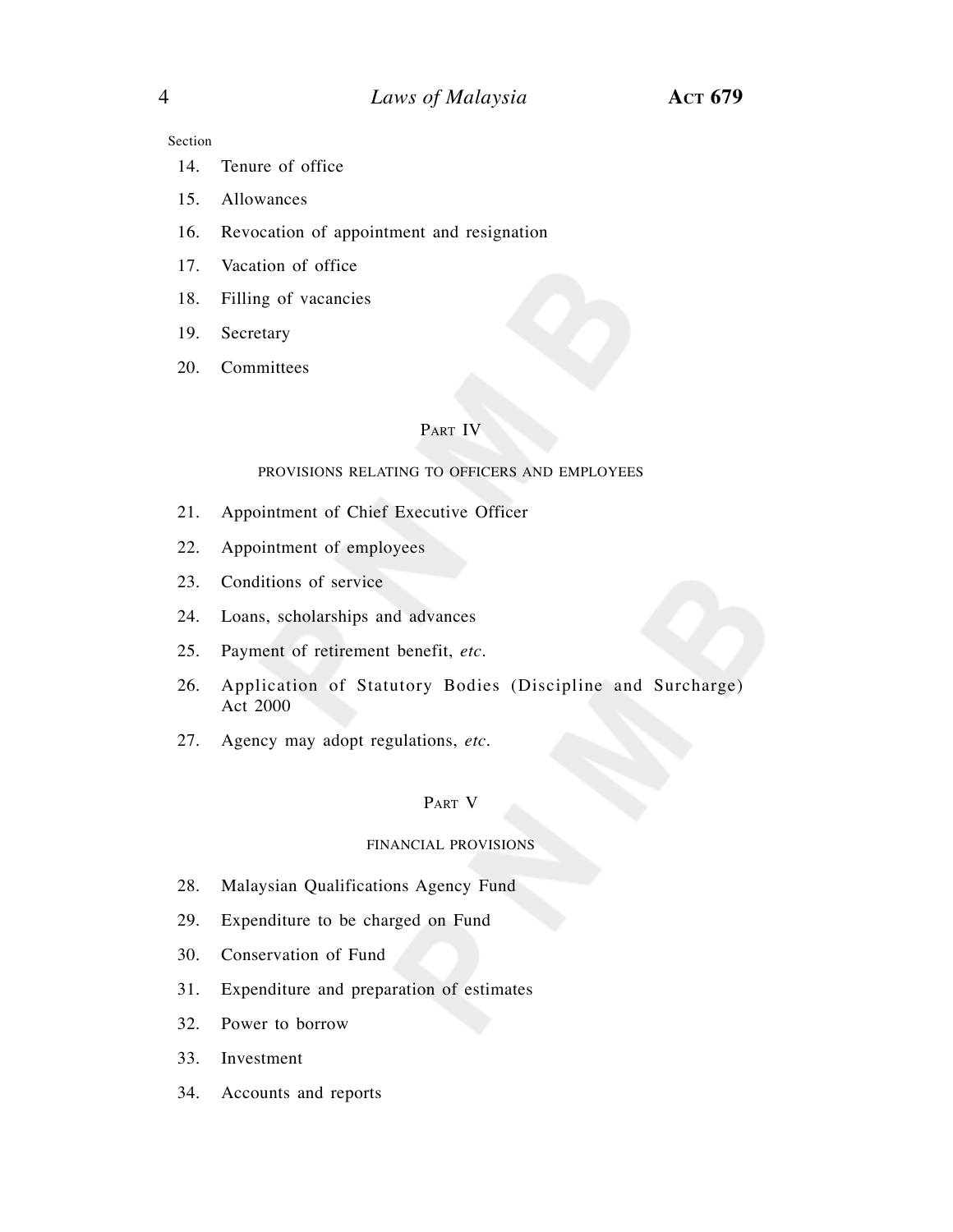Section

14. Tenure of office
15. Allowances
16. Revocation of appointment and resignation
17. Vacation of office
18. Filling of vacancies
19. Secretary
20. Committees

## Part IV

### PROVISIONS RELATING TO OFFICERS AND EMPLOYEES

21. Appointment of Chief Executive Officer
22. Appointment of employees
23. Conditions of service
24. Loans, scholarships and advances
25. Payment of retirement benefit, *etc*.
26. Application of Statutory Bodies (Discipline and Surcharge) Act 2000
27. Agency may adopt regulations, *etc*.

## Part V

### FINANCIAL PROVISIONS

28. Malaysian Qualifications Agency Fund
29. Expenditure to be charged on Fund
30. Conservation of Fund
31. Expenditure and preparation of estimates
32. Power to borrow
33. Investment
34. Accounts and reports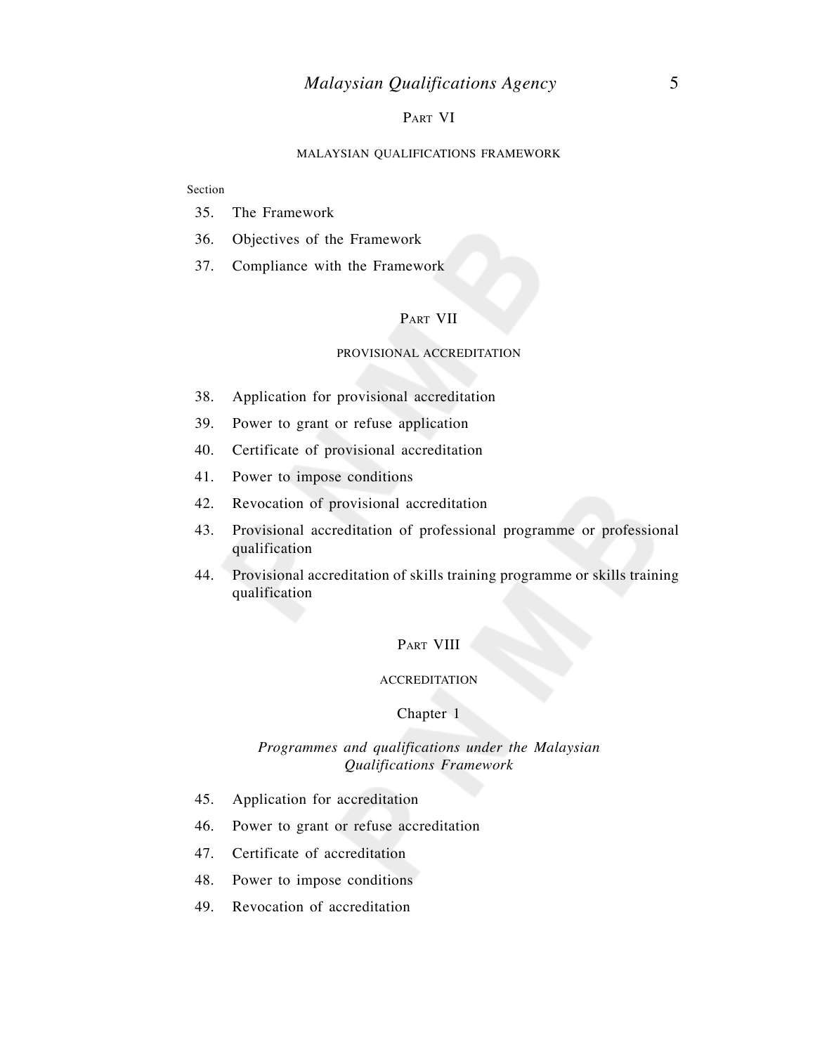## Part VI

### MALAYSIAN QUALIFICATIONS FRAMEWORK

Section

35. The Framework
36. Objectives of the Framework
37. Compliance with the Framework

## Part VII

### PROVISIONAL ACCREDITATION

38. Application for provisional accreditation
39. Power to grant or refuse application
40. Certificate of provisional accreditation
41. Power to impose conditions
42. Revocation of provisional accreditation
43. Provisional accreditation of professional programme or professional qualification
44. Provisional accreditation of skills training programme or skills training qualification

## Part VIII

### ACCREDITATION

#### Chapter 1

*Programmes and qualifications under the Malaysian Qualifications Framework*

45. Application for accreditation
46. Power to grant or refuse accreditation
47. Certificate of accreditation
48. Power to impose conditions
49. Revocation of accreditation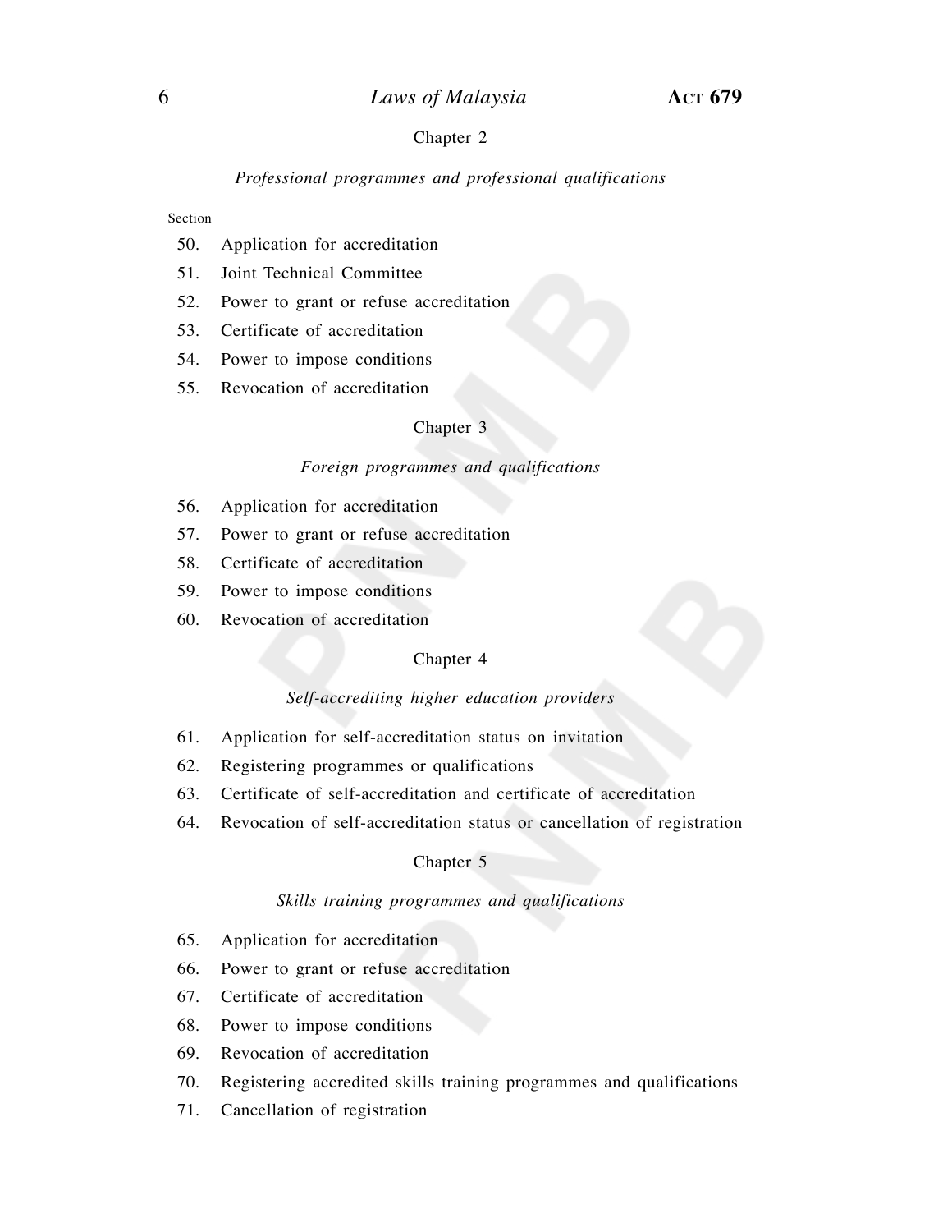Chapter 2

*Professional programmes and professional qualifications*

Section

50. Application for accreditation
51. Joint Technical Committee
52. Power to grant or refuse accreditation
53. Certificate of accreditation
54. Power to impose conditions
55. Revocation of accreditation

Chapter 3

*Foreign programmes and qualifications*

56. Application for accreditation
57. Power to grant or refuse accreditation
58. Certificate of accreditation
59. Power to impose conditions
60. Revocation of accreditation

Chapter 4

*Self-accrediting higher education providers*

61. Application for self-accreditation status on invitation
62. Registering programmes or qualifications
63. Certificate of self-accreditation and certificate of accreditation
64. Revocation of self-accreditation status or cancellation of registration

Chapter 5

*Skills training programmes and qualifications*

65. Application for accreditation
66. Power to grant or refuse accreditation
67. Certificate of accreditation
68. Power to impose conditions
69. Revocation of accreditation
70. Registering accredited skills training programmes and qualifications
71. Cancellation of registration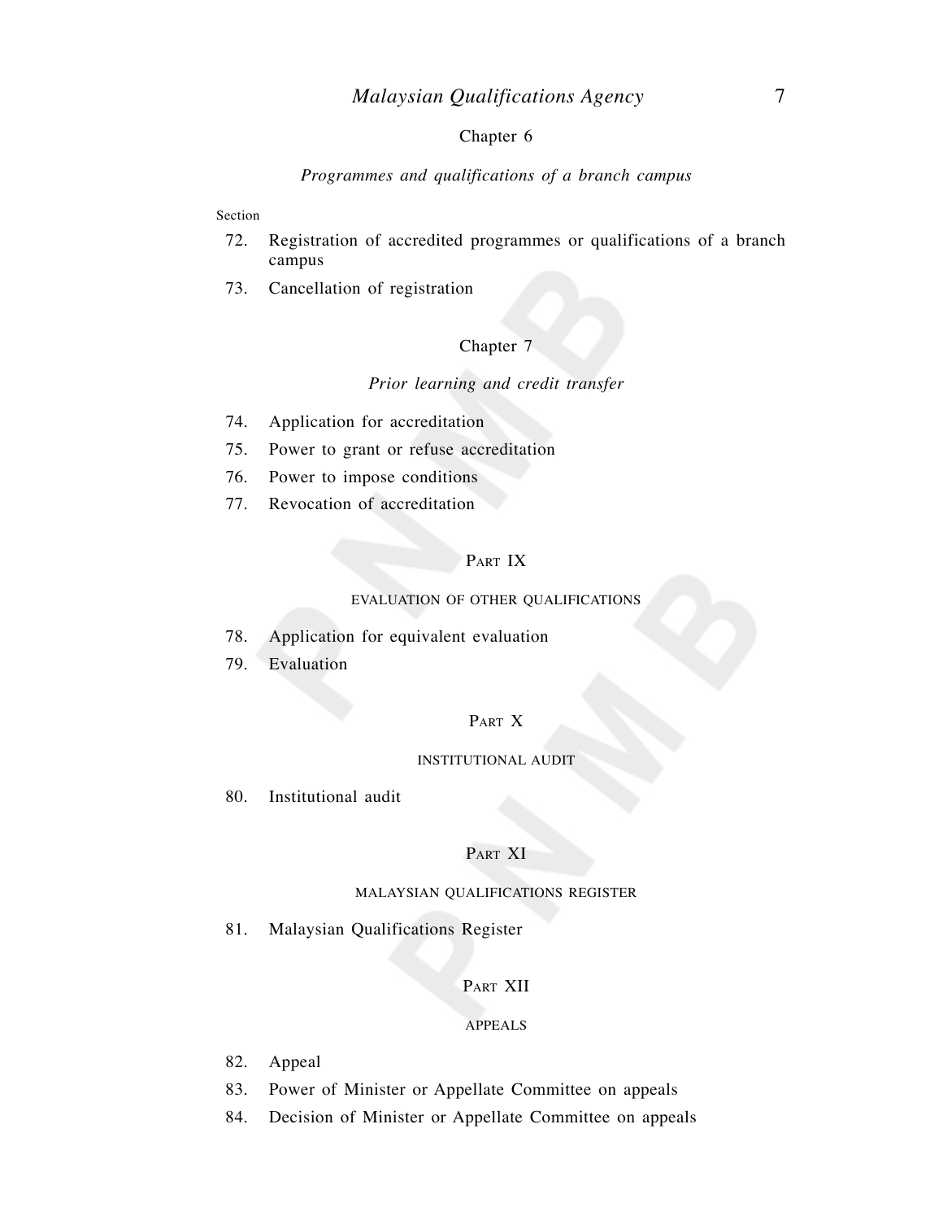Chapter 6

*Programmes and qualifications of a branch campus*

Section

72. Registration of accredited programmes or qualifications of a branch campus
73. Cancellation of registration

Chapter 7

*Prior learning and credit transfer*

74. Application for accreditation
75. Power to grant or refuse accreditation
76. Power to impose conditions
77. Revocation of accreditation

Part IX

EVALUATION OF OTHER QUALIFICATIONS

78. Application for equivalent evaluation
79. Evaluation

Part X

INSTITUTIONAL AUDIT

80. Institutional audit

Part XI

MALAYSIAN QUALIFICATIONS REGISTER

81. Malaysian Qualifications Register

Part XII

APPEALS

82. Appeal
83. Power of Minister or Appellate Committee on appeals
84. Decision of Minister or Appellate Committee on appeals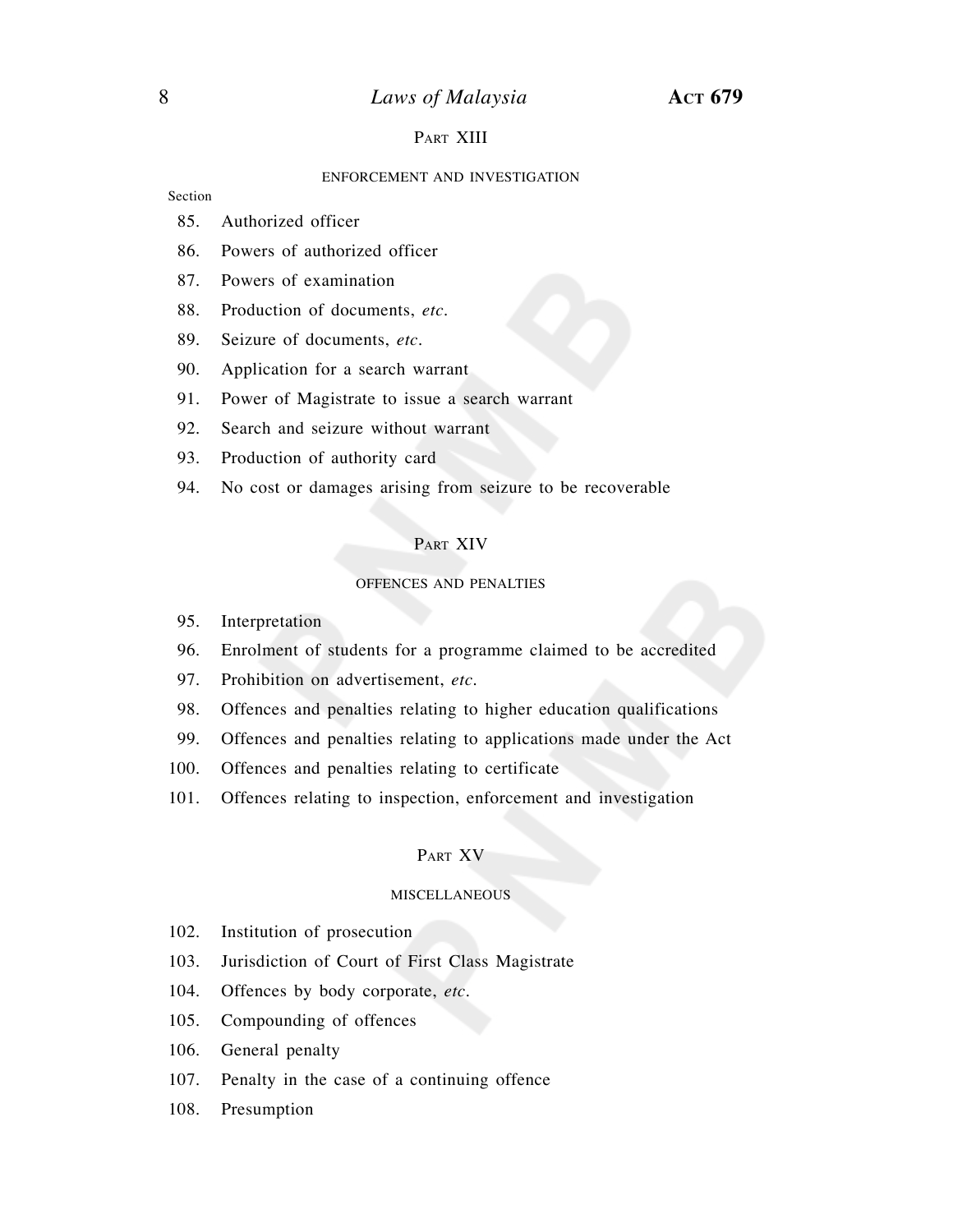PART XIII

ENFORCEMENT AND INVESTIGATION

Section

85. Authorized officer
86. Powers of authorized officer
87. Powers of examination
88. Production of documents, *etc*.
89. Seizure of documents, *etc*.
90. Application for a search warrant
91. Power of Magistrate to issue a search warrant
92. Search and seizure without warrant
93. Production of authority card
94. No cost or damages arising from seizure to be recoverable

PART XIV

OFFENCES AND PENALTIES

95. Interpretation
96. Enrolment of students for a programme claimed to be accredited
97. Prohibition on advertisement, *etc*.
98. Offences and penalties relating to higher education qualifications
99. Offences and penalties relating to applications made under the Act
100. Offences and penalties relating to certificate
101. Offences relating to inspection, enforcement and investigation

PART XV

MISCELLANEOUS

102. Institution of prosecution
103. Jurisdiction of Court of First Class Magistrate
104. Offences by body corporate, *etc*.
105. Compounding of offences
106. General penalty
107. Penalty in the case of a continuing offence
108. Presumption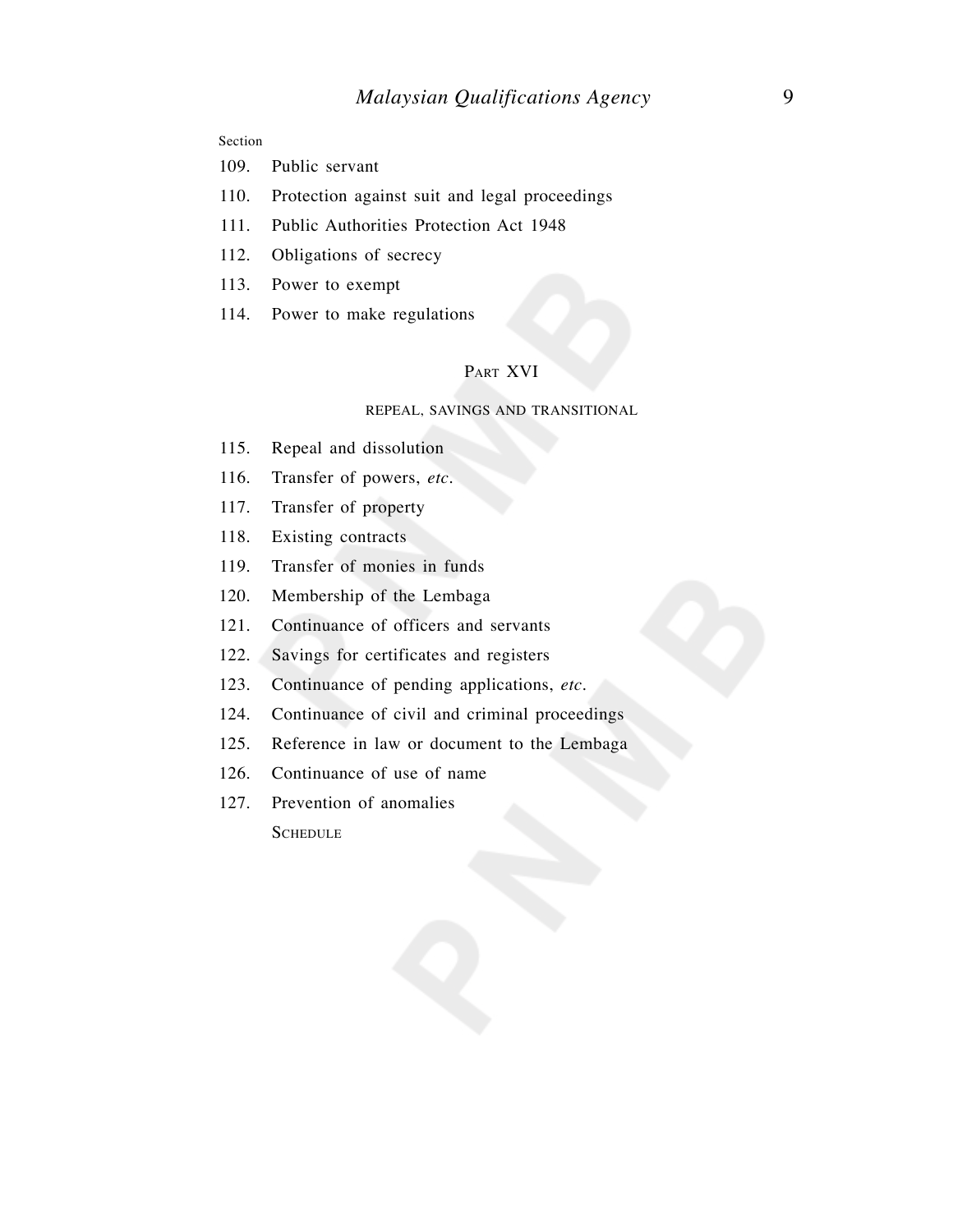Section

109. Public servant
110. Protection against suit and legal proceedings
111. Public Authorities Protection Act 1948
112. Obligations of secrecy
113. Power to exempt
114. Power to make regulations

## Part XVI

### REPEAL, SAVINGS AND TRANSITIONAL

115. Repeal and dissolution
116. Transfer of powers, *etc*.
117. Transfer of property
118. Existing contracts
119. Transfer of monies in funds
120. Membership of the Lembaga
121. Continuance of officers and servants
122. Savings for certificates and registers
123. Continuance of pending applications, *etc*.
124. Continuance of civil and criminal proceedings
125. Reference in law or document to the Lembaga
126. Continuance of use of name
127. Prevention of anomalies

Schedule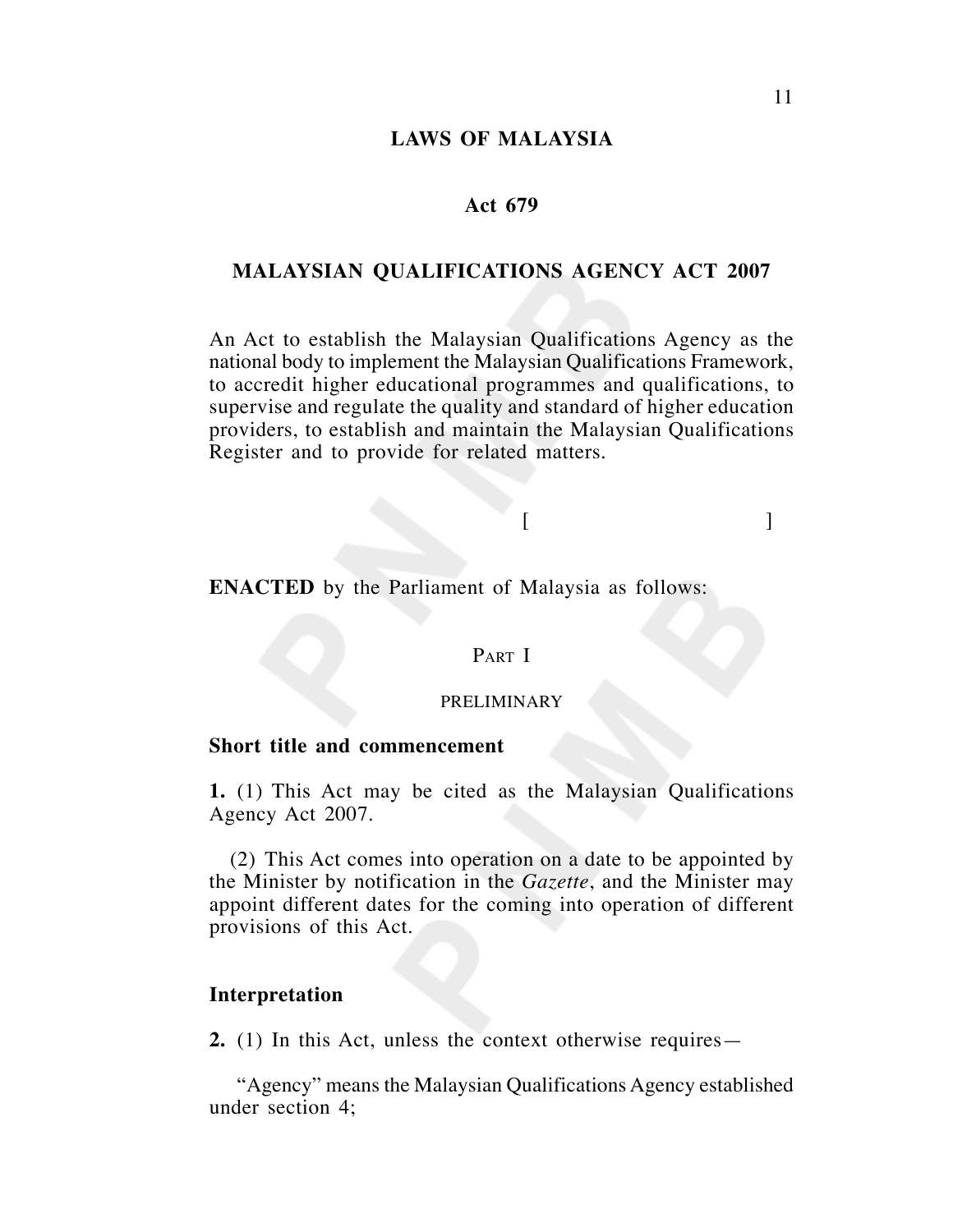# LAWS OF MALAYSIA

## Act 679

## MALAYSIAN QUALIFICATIONS AGENCY ACT 2007

An Act to establish the Malaysian Qualifications Agency as the national body to implement the Malaysian Qualifications Framework, to accredit higher educational programmes and qualifications, to supervise and regulate the quality and standard of higher education providers, to establish and maintain the Malaysian Qualifications Register and to provide for related matters.

[ ]

**ENACTED** by the Parliament of Malaysia as follows:

### PART I

### PRELIMINARY

**Short title and commencement**

**1.** (1) This Act may be cited as the Malaysian Qualifications Agency Act 2007.

(2) This Act comes into operation on a date to be appointed by the Minister by notification in the *Gazette*, and the Minister may appoint different dates for the coming into operation of different provisions of this Act.

**Interpretation**

**2.** (1) In this Act, unless the context otherwise requires—

"Agency" means the Malaysian Qualifications Agency established under section 4;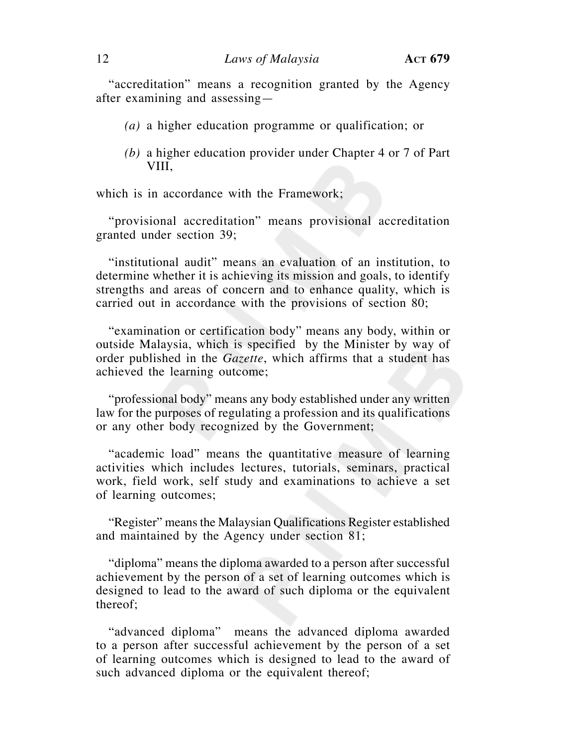"accreditation" means a recognition granted by the Agency after examining and assessing—

*(a)* a higher education programme or qualification; or

*(b)* a higher education provider under Chapter 4 or 7 of Part VIII,

which is in accordance with the Framework;

"provisional accreditation" means provisional accreditation granted under section 39;

"institutional audit" means an evaluation of an institution, to determine whether it is achieving its mission and goals, to identify strengths and areas of concern and to enhance quality, which is carried out in accordance with the provisions of section 80;

"examination or certification body" means any body, within or outside Malaysia, which is specified by the Minister by way of order published in the *Gazette*, which affirms that a student has achieved the learning outcome;

"professional body" means any body established under any written law for the purposes of regulating a profession and its qualifications or any other body recognized by the Government;

"academic load" means the quantitative measure of learning activities which includes lectures, tutorials, seminars, practical work, field work, self study and examinations to achieve a set of learning outcomes;

"Register" means the Malaysian Qualifications Register established and maintained by the Agency under section 81;

"diploma" means the diploma awarded to a person after successful achievement by the person of a set of learning outcomes which is designed to lead to the award of such diploma or the equivalent thereof;

"advanced diploma" means the advanced diploma awarded to a person after successful achievement by the person of a set of learning outcomes which is designed to lead to the award of such advanced diploma or the equivalent thereof;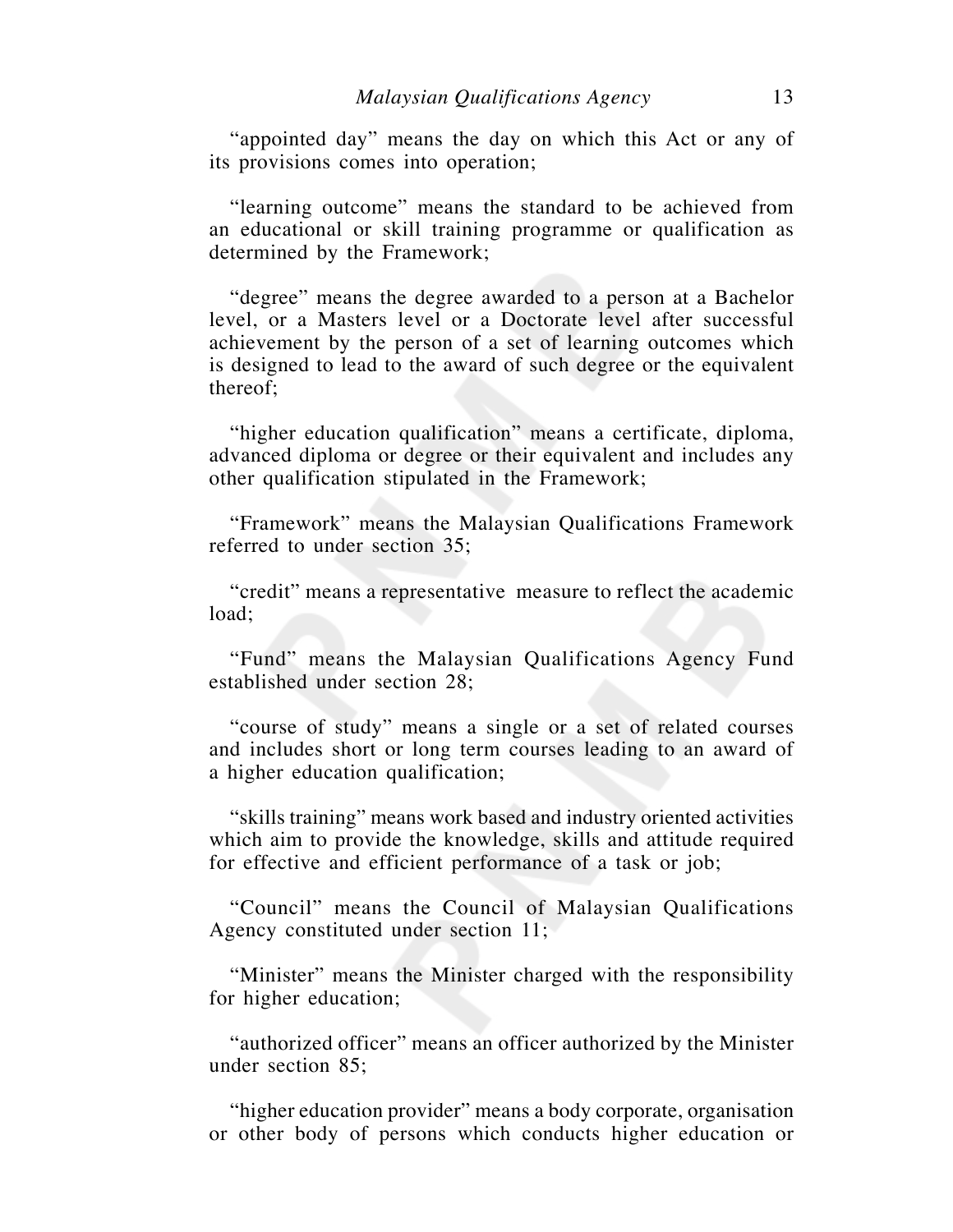"appointed day" means the day on which this Act or any of its provisions comes into operation;

"learning outcome" means the standard to be achieved from an educational or skill training programme or qualification as determined by the Framework;

"degree" means the degree awarded to a person at a Bachelor level, or a Masters level or a Doctorate level after successful achievement by the person of a set of learning outcomes which is designed to lead to the award of such degree or the equivalent thereof;

"higher education qualification" means a certificate, diploma, advanced diploma or degree or their equivalent and includes any other qualification stipulated in the Framework;

"Framework" means the Malaysian Qualifications Framework referred to under section 35;

"credit" means a representative measure to reflect the academic load;

"Fund" means the Malaysian Qualifications Agency Fund established under section 28;

"course of study" means a single or a set of related courses and includes short or long term courses leading to an award of a higher education qualification;

"skills training" means work based and industry oriented activities which aim to provide the knowledge, skills and attitude required for effective and efficient performance of a task or job;

"Council" means the Council of Malaysian Qualifications Agency constituted under section 11;

"Minister" means the Minister charged with the responsibility for higher education;

"authorized officer" means an officer authorized by the Minister under section 85;

"higher education provider" means a body corporate, organisation or other body of persons which conducts higher education or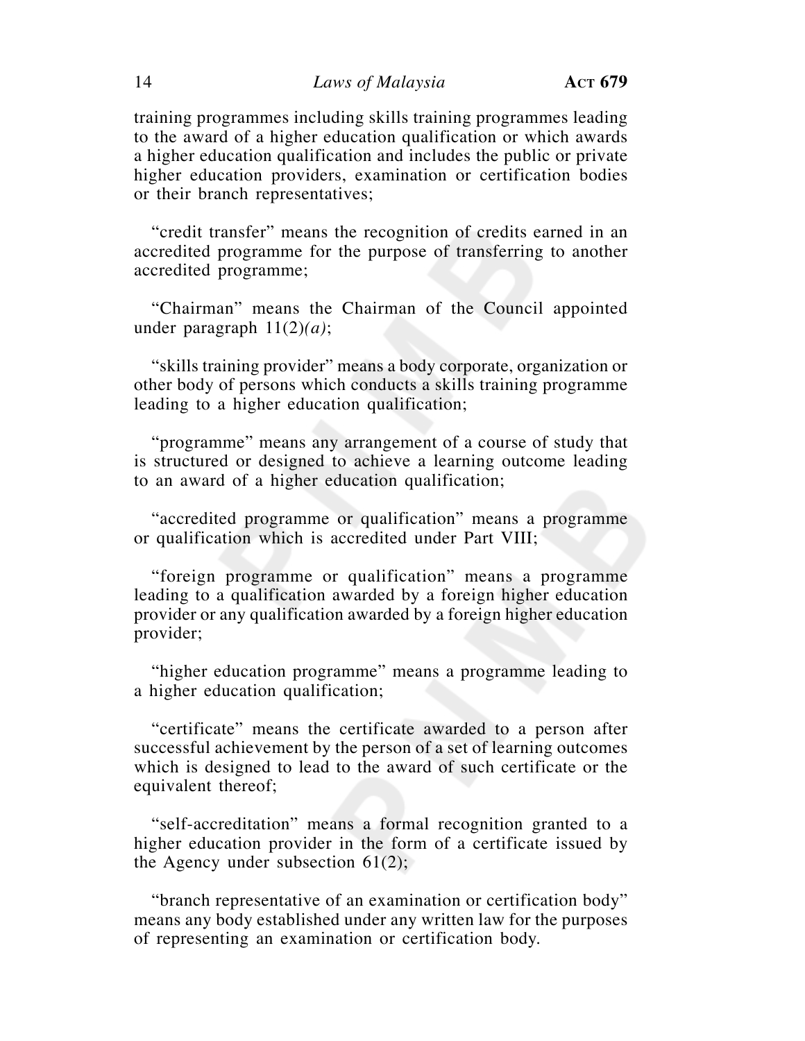training programmes including skills training programmes leading to the award of a higher education qualification or which awards a higher education qualification and includes the public or private higher education providers, examination or certification bodies or their branch representatives;

"credit transfer" means the recognition of credits earned in an accredited programme for the purpose of transferring to another accredited programme;

"Chairman" means the Chairman of the Council appointed under paragraph 11(2)*(a)*;

"skills training provider" means a body corporate, organization or other body of persons which conducts a skills training programme leading to a higher education qualification;

"programme" means any arrangement of a course of study that is structured or designed to achieve a learning outcome leading to an award of a higher education qualification;

"accredited programme or qualification" means a programme or qualification which is accredited under Part VIII;

"foreign programme or qualification" means a programme leading to a qualification awarded by a foreign higher education provider or any qualification awarded by a foreign higher education provider;

"higher education programme" means a programme leading to a higher education qualification;

"certificate" means the certificate awarded to a person after successful achievement by the person of a set of learning outcomes which is designed to lead to the award of such certificate or the equivalent thereof;

"self-accreditation" means a formal recognition granted to a higher education provider in the form of a certificate issued by the Agency under subsection 61(2);

"branch representative of an examination or certification body" means any body established under any written law for the purposes of representing an examination or certification body.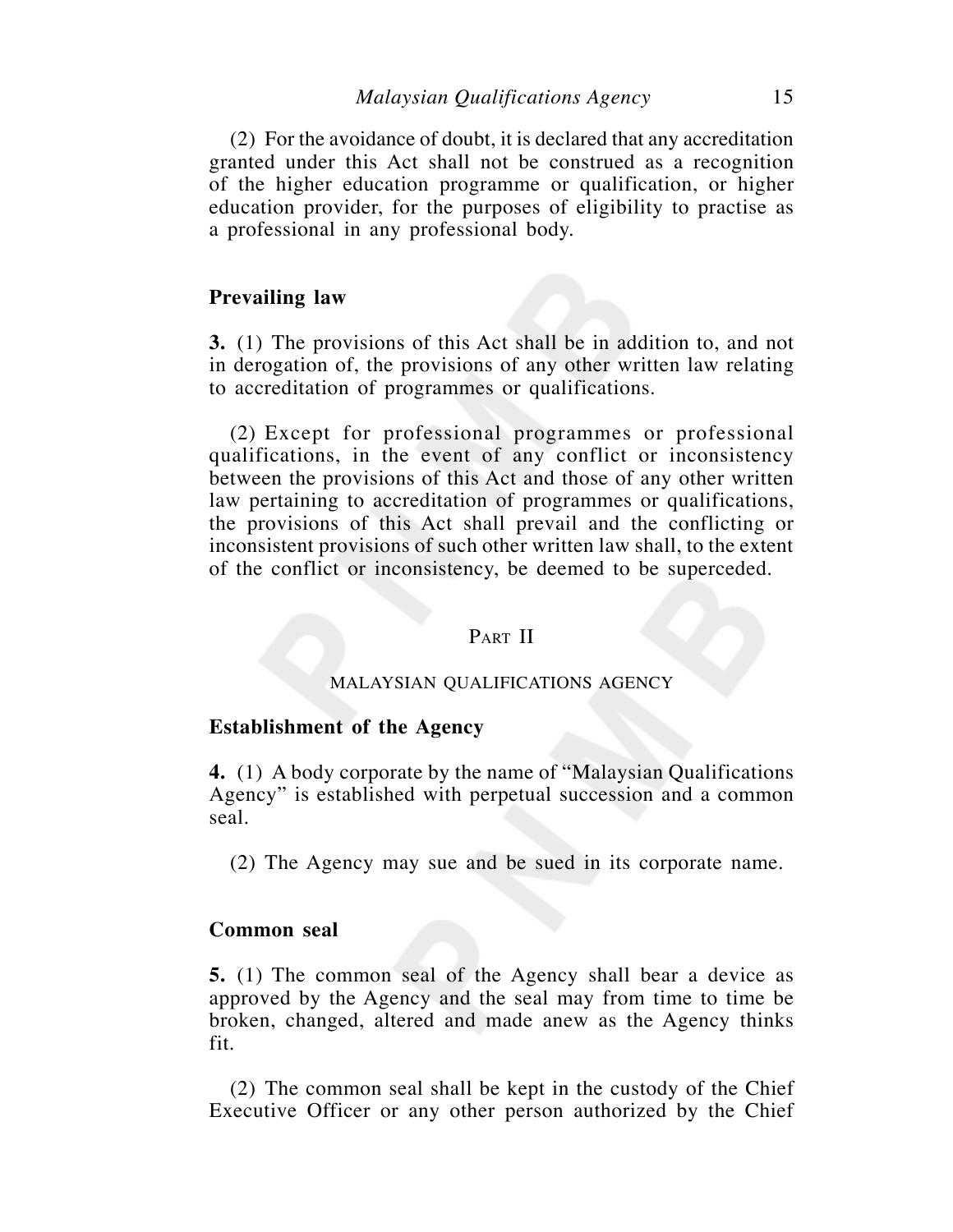(2) For the avoidance of doubt, it is declared that any accreditation granted under this Act shall not be construed as a recognition of the higher education programme or qualification, or higher education provider, for the purposes of eligibility to practise as a professional in any professional body.

**Prevailing law**

**3.** (1) The provisions of this Act shall be in addition to, and not in derogation of, the provisions of any other written law relating to accreditation of programmes or qualifications.

(2) Except for professional programmes or professional qualifications, in the event of any conflict or inconsistency between the provisions of this Act and those of any other written law pertaining to accreditation of programmes or qualifications, the provisions of this Act shall prevail and the conflicting or inconsistent provisions of such other written law shall, to the extent of the conflict or inconsistency, be deemed to be superceded.

## PART II

## MALAYSIAN QUALIFICATIONS AGENCY

**Establishment of the Agency**

**4.** (1) A body corporate by the name of "Malaysian Qualifications Agency" is established with perpetual succession and a common seal.

(2) The Agency may sue and be sued in its corporate name.

**Common seal**

**5.** (1) The common seal of the Agency shall bear a device as approved by the Agency and the seal may from time to time be broken, changed, altered and made anew as the Agency thinks fit.

(2) The common seal shall be kept in the custody of the Chief Executive Officer or any other person authorized by the Chief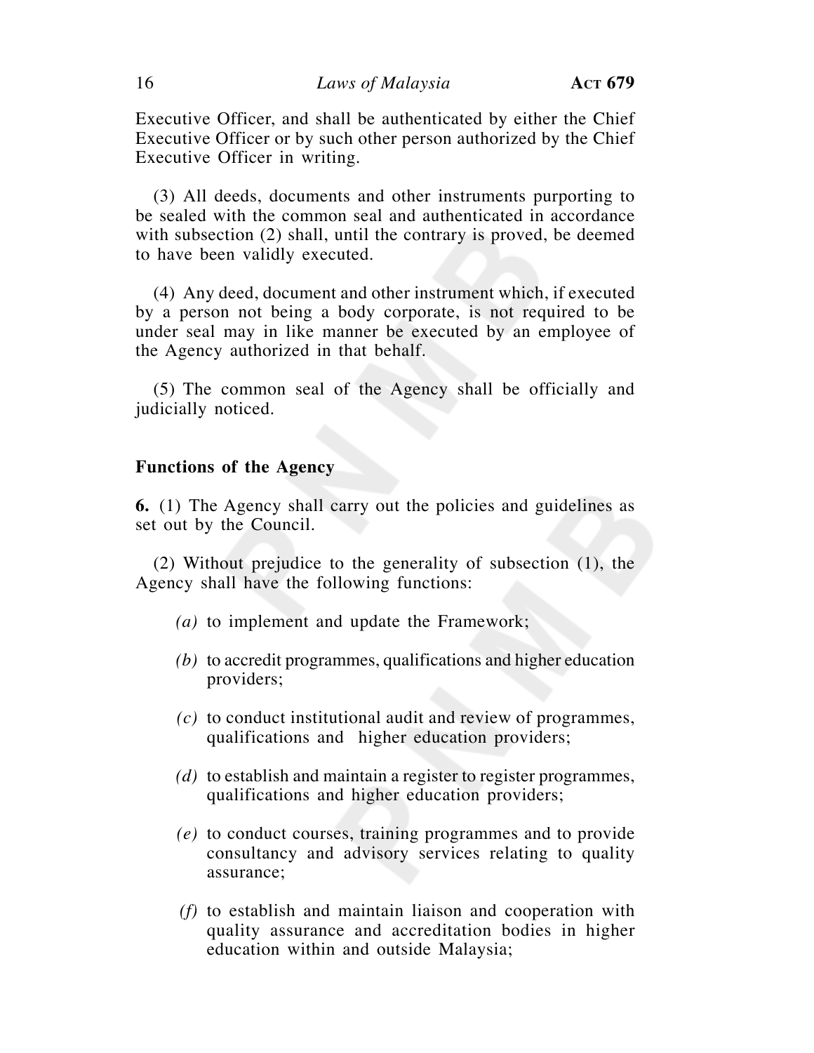Executive Officer, and shall be authenticated by either the Chief Executive Officer or by such other person authorized by the Chief Executive Officer in writing.

(3) All deeds, documents and other instruments purporting to be sealed with the common seal and authenticated in accordance with subsection (2) shall, until the contrary is proved, be deemed to have been validly executed.

(4) Any deed, document and other instrument which, if executed by a person not being a body corporate, is not required to be under seal may in like manner be executed by an employee of the Agency authorized in that behalf.

(5) The common seal of the Agency shall be officially and judicially noticed.

**Functions of the Agency**

**6.** (1) The Agency shall carry out the policies and guidelines as set out by the Council.

(2) Without prejudice to the generality of subsection (1), the Agency shall have the following functions:

*(a)* to implement and update the Framework;

*(b)* to accredit programmes, qualifications and higher education providers;

*(c)* to conduct institutional audit and review of programmes, qualifications and higher education providers;

*(d)* to establish and maintain a register to register programmes, qualifications and higher education providers;

*(e)* to conduct courses, training programmes and to provide consultancy and advisory services relating to quality assurance;

*(f)* to establish and maintain liaison and cooperation with quality assurance and accreditation bodies in higher education within and outside Malaysia;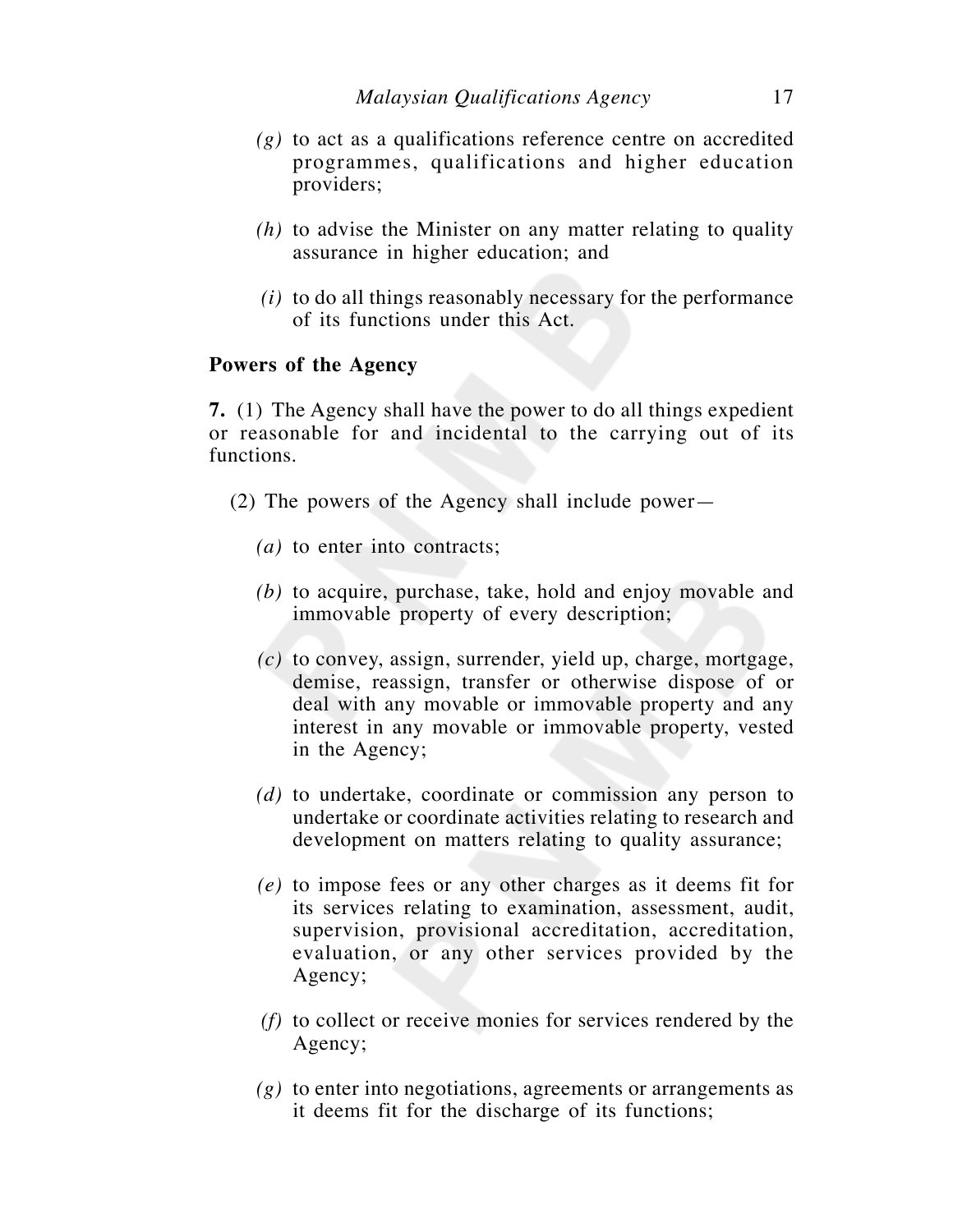*(g)* to act as a qualifications reference centre on accredited programmes, qualifications and higher education providers;

*(h)* to advise the Minister on any matter relating to quality assurance in higher education; and

*(i)* to do all things reasonably necessary for the performance of its functions under this Act.

**Powers of the Agency**

**7.** (1) The Agency shall have the power to do all things expedient or reasonable for and incidental to the carrying out of its functions.

(2) The powers of the Agency shall include power—

*(a)* to enter into contracts;

*(b)* to acquire, purchase, take, hold and enjoy movable and immovable property of every description;

*(c)* to convey, assign, surrender, yield up, charge, mortgage, demise, reassign, transfer or otherwise dispose of or deal with any movable or immovable property and any interest in any movable or immovable property, vested in the Agency;

*(d)* to undertake, coordinate or commission any person to undertake or coordinate activities relating to research and development on matters relating to quality assurance;

*(e)* to impose fees or any other charges as it deems fit for its services relating to examination, assessment, audit, supervision, provisional accreditation, accreditation, evaluation, or any other services provided by the Agency;

*(f)* to collect or receive monies for services rendered by the Agency;

*(g)* to enter into negotiations, agreements or arrangements as it deems fit for the discharge of its functions;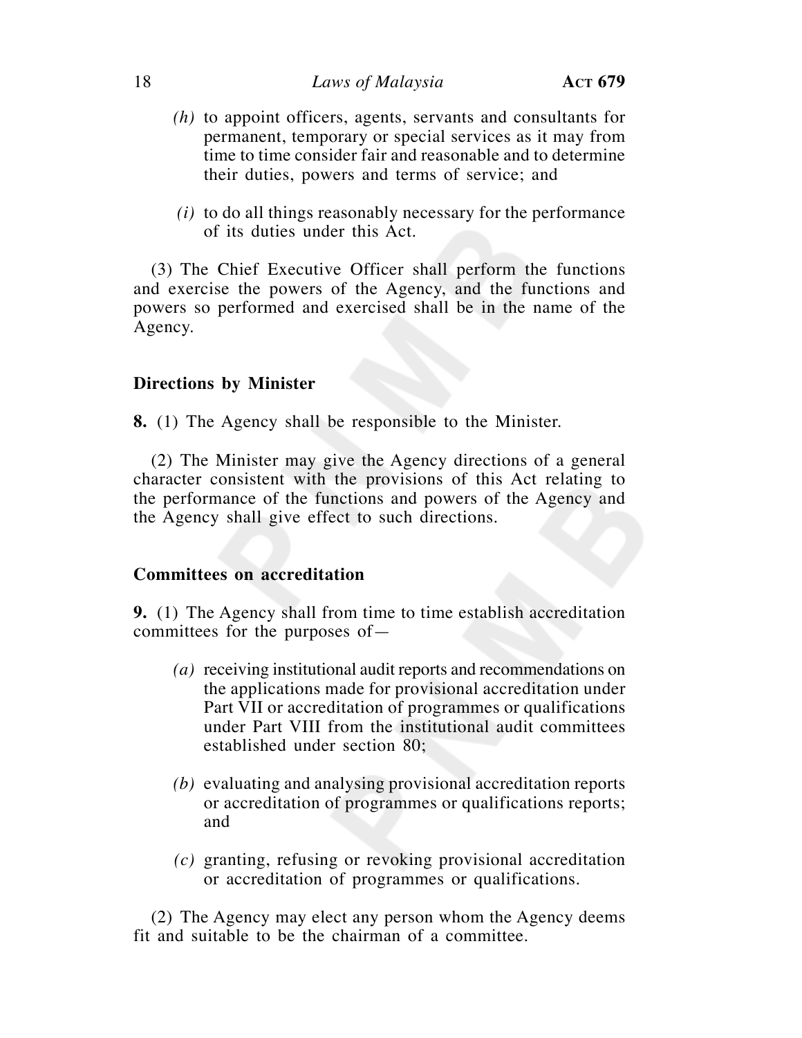*(h)* to appoint officers, agents, servants and consultants for permanent, temporary or special services as it may from time to time consider fair and reasonable and to determine their duties, powers and terms of service; and

*(i)* to do all things reasonably necessary for the performance of its duties under this Act.

(3) The Chief Executive Officer shall perform the functions and exercise the powers of the Agency, and the functions and powers so performed and exercised shall be in the name of the Agency.

**Directions by Minister**

**8.** (1) The Agency shall be responsible to the Minister.

(2) The Minister may give the Agency directions of a general character consistent with the provisions of this Act relating to the performance of the functions and powers of the Agency and the Agency shall give effect to such directions.

**Committees on accreditation**

**9.** (1) The Agency shall from time to time establish accreditation committees for the purposes of—

*(a)* receiving institutional audit reports and recommendations on the applications made for provisional accreditation under Part VII or accreditation of programmes or qualifications under Part VIII from the institutional audit committees established under section 80;

*(b)* evaluating and analysing provisional accreditation reports or accreditation of programmes or qualifications reports; and

*(c)* granting, refusing or revoking provisional accreditation or accreditation of programmes or qualifications.

(2) The Agency may elect any person whom the Agency deems fit and suitable to be the chairman of a committee.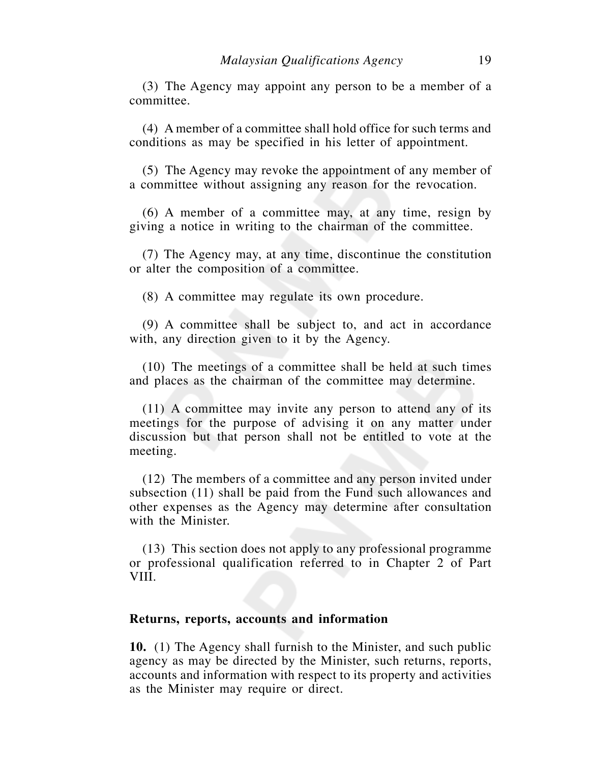(3) The Agency may appoint any person to be a member of a committee.

(4) A member of a committee shall hold office for such terms and conditions as may be specified in his letter of appointment.

(5) The Agency may revoke the appointment of any member of a committee without assigning any reason for the revocation.

(6) A member of a committee may, at any time, resign by giving a notice in writing to the chairman of the committee.

(7) The Agency may, at any time, discontinue the constitution or alter the composition of a committee.

(8) A committee may regulate its own procedure.

(9) A committee shall be subject to, and act in accordance with, any direction given to it by the Agency.

(10) The meetings of a committee shall be held at such times and places as the chairman of the committee may determine.

(11) A committee may invite any person to attend any of its meetings for the purpose of advising it on any matter under discussion but that person shall not be entitled to vote at the meeting.

(12) The members of a committee and any person invited under subsection (11) shall be paid from the Fund such allowances and other expenses as the Agency may determine after consultation with the Minister.

(13) This section does not apply to any professional programme or professional qualification referred to in Chapter 2 of Part VIII.

**Returns, reports, accounts and information**

**10.** (1) The Agency shall furnish to the Minister, and such public agency as may be directed by the Minister, such returns, reports, accounts and information with respect to its property and activities as the Minister may require or direct.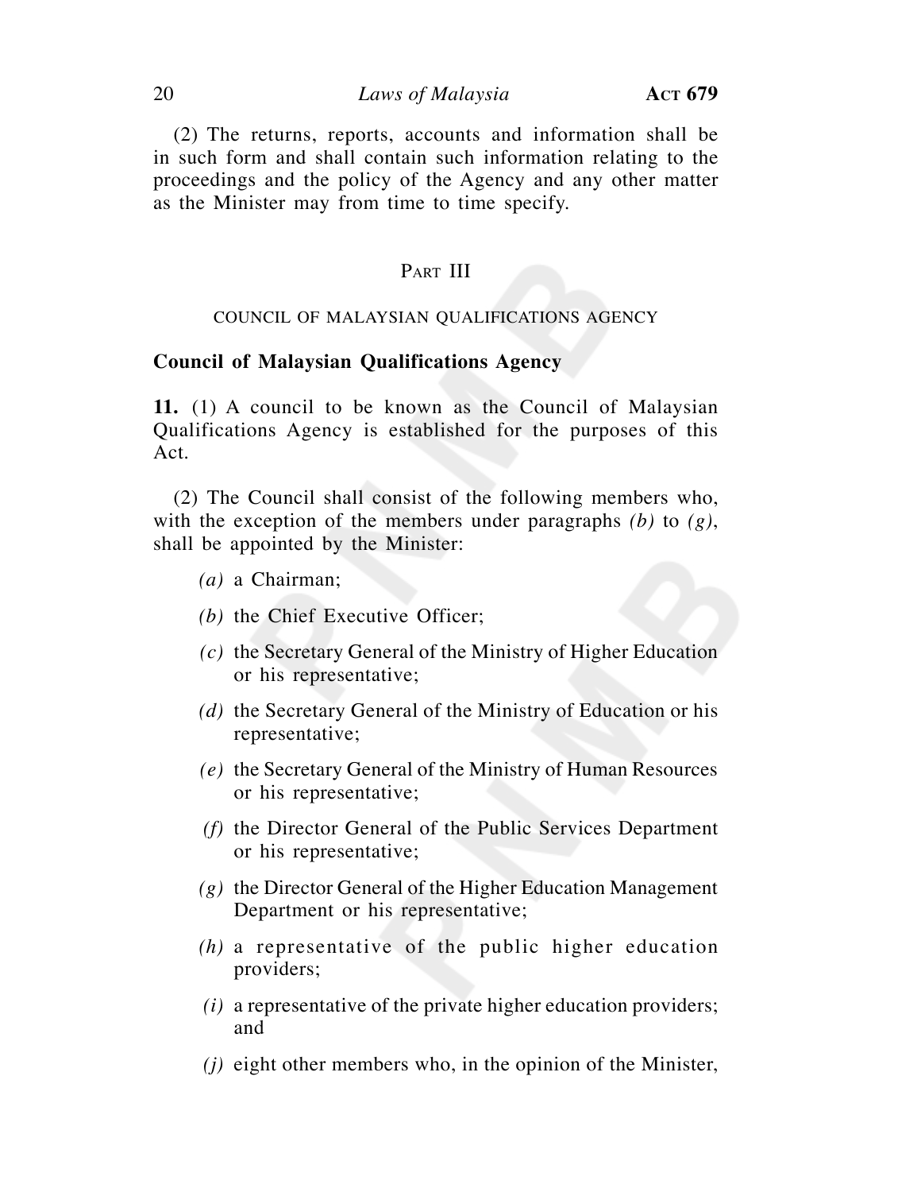(2) The returns, reports, accounts and information shall be in such form and shall contain such information relating to the proceedings and the policy of the Agency and any other matter as the Minister may from time to time specify.

## PART III

## COUNCIL OF MALAYSIAN QUALIFICATIONS AGENCY

### Council of Malaysian Qualifications Agency

**11.** (1) A council to be known as the Council of Malaysian Qualifications Agency is established for the purposes of this Act.

(2) The Council shall consist of the following members who, with the exception of the members under paragraphs *(b)* to *(g)*, shall be appointed by the Minister:

*(a)* a Chairman;

*(b)* the Chief Executive Officer;

*(c)* the Secretary General of the Ministry of Higher Education or his representative;

*(d)* the Secretary General of the Ministry of Education or his representative;

*(e)* the Secretary General of the Ministry of Human Resources or his representative;

*(f)* the Director General of the Public Services Department or his representative;

*(g)* the Director General of the Higher Education Management Department or his representative;

*(h)* a representative of the public higher education providers;

*(i)* a representative of the private higher education providers; and

*(j)* eight other members who, in the opinion of the Minister,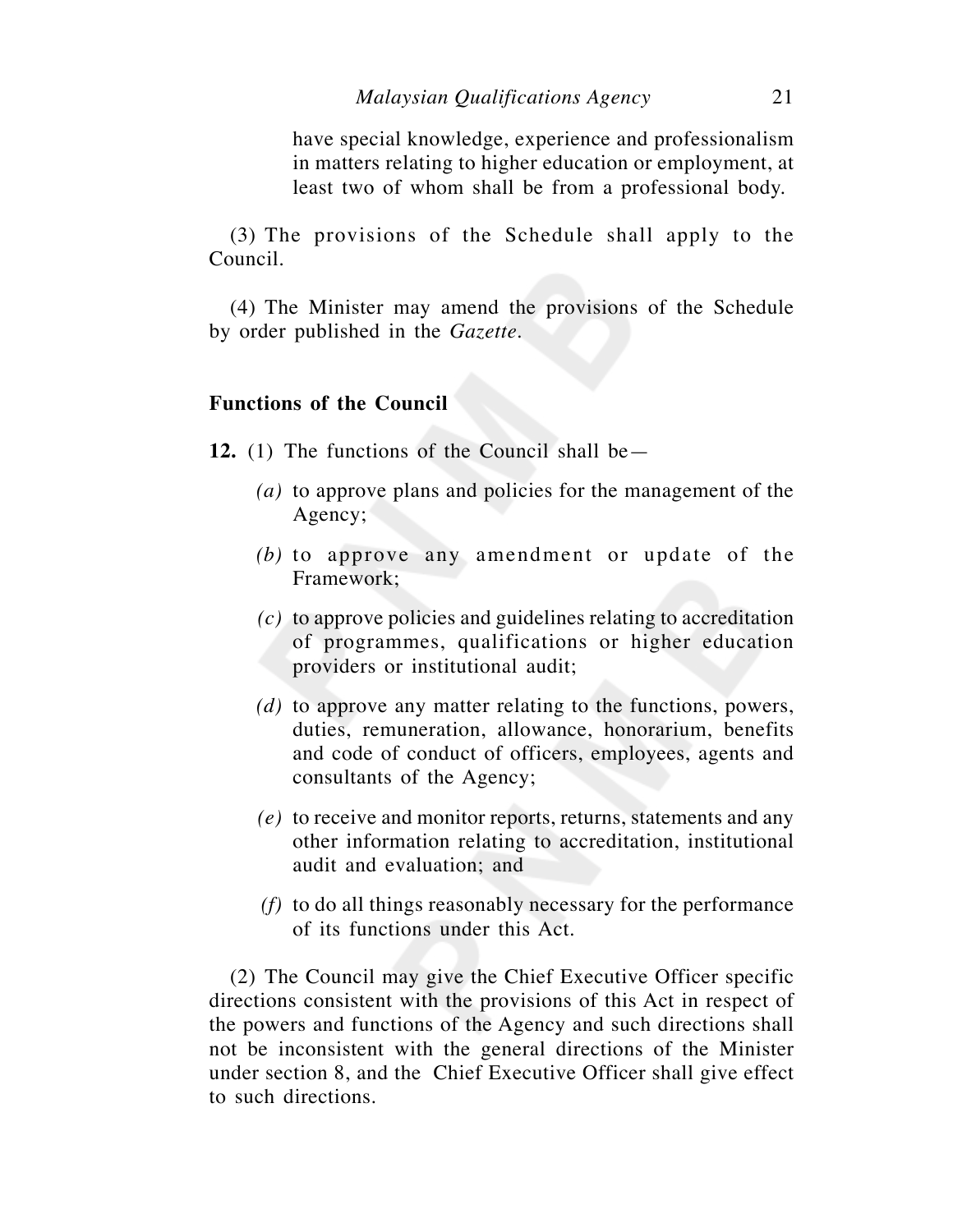have special knowledge, experience and professionalism in matters relating to higher education or employment, at least two of whom shall be from a professional body.

(3) The provisions of the Schedule shall apply to the Council.

(4) The Minister may amend the provisions of the Schedule by order published in the *Gazette*.

**Functions of the Council**

**12.** (1) The functions of the Council shall be—

*(a)* to approve plans and policies for the management of the Agency;

*(b)* to approve any amendment or update of the Framework;

*(c)* to approve policies and guidelines relating to accreditation of programmes, qualifications or higher education providers or institutional audit;

*(d)* to approve any matter relating to the functions, powers, duties, remuneration, allowance, honorarium, benefits and code of conduct of officers, employees, agents and consultants of the Agency;

*(e)* to receive and monitor reports, returns, statements and any other information relating to accreditation, institutional audit and evaluation; and

*(f)* to do all things reasonably necessary for the performance of its functions under this Act.

(2) The Council may give the Chief Executive Officer specific directions consistent with the provisions of this Act in respect of the powers and functions of the Agency and such directions shall not be inconsistent with the general directions of the Minister under section 8, and the Chief Executive Officer shall give effect to such directions.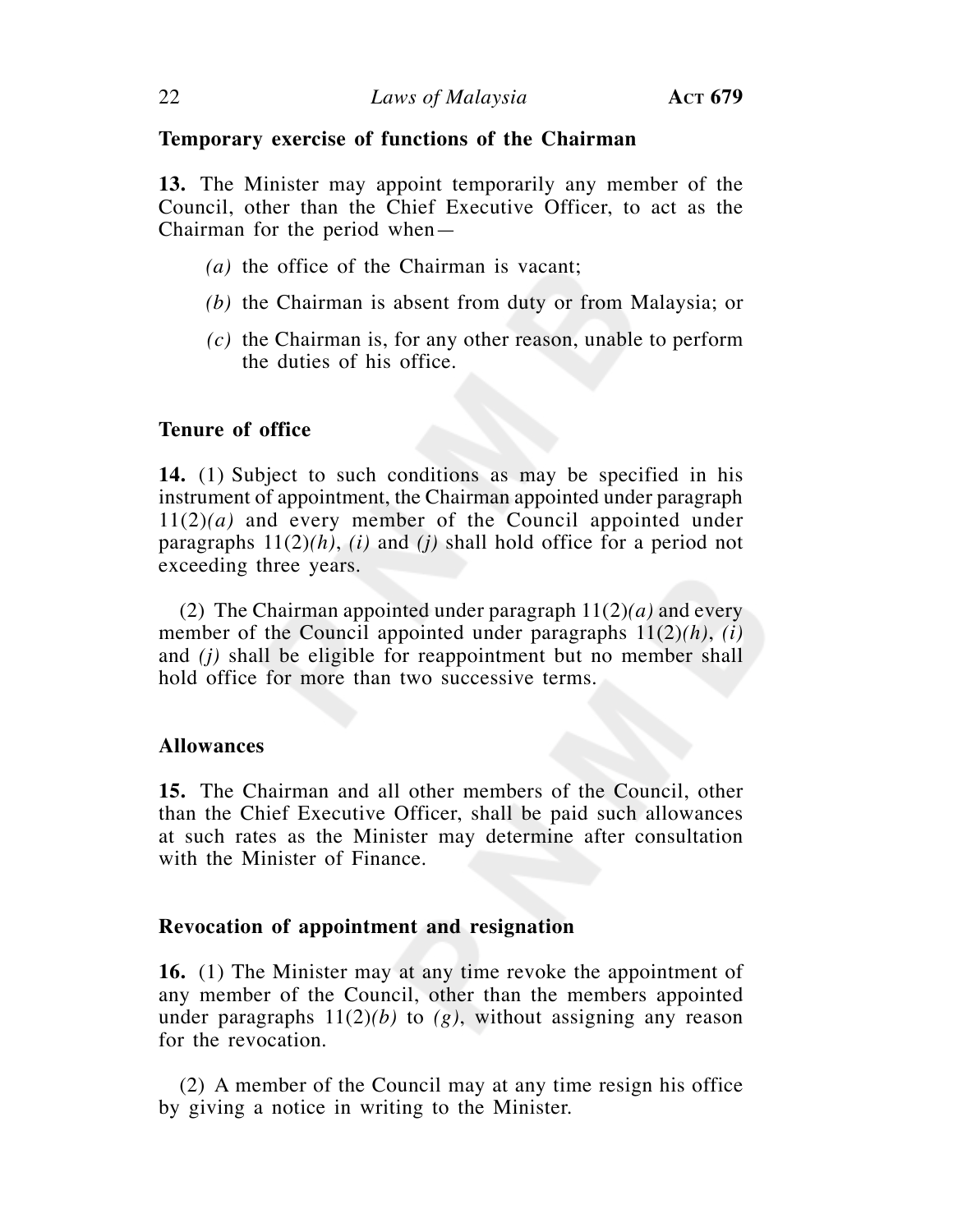**Temporary exercise of functions of the Chairman**

**13.** The Minister may appoint temporarily any member of the Council, other than the Chief Executive Officer, to act as the Chairman for the period when—

*(a)* the office of the Chairman is vacant;

*(b)* the Chairman is absent from duty or from Malaysia; or

*(c)* the Chairman is, for any other reason, unable to perform the duties of his office.

**Tenure of office**

**14.** (1) Subject to such conditions as may be specified in his instrument of appointment, the Chairman appointed under paragraph 11(2)*(a)* and every member of the Council appointed under paragraphs 11(2)*(h)*, *(i)* and *(j)* shall hold office for a period not exceeding three years.

(2) The Chairman appointed under paragraph 11(2)*(a)* and every member of the Council appointed under paragraphs 11(2)*(h)*, *(i)* and *(j)* shall be eligible for reappointment but no member shall hold office for more than two successive terms.

**Allowances**

**15.** The Chairman and all other members of the Council, other than the Chief Executive Officer, shall be paid such allowances at such rates as the Minister may determine after consultation with the Minister of Finance.

**Revocation of appointment and resignation**

**16.** (1) The Minister may at any time revoke the appointment of any member of the Council, other than the members appointed under paragraphs 11(2)*(b)* to *(g)*, without assigning any reason for the revocation.

(2) A member of the Council may at any time resign his office by giving a notice in writing to the Minister.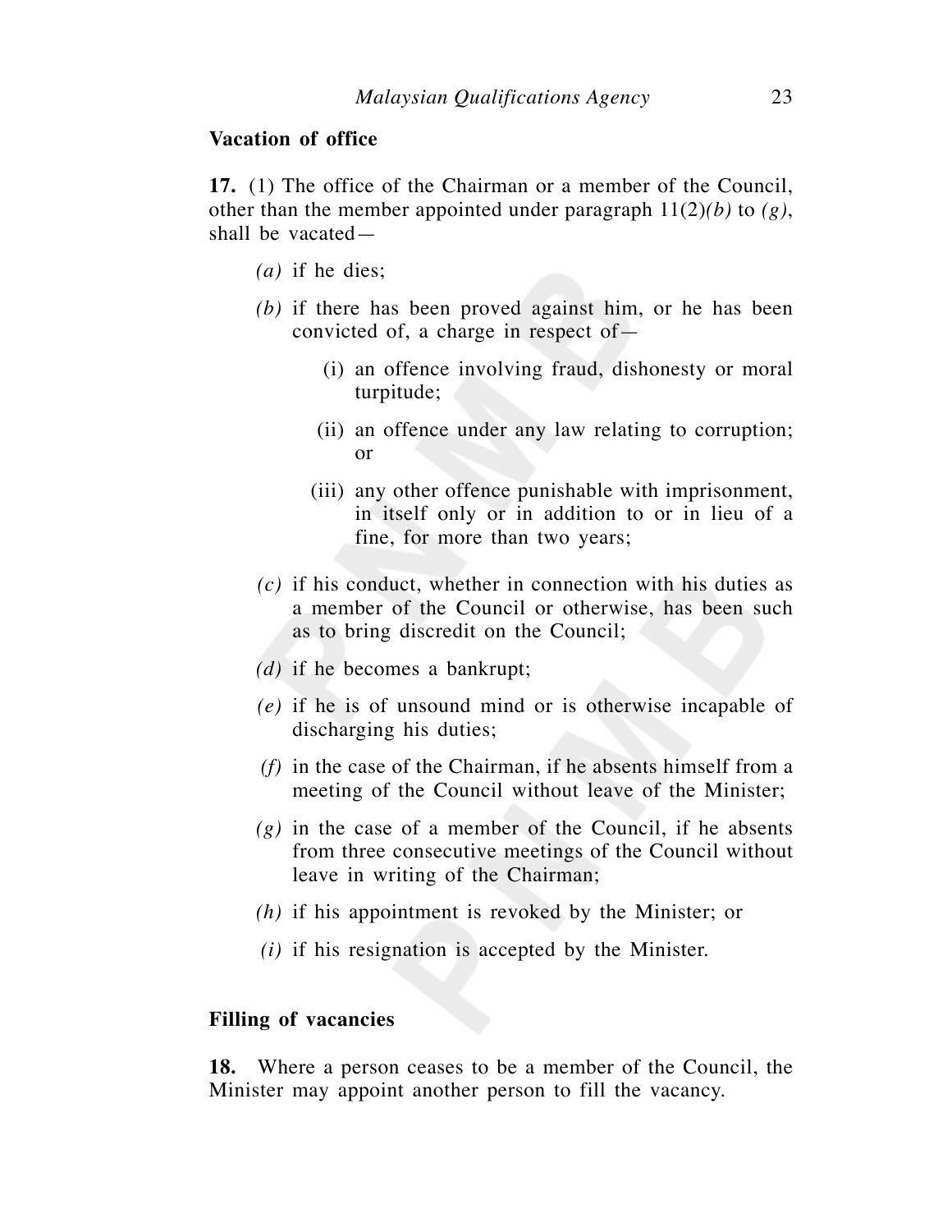**Vacation of office**

**17.** (1) The office of the Chairman or a member of the Council, other than the member appointed under paragraph 11(2)*(b)* to *(g)*, shall be vacated—

*(a)* if he dies;

*(b)* if there has been proved against him, or he has been convicted of, a charge in respect of—

(i) an offence involving fraud, dishonesty or moral turpitude;

(ii) an offence under any law relating to corruption; or

(iii) any other offence punishable with imprisonment, in itself only or in addition to or in lieu of a fine, for more than two years;

*(c)* if his conduct, whether in connection with his duties as a member of the Council or otherwise, has been such as to bring discredit on the Council;

*(d)* if he becomes a bankrupt;

*(e)* if he is of unsound mind or is otherwise incapable of discharging his duties;

*(f)* in the case of the Chairman, if he absents himself from a meeting of the Council without leave of the Minister;

*(g)* in the case of a member of the Council, if he absents from three consecutive meetings of the Council without leave in writing of the Chairman;

*(h)* if his appointment is revoked by the Minister; or

*(i)* if his resignation is accepted by the Minister.

**Filling of vacancies**

**18.** Where a person ceases to be a member of the Council, the Minister may appoint another person to fill the vacancy.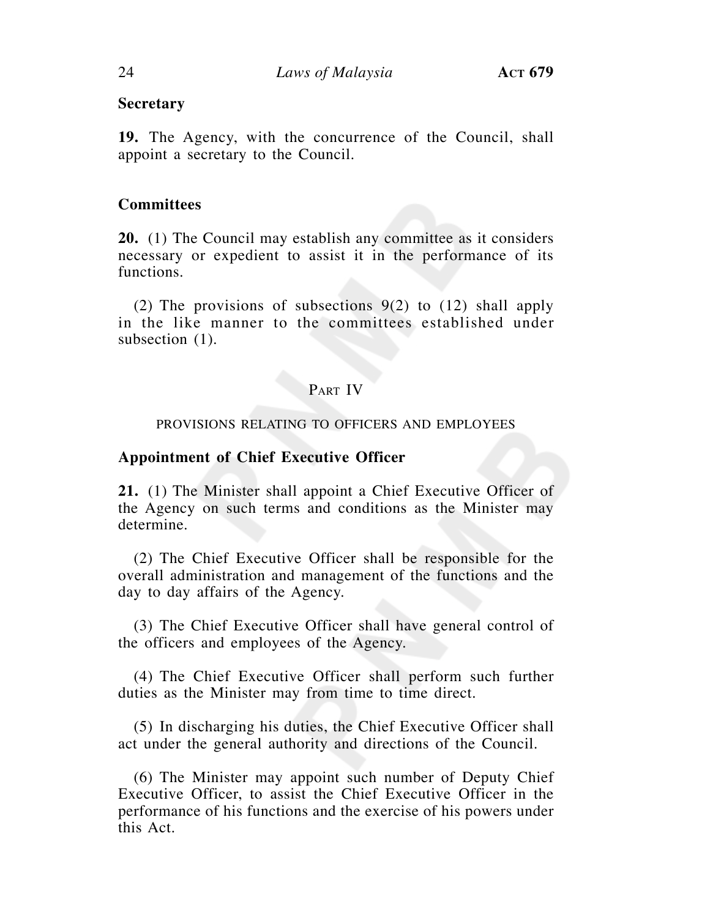**Secretary**

**19.** The Agency, with the concurrence of the Council, shall appoint a secretary to the Council.

**Committees**

**20.** (1) The Council may establish any committee as it considers necessary or expedient to assist it in the performance of its functions.

(2) The provisions of subsections 9(2) to (12) shall apply in the like manner to the committees established under subsection (1).

## PART IV

### PROVISIONS RELATING TO OFFICERS AND EMPLOYEES

**Appointment of Chief Executive Officer**

**21.** (1) The Minister shall appoint a Chief Executive Officer of the Agency on such terms and conditions as the Minister may determine.

(2) The Chief Executive Officer shall be responsible for the overall administration and management of the functions and the day to day affairs of the Agency.

(3) The Chief Executive Officer shall have general control of the officers and employees of the Agency.

(4) The Chief Executive Officer shall perform such further duties as the Minister may from time to time direct.

(5) In discharging his duties, the Chief Executive Officer shall act under the general authority and directions of the Council.

(6) The Minister may appoint such number of Deputy Chief Executive Officer, to assist the Chief Executive Officer in the performance of his functions and the exercise of his powers under this Act.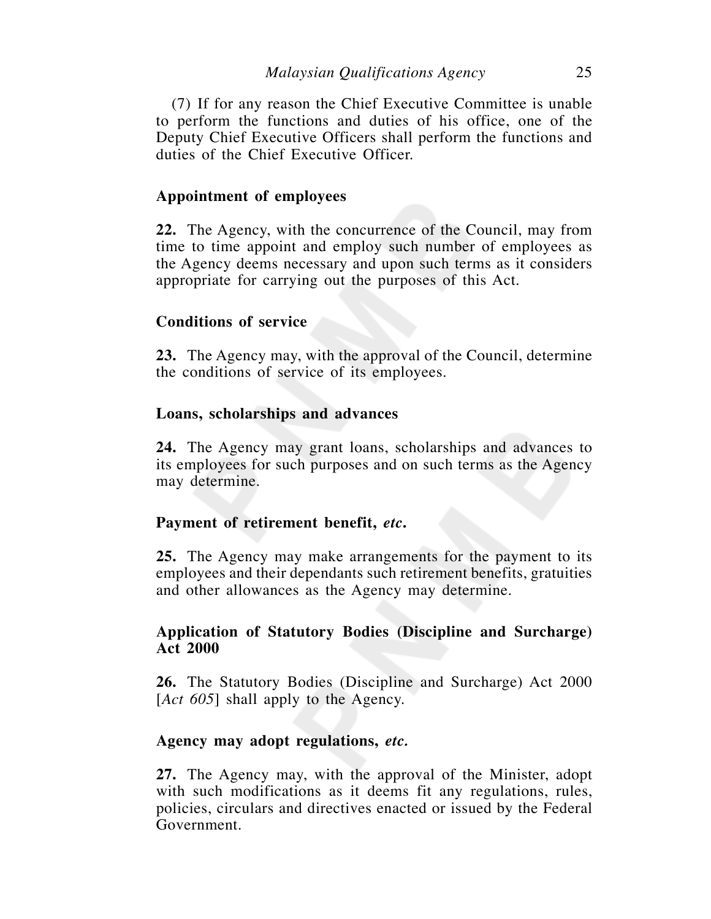(7) If for any reason the Chief Executive Committee is unable to perform the functions and duties of his office, one of the Deputy Chief Executive Officers shall perform the functions and duties of the Chief Executive Officer.

**Appointment of employees**

**22.** The Agency, with the concurrence of the Council, may from time to time appoint and employ such number of employees as the Agency deems necessary and upon such terms as it considers appropriate for carrying out the purposes of this Act.

**Conditions of service**

**23.** The Agency may, with the approval of the Council, determine the conditions of service of its employees.

**Loans, scholarships and advances**

**24.** The Agency may grant loans, scholarships and advances to its employees for such purposes and on such terms as the Agency may determine.

**Payment of retirement benefit, *etc*.**

**25.** The Agency may make arrangements for the payment to its employees and their dependants such retirement benefits, gratuities and other allowances as the Agency may determine.

**Application of Statutory Bodies (Discipline and Surcharge) Act 2000**

**26.** The Statutory Bodies (Discipline and Surcharge) Act 2000 [*Act 605*] shall apply to the Agency.

**Agency may adopt regulations, *etc.***

**27.** The Agency may, with the approval of the Minister, adopt with such modifications as it deems fit any regulations, rules, policies, circulars and directives enacted or issued by the Federal Government.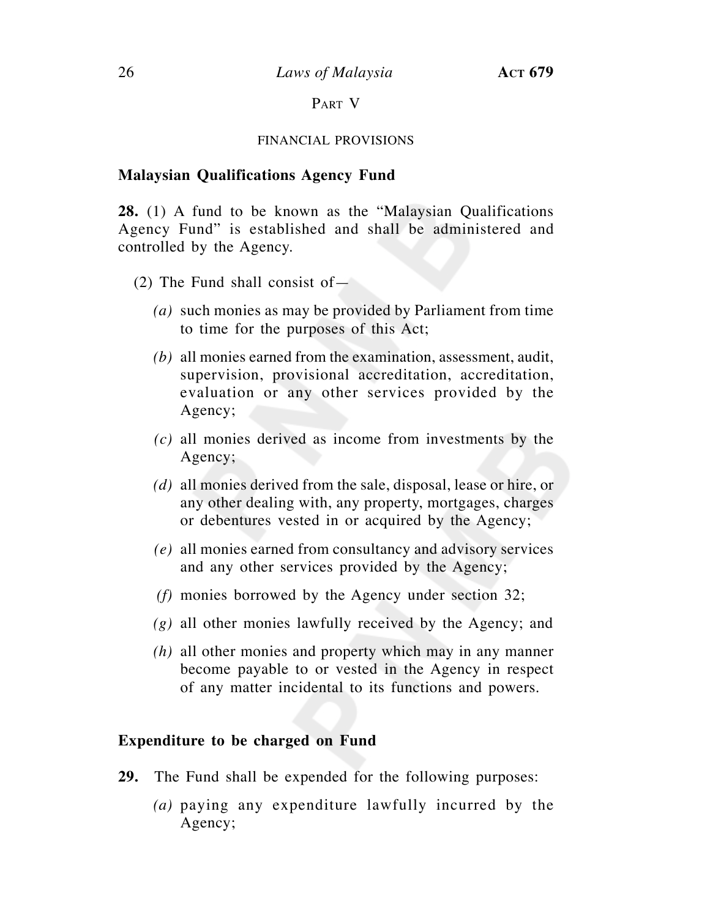## Part V

### FINANCIAL PROVISIONS

**Malaysian Qualifications Agency Fund**

**28.** (1) A fund to be known as the "Malaysian Qualifications Agency Fund" is established and shall be administered and controlled by the Agency.

(2) The Fund shall consist of—

*(a)* such monies as may be provided by Parliament from time to time for the purposes of this Act;

*(b)* all monies earned from the examination, assessment, audit, supervision, provisional accreditation, accreditation, evaluation or any other services provided by the Agency;

*(c)* all monies derived as income from investments by the Agency;

*(d)* all monies derived from the sale, disposal, lease or hire, or any other dealing with, any property, mortgages, charges or debentures vested in or acquired by the Agency;

*(e)* all monies earned from consultancy and advisory services and any other services provided by the Agency;

*(f)* monies borrowed by the Agency under section 32;

*(g)* all other monies lawfully received by the Agency; and

*(h)* all other monies and property which may in any manner become payable to or vested in the Agency in respect of any matter incidental to its functions and powers.

**Expenditure to be charged on Fund**

**29.** The Fund shall be expended for the following purposes:

*(a)* paying any expenditure lawfully incurred by the Agency;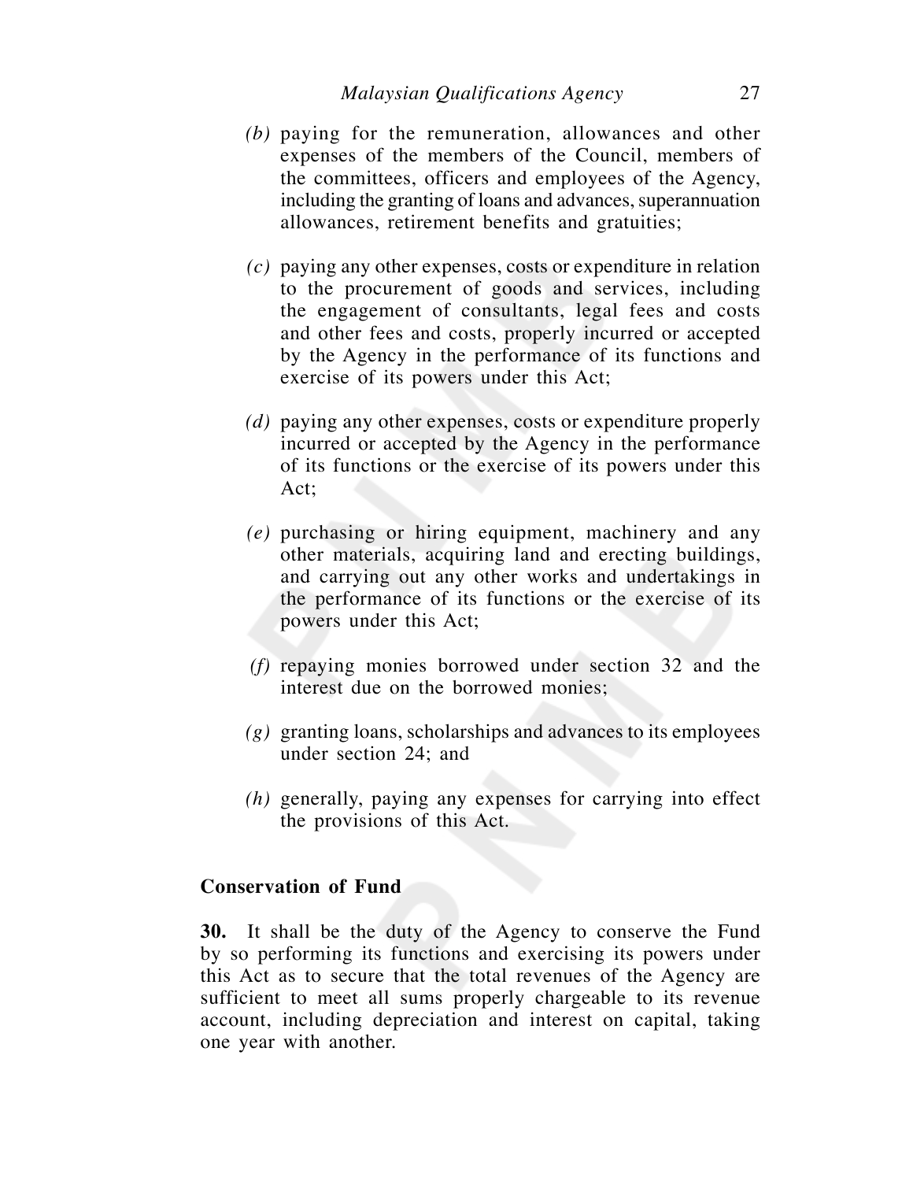*(b)* paying for the remuneration, allowances and other expenses of the members of the Council, members of the committees, officers and employees of the Agency, including the granting of loans and advances, superannuation allowances, retirement benefits and gratuities;

*(c)* paying any other expenses, costs or expenditure in relation to the procurement of goods and services, including the engagement of consultants, legal fees and costs and other fees and costs, properly incurred or accepted by the Agency in the performance of its functions and exercise of its powers under this Act;

*(d)* paying any other expenses, costs or expenditure properly incurred or accepted by the Agency in the performance of its functions or the exercise of its powers under this Act;

*(e)* purchasing or hiring equipment, machinery and any other materials, acquiring land and erecting buildings, and carrying out any other works and undertakings in the performance of its functions or the exercise of its powers under this Act;

*(f)* repaying monies borrowed under section 32 and the interest due on the borrowed monies;

*(g)* granting loans, scholarships and advances to its employees under section 24; and

*(h)* generally, paying any expenses for carrying into effect the provisions of this Act.

**Conservation of Fund**

**30.** It shall be the duty of the Agency to conserve the Fund by so performing its functions and exercising its powers under this Act as to secure that the total revenues of the Agency are sufficient to meet all sums properly chargeable to its revenue account, including depreciation and interest on capital, taking one year with another.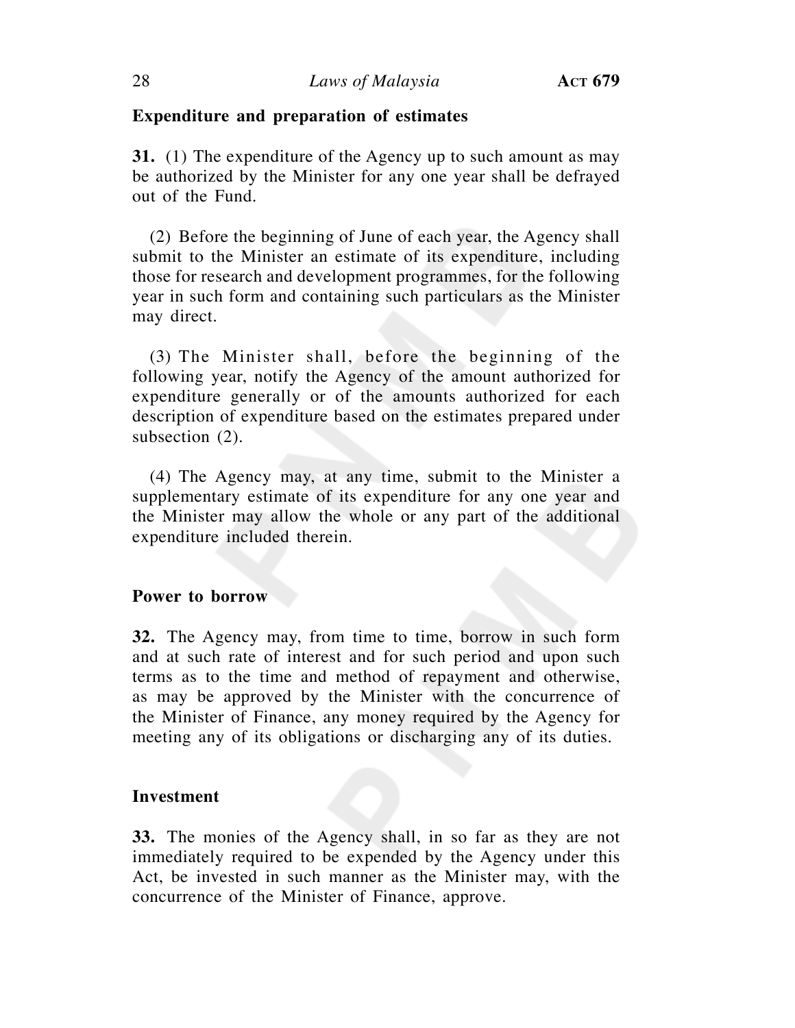**Expenditure and preparation of estimates**

**31.** (1) The expenditure of the Agency up to such amount as may be authorized by the Minister for any one year shall be defrayed out of the Fund.

(2) Before the beginning of June of each year, the Agency shall submit to the Minister an estimate of its expenditure, including those for research and development programmes, for the following year in such form and containing such particulars as the Minister may direct.

(3) The Minister shall, before the beginning of the following year, notify the Agency of the amount authorized for expenditure generally or of the amounts authorized for each description of expenditure based on the estimates prepared under subsection (2).

(4) The Agency may, at any time, submit to the Minister a supplementary estimate of its expenditure for any one year and the Minister may allow the whole or any part of the additional expenditure included therein.

**Power to borrow**

**32.** The Agency may, from time to time, borrow in such form and at such rate of interest and for such period and upon such terms as to the time and method of repayment and otherwise, as may be approved by the Minister with the concurrence of the Minister of Finance, any money required by the Agency for meeting any of its obligations or discharging any of its duties.

**Investment**

**33.** The monies of the Agency shall, in so far as they are not immediately required to be expended by the Agency under this Act, be invested in such manner as the Minister may, with the concurrence of the Minister of Finance, approve.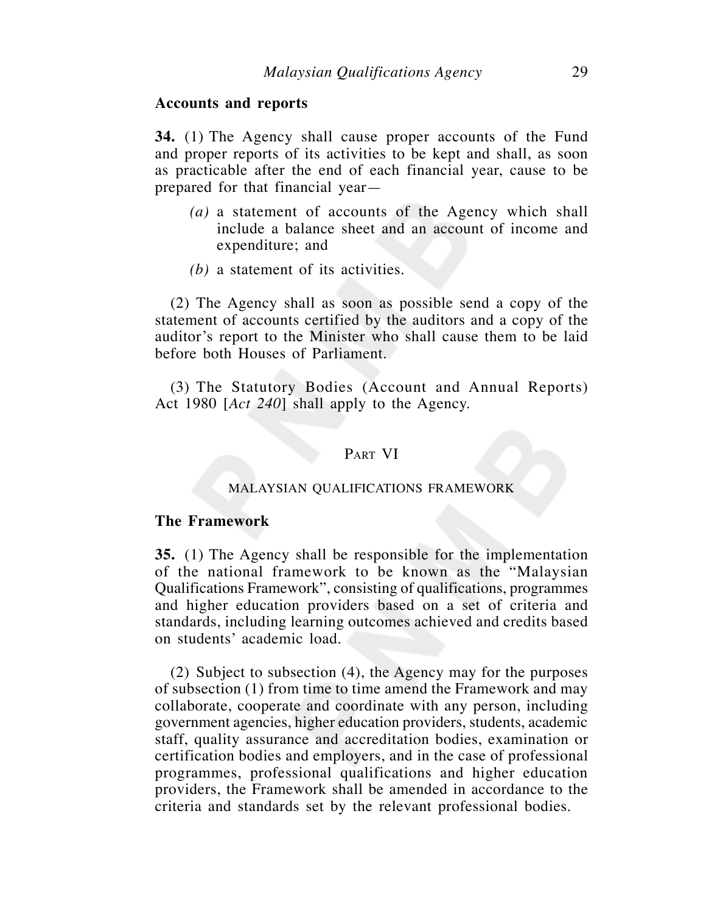### Accounts and reports

**34.** (1) The Agency shall cause proper accounts of the Fund and proper reports of its activities to be kept and shall, as soon as practicable after the end of each financial year, cause to be prepared for that financial year—

*(a)* a statement of accounts of the Agency which shall include a balance sheet and an account of income and expenditure; and

*(b)* a statement of its activities.

(2) The Agency shall as soon as possible send a copy of the statement of accounts certified by the auditors and a copy of the auditor's report to the Minister who shall cause them to be laid before both Houses of Parliament.

(3) The Statutory Bodies (Account and Annual Reports) Act 1980 [*Act 240*] shall apply to the Agency.

## Part VI

## MALAYSIAN QUALIFICATIONS FRAMEWORK

### The Framework

**35.** (1) The Agency shall be responsible for the implementation of the national framework to be known as the "Malaysian Qualifications Framework", consisting of qualifications, programmes and higher education providers based on a set of criteria and standards, including learning outcomes achieved and credits based on students' academic load.

(2) Subject to subsection (4), the Agency may for the purposes of subsection (1) from time to time amend the Framework and may collaborate, cooperate and coordinate with any person, including government agencies, higher education providers, students, academic staff, quality assurance and accreditation bodies, examination or certification bodies and employers, and in the case of professional programmes, professional qualifications and higher education providers, the Framework shall be amended in accordance to the criteria and standards set by the relevant professional bodies.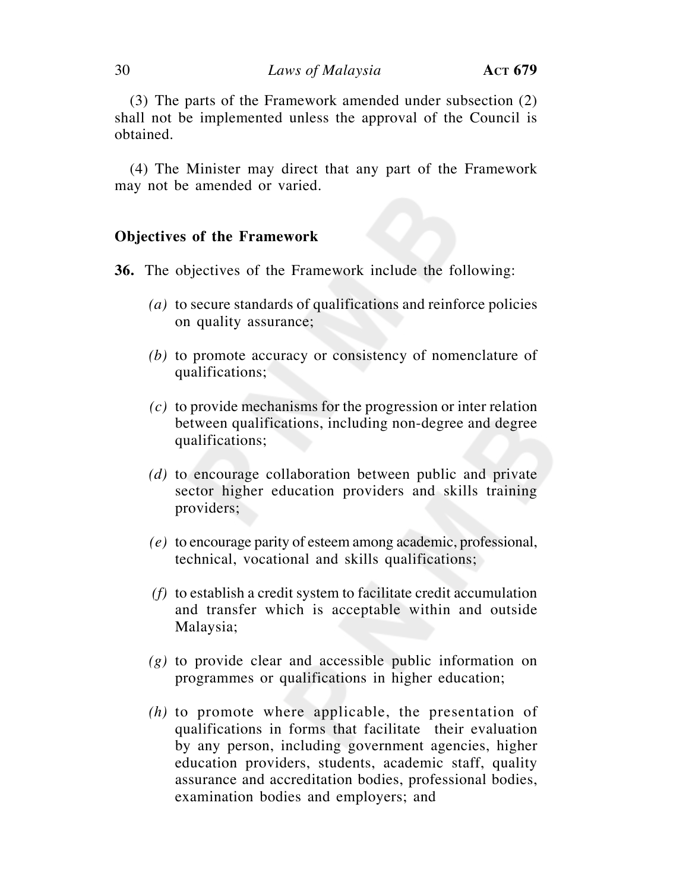(3) The parts of the Framework amended under subsection (2) shall not be implemented unless the approval of the Council is obtained.

(4) The Minister may direct that any part of the Framework may not be amended or varied.

**Objectives of the Framework**

**36.** The objectives of the Framework include the following:

*(a)* to secure standards of qualifications and reinforce policies on quality assurance;

*(b)* to promote accuracy or consistency of nomenclature of qualifications;

*(c)* to provide mechanisms for the progression or inter relation between qualifications, including non-degree and degree qualifications;

*(d)* to encourage collaboration between public and private sector higher education providers and skills training providers;

*(e)* to encourage parity of esteem among academic, professional, technical, vocational and skills qualifications;

*(f)* to establish a credit system to facilitate credit accumulation and transfer which is acceptable within and outside Malaysia;

*(g)* to provide clear and accessible public information on programmes or qualifications in higher education;

*(h)* to promote where applicable, the presentation of qualifications in forms that facilitate their evaluation by any person, including government agencies, higher education providers, students, academic staff, quality assurance and accreditation bodies, professional bodies, examination bodies and employers; and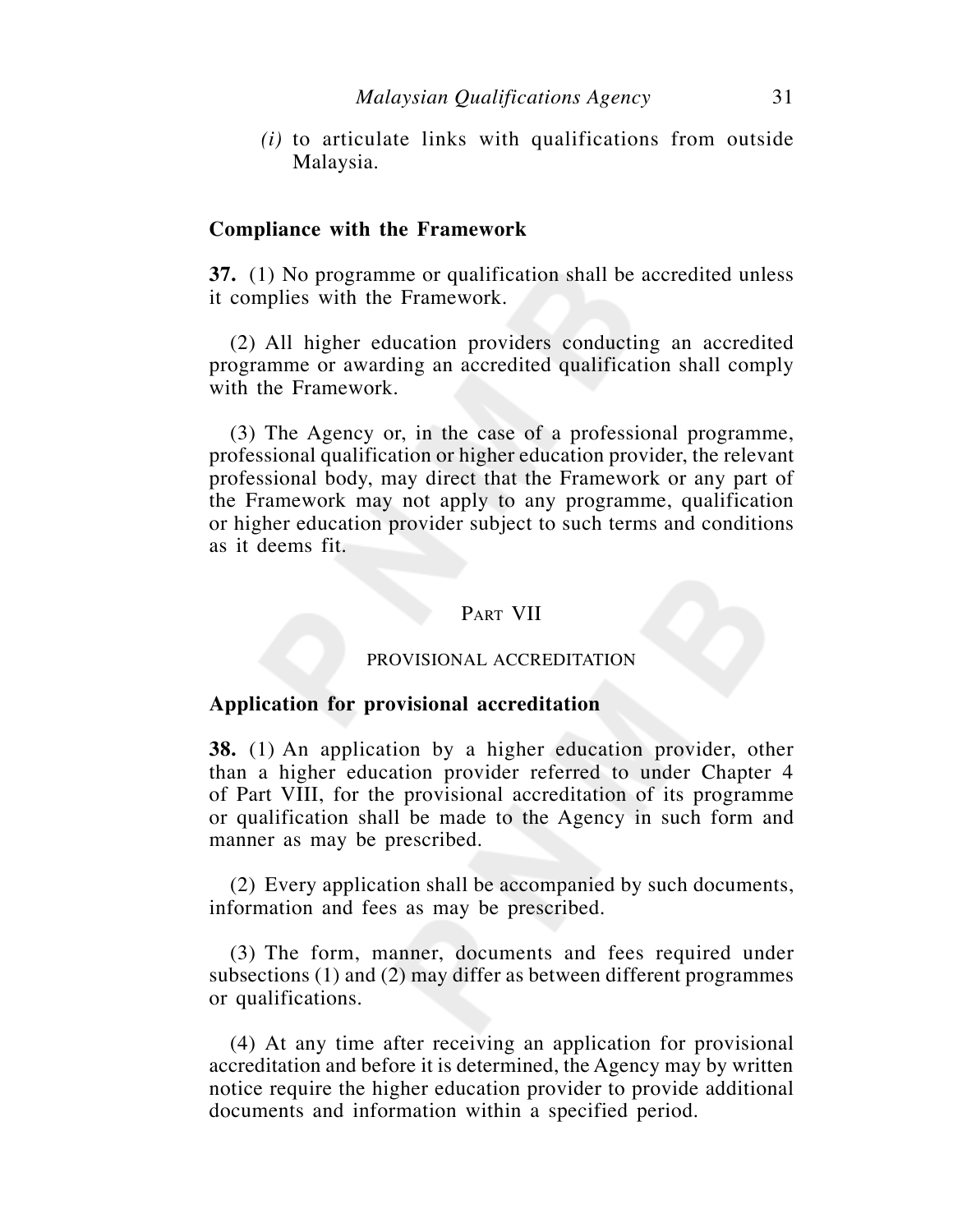*(i)* to articulate links with qualifications from outside Malaysia.

**Compliance with the Framework**

**37.** (1) No programme or qualification shall be accredited unless it complies with the Framework.

(2) All higher education providers conducting an accredited programme or awarding an accredited qualification shall comply with the Framework.

(3) The Agency or, in the case of a professional programme, professional qualification or higher education provider, the relevant professional body, may direct that the Framework or any part of the Framework may not apply to any programme, qualification or higher education provider subject to such terms and conditions as it deems fit.

## PART VII

## PROVISIONAL ACCREDITATION

**Application for provisional accreditation**

**38.** (1) An application by a higher education provider, other than a higher education provider referred to under Chapter 4 of Part VIII, for the provisional accreditation of its programme or qualification shall be made to the Agency in such form and manner as may be prescribed.

(2) Every application shall be accompanied by such documents, information and fees as may be prescribed.

(3) The form, manner, documents and fees required under subsections (1) and (2) may differ as between different programmes or qualifications.

(4) At any time after receiving an application for provisional accreditation and before it is determined, the Agency may by written notice require the higher education provider to provide additional documents and information within a specified period.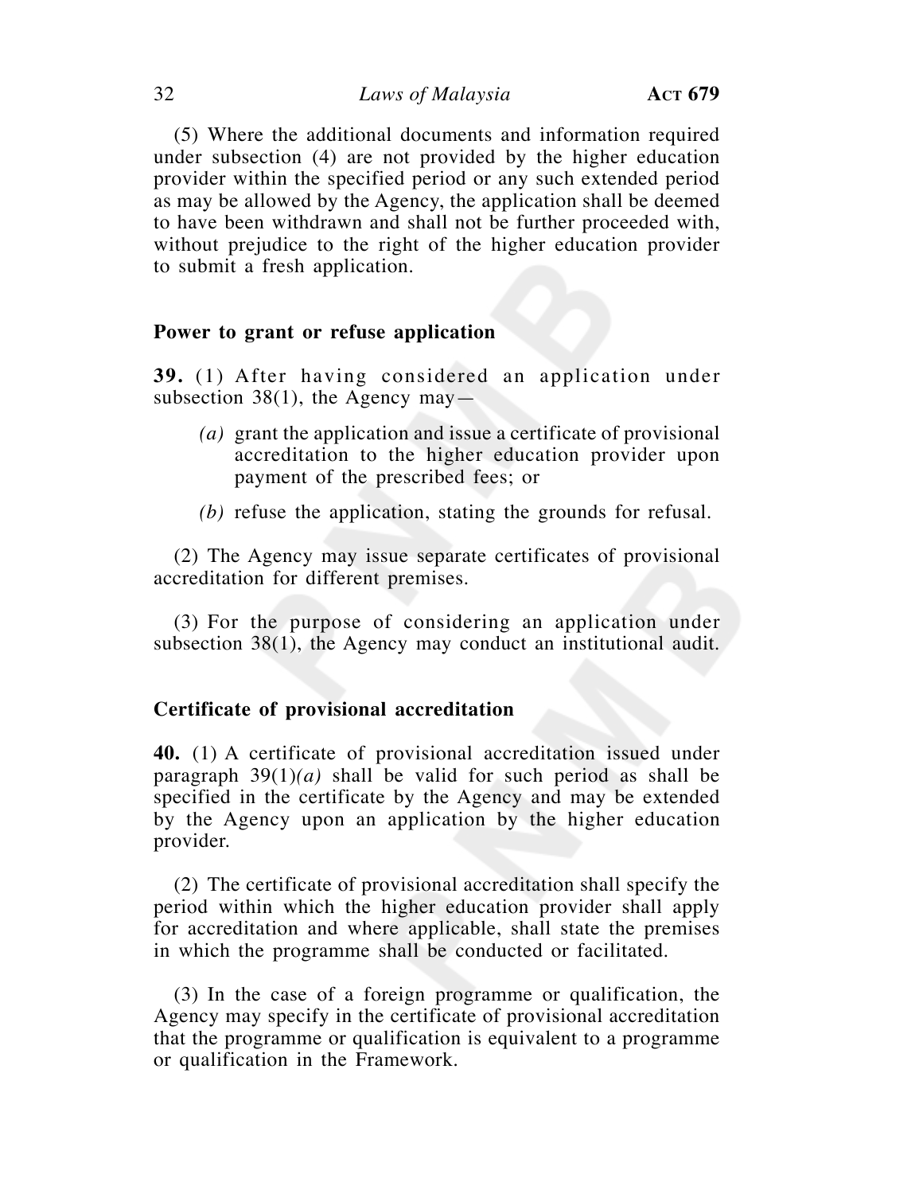(5) Where the additional documents and information required under subsection (4) are not provided by the higher education provider within the specified period or any such extended period as may be allowed by the Agency, the application shall be deemed to have been withdrawn and shall not be further proceeded with, without prejudice to the right of the higher education provider to submit a fresh application.

### Power to grant or refuse application

**39.** (1) After having considered an application under subsection 38(1), the Agency may—

*(a)* grant the application and issue a certificate of provisional accreditation to the higher education provider upon payment of the prescribed fees; or

*(b)* refuse the application, stating the grounds for refusal.

(2) The Agency may issue separate certificates of provisional accreditation for different premises.

(3) For the purpose of considering an application under subsection 38(1), the Agency may conduct an institutional audit.

### Certificate of provisional accreditation

**40.** (1) A certificate of provisional accreditation issued under paragraph 39(1)*(a)* shall be valid for such period as shall be specified in the certificate by the Agency and may be extended by the Agency upon an application by the higher education provider.

(2) The certificate of provisional accreditation shall specify the period within which the higher education provider shall apply for accreditation and where applicable, shall state the premises in which the programme shall be conducted or facilitated.

(3) In the case of a foreign programme or qualification, the Agency may specify in the certificate of provisional accreditation that the programme or qualification is equivalent to a programme or qualification in the Framework.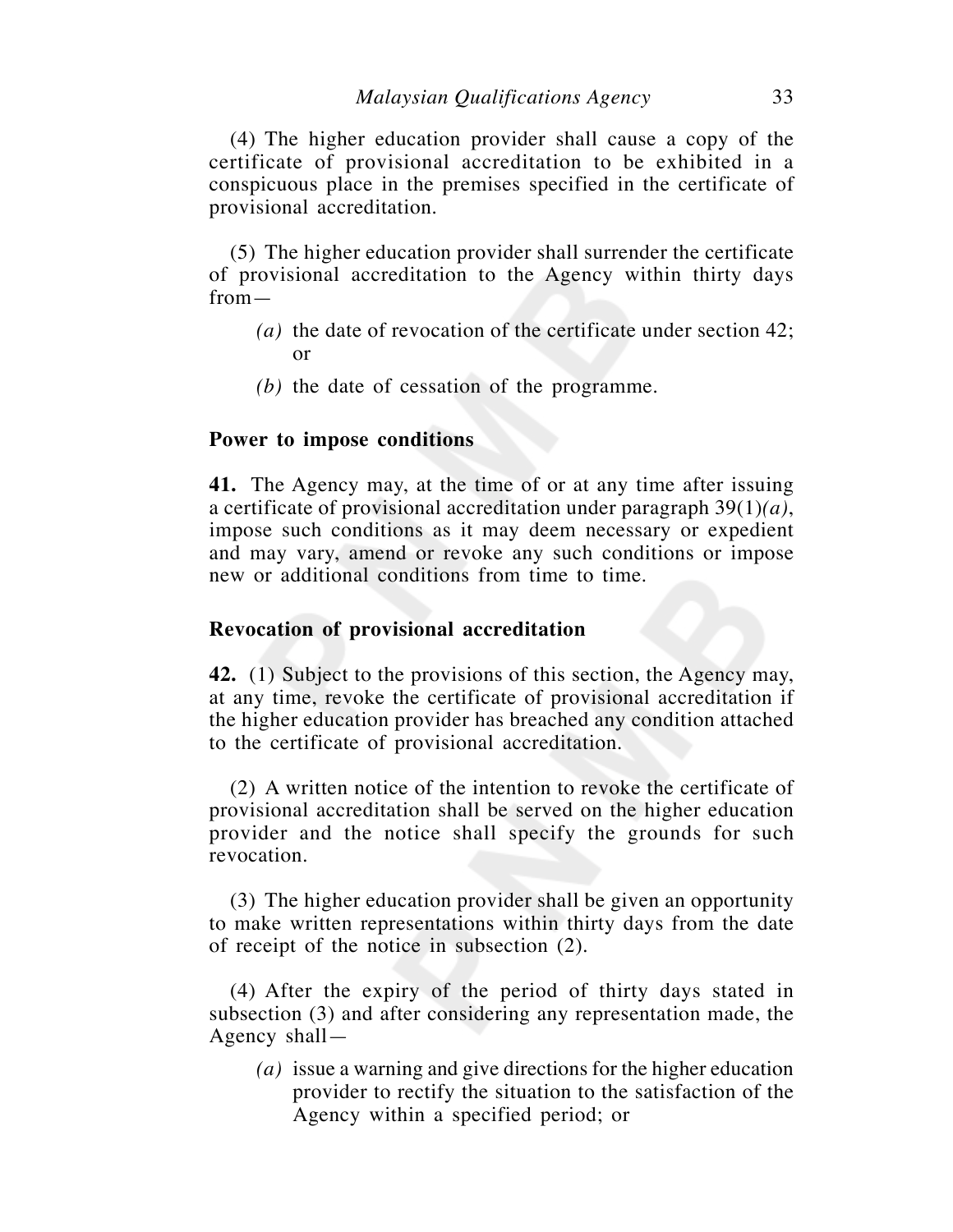(4) The higher education provider shall cause a copy of the certificate of provisional accreditation to be exhibited in a conspicuous place in the premises specified in the certificate of provisional accreditation.

(5) The higher education provider shall surrender the certificate of provisional accreditation to the Agency within thirty days from—

*(a)* the date of revocation of the certificate under section 42; or

*(b)* the date of cessation of the programme.

**Power to impose conditions**

**41.** The Agency may, at the time of or at any time after issuing a certificate of provisional accreditation under paragraph 39(1)*(a)*, impose such conditions as it may deem necessary or expedient and may vary, amend or revoke any such conditions or impose new or additional conditions from time to time.

**Revocation of provisional accreditation**

**42.** (1) Subject to the provisions of this section, the Agency may, at any time, revoke the certificate of provisional accreditation if the higher education provider has breached any condition attached to the certificate of provisional accreditation.

(2) A written notice of the intention to revoke the certificate of provisional accreditation shall be served on the higher education provider and the notice shall specify the grounds for such revocation.

(3) The higher education provider shall be given an opportunity to make written representations within thirty days from the date of receipt of the notice in subsection (2).

(4) After the expiry of the period of thirty days stated in subsection (3) and after considering any representation made, the Agency shall—

*(a)* issue a warning and give directions for the higher education provider to rectify the situation to the satisfaction of the Agency within a specified period; or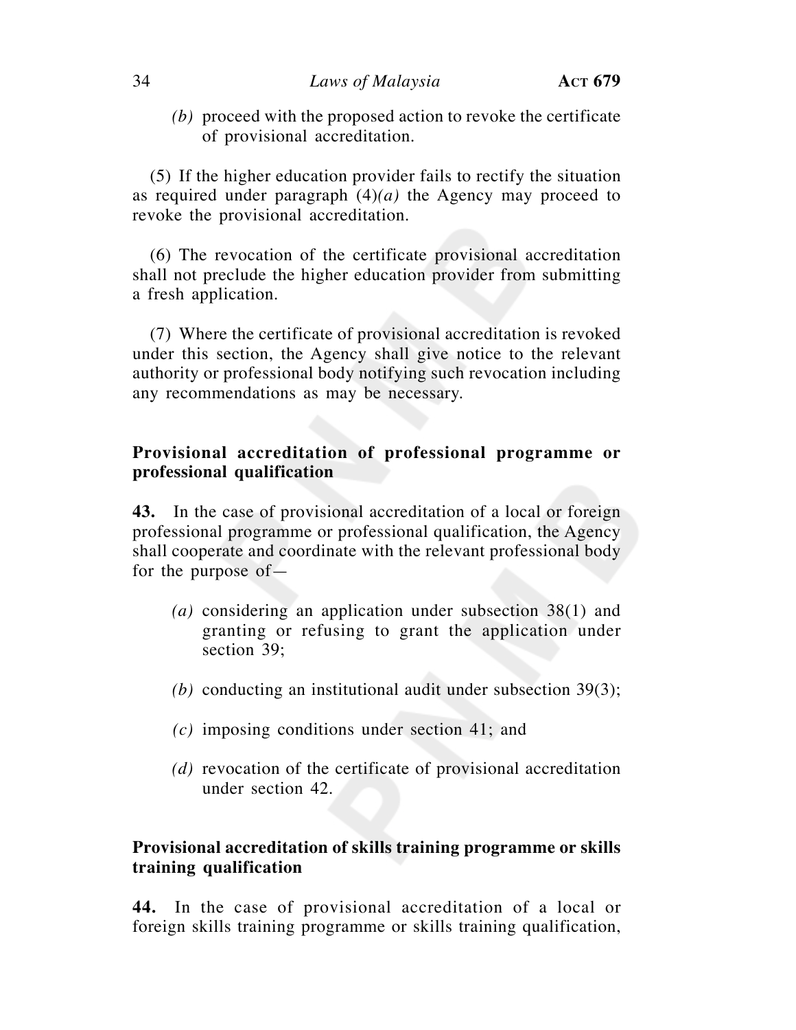*(b)* proceed with the proposed action to revoke the certificate of provisional accreditation.

(5) If the higher education provider fails to rectify the situation as required under paragraph (4)*(a)* the Agency may proceed to revoke the provisional accreditation.

(6) The revocation of the certificate provisional accreditation shall not preclude the higher education provider from submitting a fresh application.

(7) Where the certificate of provisional accreditation is revoked under this section, the Agency shall give notice to the relevant authority or professional body notifying such revocation including any recommendations as may be necessary.

**Provisional accreditation of professional programme or professional qualification**

**43.** In the case of provisional accreditation of a local or foreign professional programme or professional qualification, the Agency shall cooperate and coordinate with the relevant professional body for the purpose of—

*(a)* considering an application under subsection 38(1) and granting or refusing to grant the application under section 39;

*(b)* conducting an institutional audit under subsection 39(3);

*(c)* imposing conditions under section 41; and

*(d)* revocation of the certificate of provisional accreditation under section 42.

**Provisional accreditation of skills training programme or skills training qualification**

**44.** In the case of provisional accreditation of a local or foreign skills training programme or skills training qualification,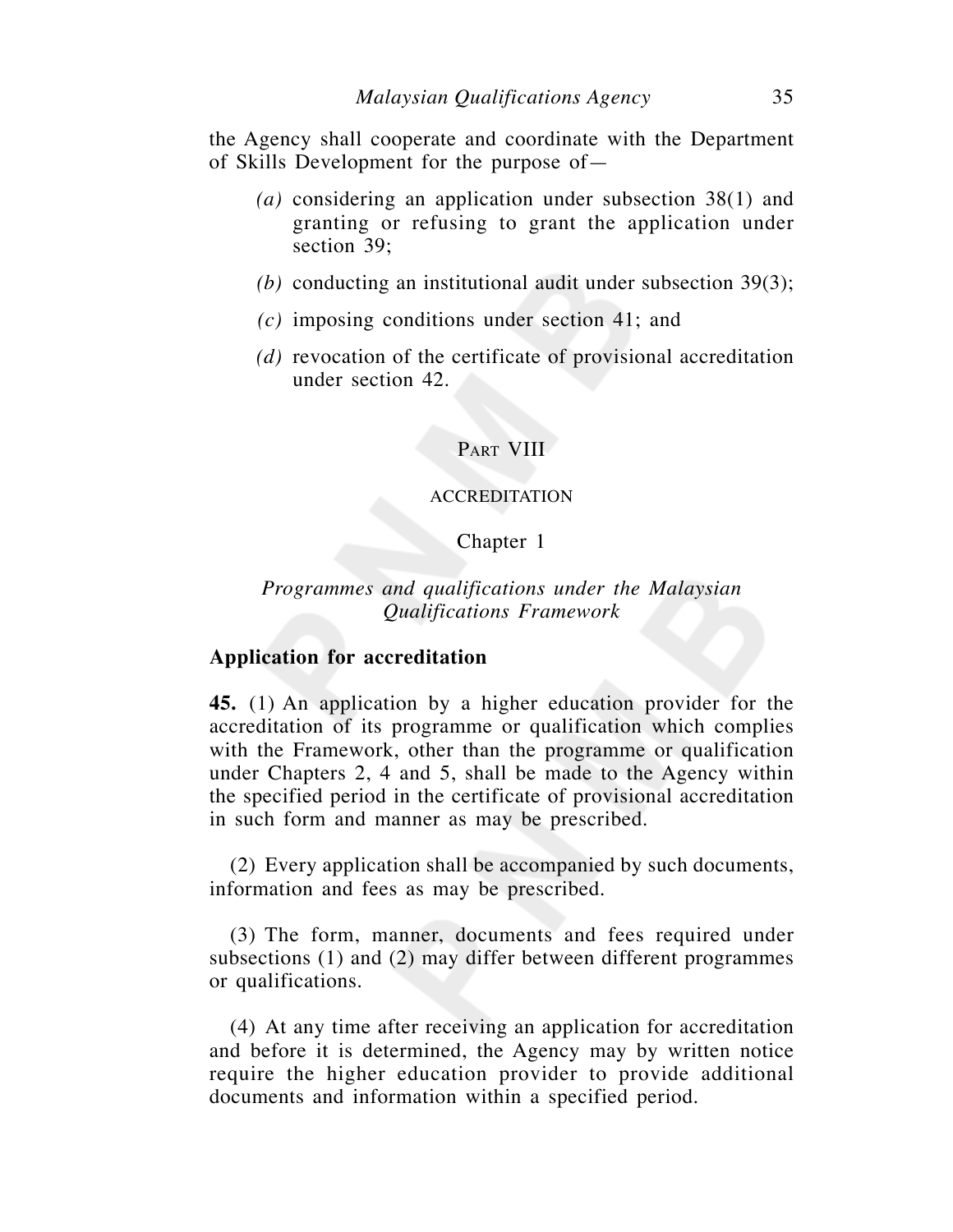the Agency shall cooperate and coordinate with the Department of Skills Development for the purpose of—

*(a)* considering an application under subsection 38(1) and granting or refusing to grant the application under section 39;

*(b)* conducting an institutional audit under subsection 39(3);

*(c)* imposing conditions under section 41; and

*(d)* revocation of the certificate of provisional accreditation under section 42.

## Part VIII

## ACCREDITATION

### Chapter 1

### *Programmes and qualifications under the Malaysian Qualifications Framework*

**Application for accreditation**

**45.** (1) An application by a higher education provider for the accreditation of its programme or qualification which complies with the Framework, other than the programme or qualification under Chapters 2, 4 and 5, shall be made to the Agency within the specified period in the certificate of provisional accreditation in such form and manner as may be prescribed.

(2) Every application shall be accompanied by such documents, information and fees as may be prescribed.

(3) The form, manner, documents and fees required under subsections (1) and (2) may differ between different programmes or qualifications.

(4) At any time after receiving an application for accreditation and before it is determined, the Agency may by written notice require the higher education provider to provide additional documents and information within a specified period.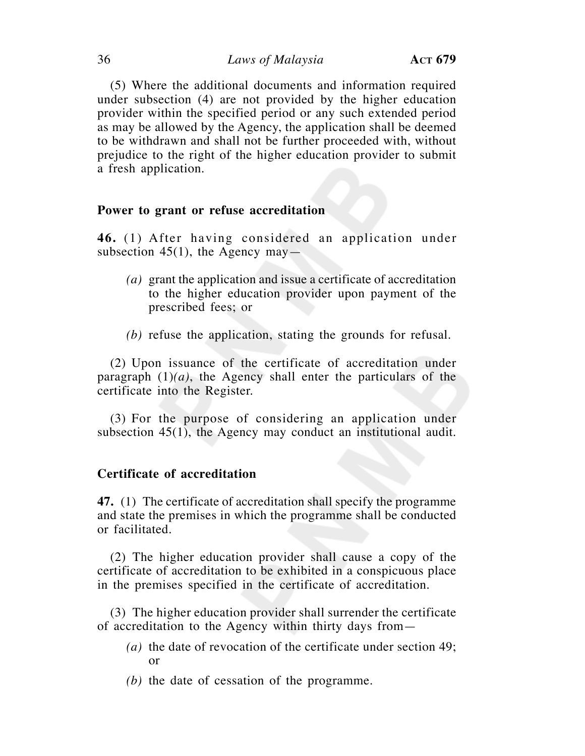(5) Where the additional documents and information required under subsection (4) are not provided by the higher education provider within the specified period or any such extended period as may be allowed by the Agency, the application shall be deemed to be withdrawn and shall not be further proceeded with, without prejudice to the right of the higher education provider to submit a fresh application.

**Power to grant or refuse accreditation**

**46.** (1) After having considered an application under subsection 45(1), the Agency may—

*(a)* grant the application and issue a certificate of accreditation to the higher education provider upon payment of the prescribed fees; or

*(b)* refuse the application, stating the grounds for refusal.

(2) Upon issuance of the certificate of accreditation under paragraph (1)*(a)*, the Agency shall enter the particulars of the certificate into the Register.

(3) For the purpose of considering an application under subsection 45(1), the Agency may conduct an institutional audit.

**Certificate of accreditation**

**47.** (1) The certificate of accreditation shall specify the programme and state the premises in which the programme shall be conducted or facilitated.

(2) The higher education provider shall cause a copy of the certificate of accreditation to be exhibited in a conspicuous place in the premises specified in the certificate of accreditation.

(3) The higher education provider shall surrender the certificate of accreditation to the Agency within thirty days from—

*(a)* the date of revocation of the certificate under section 49; or

*(b)* the date of cessation of the programme.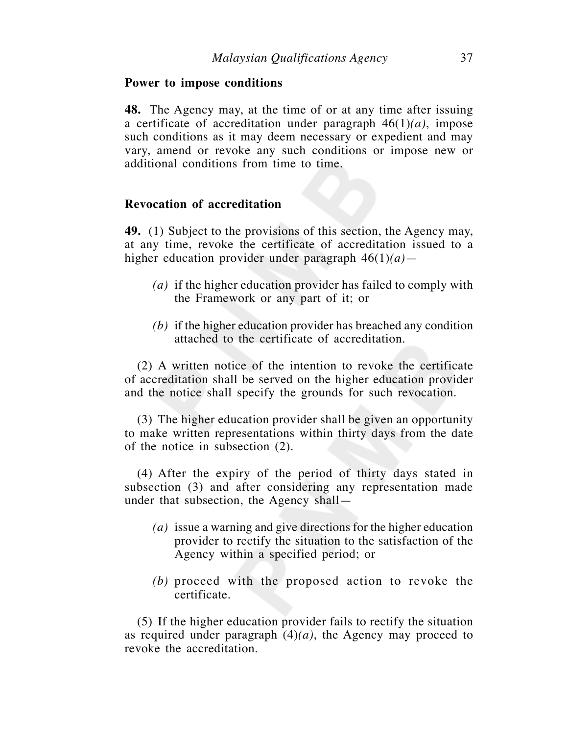**Power to impose conditions**

**48.** The Agency may, at the time of or at any time after issuing a certificate of accreditation under paragraph 46(1)*(a)*, impose such conditions as it may deem necessary or expedient and may vary, amend or revoke any such conditions or impose new or additional conditions from time to time.

**Revocation of accreditation**

**49.** (1) Subject to the provisions of this section, the Agency may, at any time, revoke the certificate of accreditation issued to a higher education provider under paragraph 46(1)*(a)*—

*(a)* if the higher education provider has failed to comply with the Framework or any part of it; or

*(b)* if the higher education provider has breached any condition attached to the certificate of accreditation.

(2) A written notice of the intention to revoke the certificate of accreditation shall be served on the higher education provider and the notice shall specify the grounds for such revocation.

(3) The higher education provider shall be given an opportunity to make written representations within thirty days from the date of the notice in subsection (2).

(4) After the expiry of the period of thirty days stated in subsection (3) and after considering any representation made under that subsection, the Agency shall—

*(a)* issue a warning and give directions for the higher education provider to rectify the situation to the satisfaction of the Agency within a specified period; or

*(b)* proceed with the proposed action to revoke the certificate.

(5) If the higher education provider fails to rectify the situation as required under paragraph (4)*(a)*, the Agency may proceed to revoke the accreditation.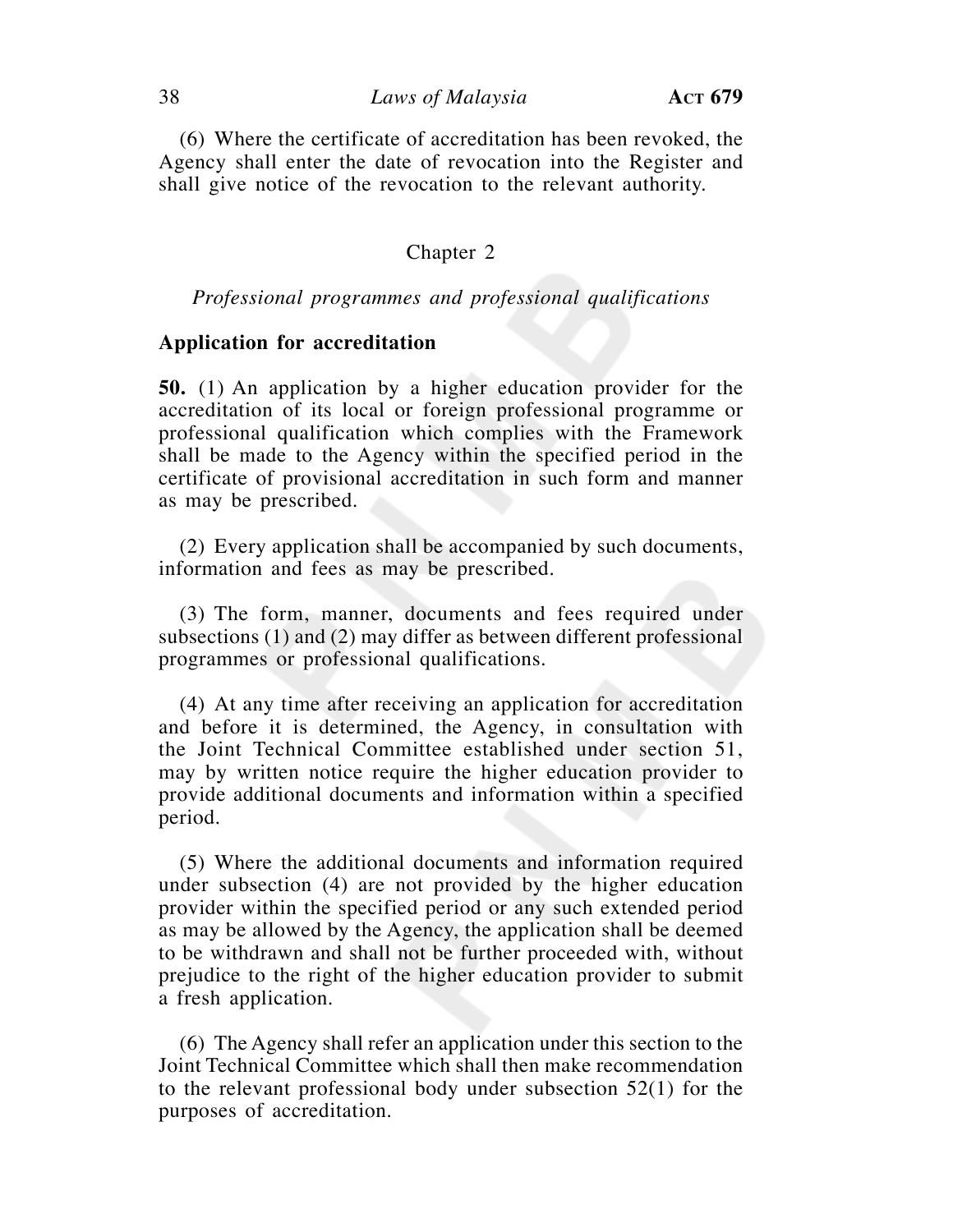(6) Where the certificate of accreditation has been revoked, the Agency shall enter the date of revocation into the Register and shall give notice of the revocation to the relevant authority.

## Chapter 2

*Professional programmes and professional qualifications*

### Application for accreditation

**50.** (1) An application by a higher education provider for the accreditation of its local or foreign professional programme or professional qualification which complies with the Framework shall be made to the Agency within the specified period in the certificate of provisional accreditation in such form and manner as may be prescribed.

(2) Every application shall be accompanied by such documents, information and fees as may be prescribed.

(3) The form, manner, documents and fees required under subsections (1) and (2) may differ as between different professional programmes or professional qualifications.

(4) At any time after receiving an application for accreditation and before it is determined, the Agency, in consultation with the Joint Technical Committee established under section 51, may by written notice require the higher education provider to provide additional documents and information within a specified period.

(5) Where the additional documents and information required under subsection (4) are not provided by the higher education provider within the specified period or any such extended period as may be allowed by the Agency, the application shall be deemed to be withdrawn and shall not be further proceeded with, without prejudice to the right of the higher education provider to submit a fresh application.

(6) The Agency shall refer an application under this section to the Joint Technical Committee which shall then make recommendation to the relevant professional body under subsection 52(1) for the purposes of accreditation.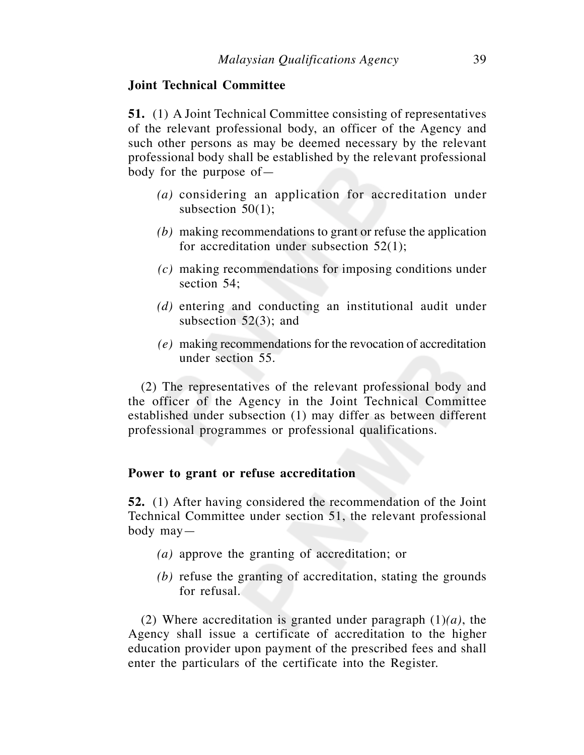**Joint Technical Committee**

**51.** (1) A Joint Technical Committee consisting of representatives of the relevant professional body, an officer of the Agency and such other persons as may be deemed necessary by the relevant professional body shall be established by the relevant professional body for the purpose of—

*(a)* considering an application for accreditation under subsection 50(1);

*(b)* making recommendations to grant or refuse the application for accreditation under subsection 52(1);

*(c)* making recommendations for imposing conditions under section 54;

*(d)* entering and conducting an institutional audit under subsection 52(3); and

*(e)* making recommendations for the revocation of accreditation under section 55.

(2) The representatives of the relevant professional body and the officer of the Agency in the Joint Technical Committee established under subsection (1) may differ as between different professional programmes or professional qualifications.

**Power to grant or refuse accreditation**

**52.** (1) After having considered the recommendation of the Joint Technical Committee under section 51, the relevant professional body may—

*(a)* approve the granting of accreditation; or

*(b)* refuse the granting of accreditation, stating the grounds for refusal.

(2) Where accreditation is granted under paragraph (1)*(a)*, the Agency shall issue a certificate of accreditation to the higher education provider upon payment of the prescribed fees and shall enter the particulars of the certificate into the Register.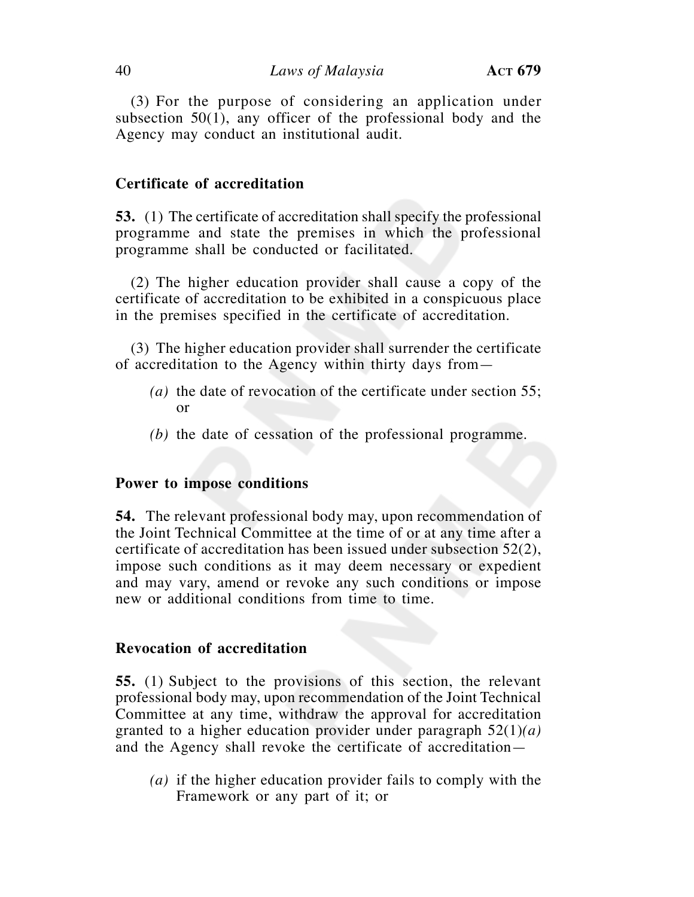(3) For the purpose of considering an application under subsection 50(1), any officer of the professional body and the Agency may conduct an institutional audit.

### Certificate of accreditation

**53.** (1) The certificate of accreditation shall specify the professional programme and state the premises in which the professional programme shall be conducted or facilitated.

(2) The higher education provider shall cause a copy of the certificate of accreditation to be exhibited in a conspicuous place in the premises specified in the certificate of accreditation.

(3) The higher education provider shall surrender the certificate of accreditation to the Agency within thirty days from—

*(a)* the date of revocation of the certificate under section 55; or

*(b)* the date of cessation of the professional programme.

### Power to impose conditions

**54.** The relevant professional body may, upon recommendation of the Joint Technical Committee at the time of or at any time after a certificate of accreditation has been issued under subsection 52(2), impose such conditions as it may deem necessary or expedient and may vary, amend or revoke any such conditions or impose new or additional conditions from time to time.

### Revocation of accreditation

**55.** (1) Subject to the provisions of this section, the relevant professional body may, upon recommendation of the Joint Technical Committee at any time, withdraw the approval for accreditation granted to a higher education provider under paragraph 52(1)*(a)* and the Agency shall revoke the certificate of accreditation—

*(a)* if the higher education provider fails to comply with the Framework or any part of it; or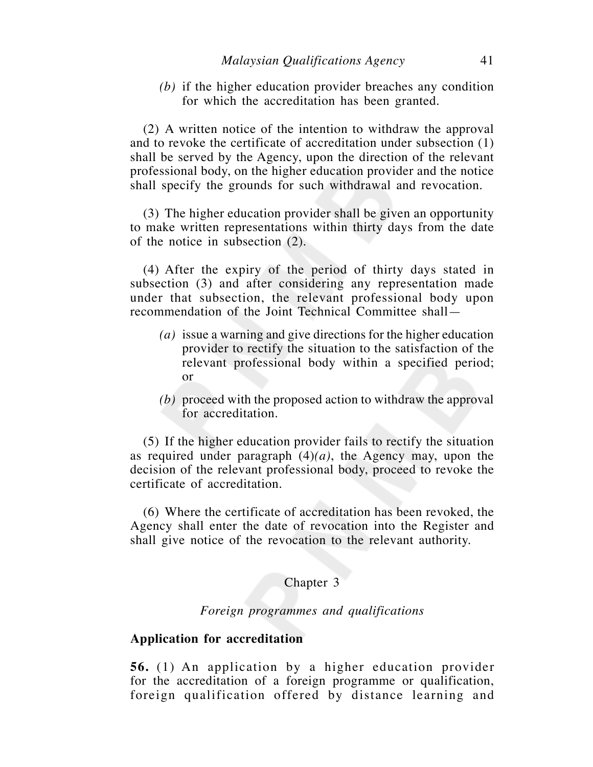*(b)* if the higher education provider breaches any condition for which the accreditation has been granted.

(2) A written notice of the intention to withdraw the approval and to revoke the certificate of accreditation under subsection (1) shall be served by the Agency, upon the direction of the relevant professional body, on the higher education provider and the notice shall specify the grounds for such withdrawal and revocation.

(3) The higher education provider shall be given an opportunity to make written representations within thirty days from the date of the notice in subsection (2).

(4) After the expiry of the period of thirty days stated in subsection (3) and after considering any representation made under that subsection, the relevant professional body upon recommendation of the Joint Technical Committee shall—

*(a)* issue a warning and give directions for the higher education provider to rectify the situation to the satisfaction of the relevant professional body within a specified period; or

*(b)* proceed with the proposed action to withdraw the approval for accreditation.

(5) If the higher education provider fails to rectify the situation as required under paragraph (4)*(a)*, the Agency may, upon the decision of the relevant professional body, proceed to revoke the certificate of accreditation.

(6) Where the certificate of accreditation has been revoked, the Agency shall enter the date of revocation into the Register and shall give notice of the revocation to the relevant authority.

## Chapter 3

### *Foreign programmes and qualifications*

**Application for accreditation**

**56.** (1) An application by a higher education provider for the accreditation of a foreign programme or qualification, foreign qualification offered by distance learning and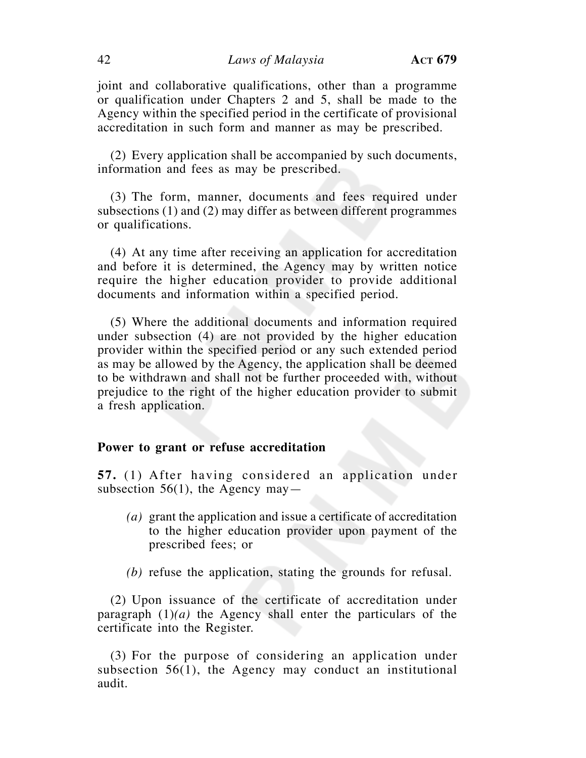joint and collaborative qualifications, other than a programme or qualification under Chapters 2 and 5, shall be made to the Agency within the specified period in the certificate of provisional accreditation in such form and manner as may be prescribed.

(2) Every application shall be accompanied by such documents, information and fees as may be prescribed.

(3) The form, manner, documents and fees required under subsections (1) and (2) may differ as between different programmes or qualifications.

(4) At any time after receiving an application for accreditation and before it is determined, the Agency may by written notice require the higher education provider to provide additional documents and information within a specified period.

(5) Where the additional documents and information required under subsection (4) are not provided by the higher education provider within the specified period or any such extended period as may be allowed by the Agency, the application shall be deemed to be withdrawn and shall not be further proceeded with, without prejudice to the right of the higher education provider to submit a fresh application.

**Power to grant or refuse accreditation**

**57.** (1) After having considered an application under subsection 56(1), the Agency may—

*(a)* grant the application and issue a certificate of accreditation to the higher education provider upon payment of the prescribed fees; or

*(b)* refuse the application, stating the grounds for refusal.

(2) Upon issuance of the certificate of accreditation under paragraph (1)*(a)* the Agency shall enter the particulars of the certificate into the Register.

(3) For the purpose of considering an application under subsection 56(1), the Agency may conduct an institutional audit.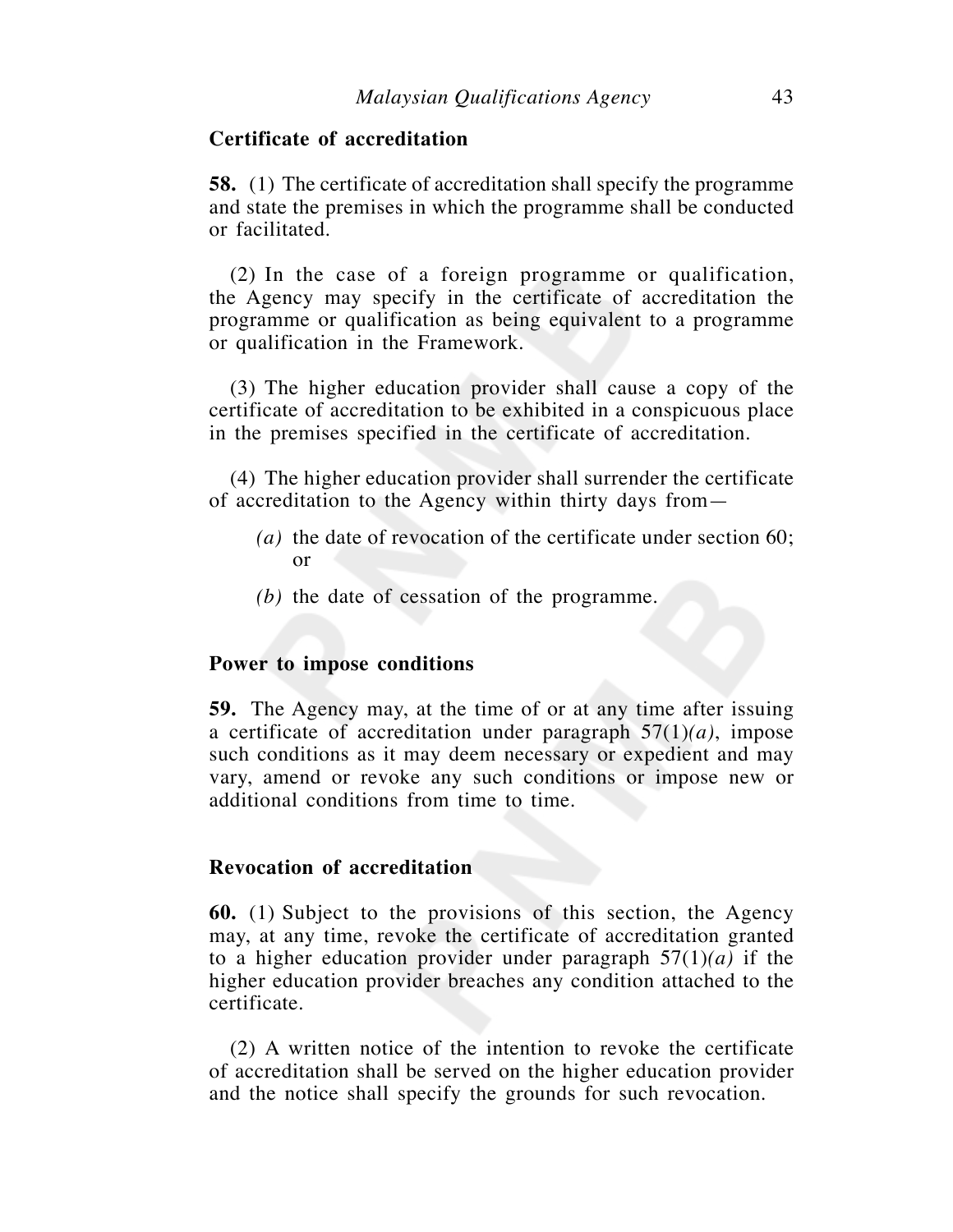### Certificate of accreditation

**58.** (1) The certificate of accreditation shall specify the programme and state the premises in which the programme shall be conducted or facilitated.

(2) In the case of a foreign programme or qualification, the Agency may specify in the certificate of accreditation the programme or qualification as being equivalent to a programme or qualification in the Framework.

(3) The higher education provider shall cause a copy of the certificate of accreditation to be exhibited in a conspicuous place in the premises specified in the certificate of accreditation.

(4) The higher education provider shall surrender the certificate of accreditation to the Agency within thirty days from—

*(a)* the date of revocation of the certificate under section 60; or

*(b)* the date of cessation of the programme.

### Power to impose conditions

**59.** The Agency may, at the time of or at any time after issuing a certificate of accreditation under paragraph 57(1)*(a)*, impose such conditions as it may deem necessary or expedient and may vary, amend or revoke any such conditions or impose new or additional conditions from time to time.

### Revocation of accreditation

**60.** (1) Subject to the provisions of this section, the Agency may, at any time, revoke the certificate of accreditation granted to a higher education provider under paragraph 57(1)*(a)* if the higher education provider breaches any condition attached to the certificate.

(2) A written notice of the intention to revoke the certificate of accreditation shall be served on the higher education provider and the notice shall specify the grounds for such revocation.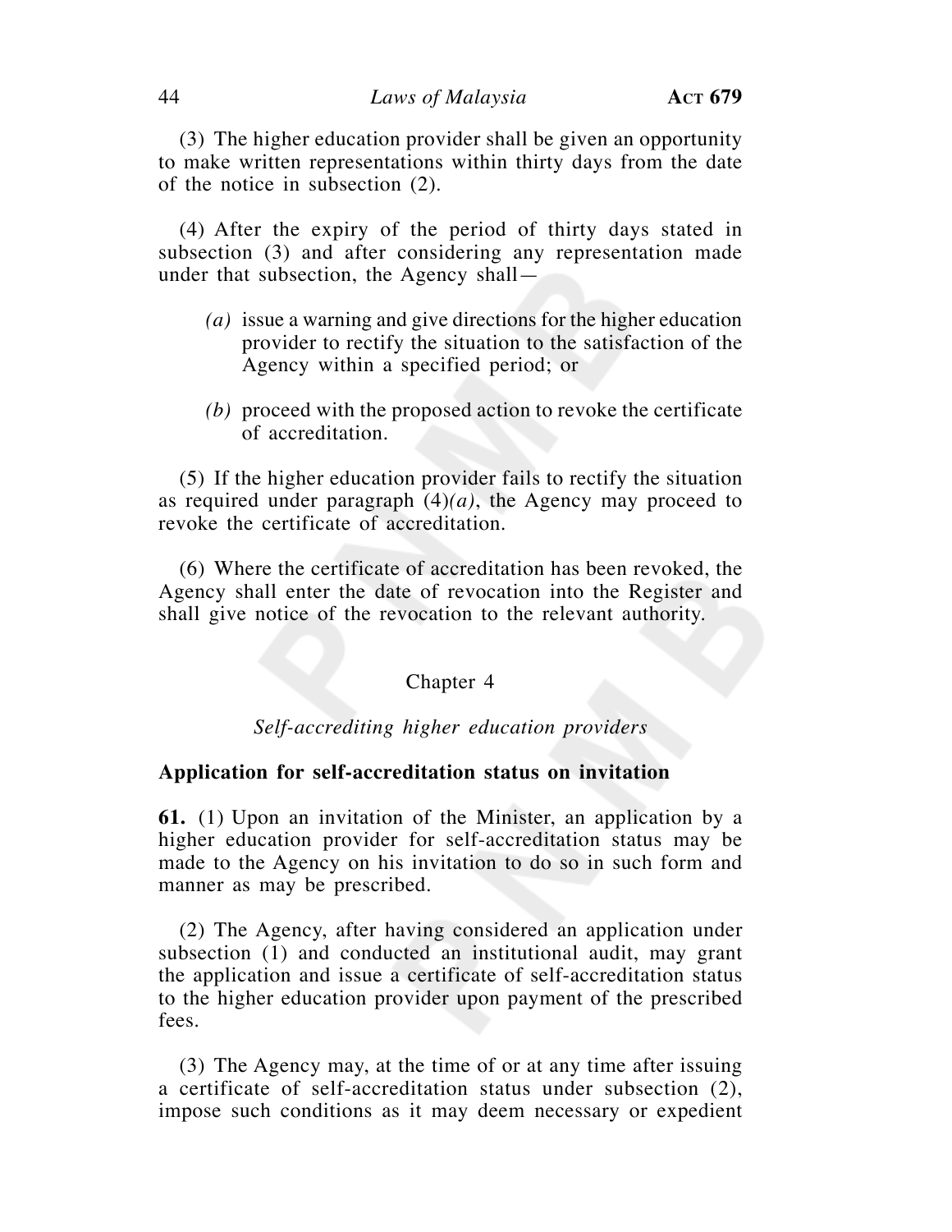(3) The higher education provider shall be given an opportunity to make written representations within thirty days from the date of the notice in subsection (2).

(4) After the expiry of the period of thirty days stated in subsection (3) and after considering any representation made under that subsection, the Agency shall—

*(a)* issue a warning and give directions for the higher education provider to rectify the situation to the satisfaction of the Agency within a specified period; or

*(b)* proceed with the proposed action to revoke the certificate of accreditation.

(5) If the higher education provider fails to rectify the situation as required under paragraph (4)*(a)*, the Agency may proceed to revoke the certificate of accreditation.

(6) Where the certificate of accreditation has been revoked, the Agency shall enter the date of revocation into the Register and shall give notice of the revocation to the relevant authority.

## Chapter 4

### *Self-accrediting higher education providers*

**Application for self-accreditation status on invitation**

**61.** (1) Upon an invitation of the Minister, an application by a higher education provider for self-accreditation status may be made to the Agency on his invitation to do so in such form and manner as may be prescribed.

(2) The Agency, after having considered an application under subsection (1) and conducted an institutional audit, may grant the application and issue a certificate of self-accreditation status to the higher education provider upon payment of the prescribed fees.

(3) The Agency may, at the time of or at any time after issuing a certificate of self-accreditation status under subsection (2), impose such conditions as it may deem necessary or expedient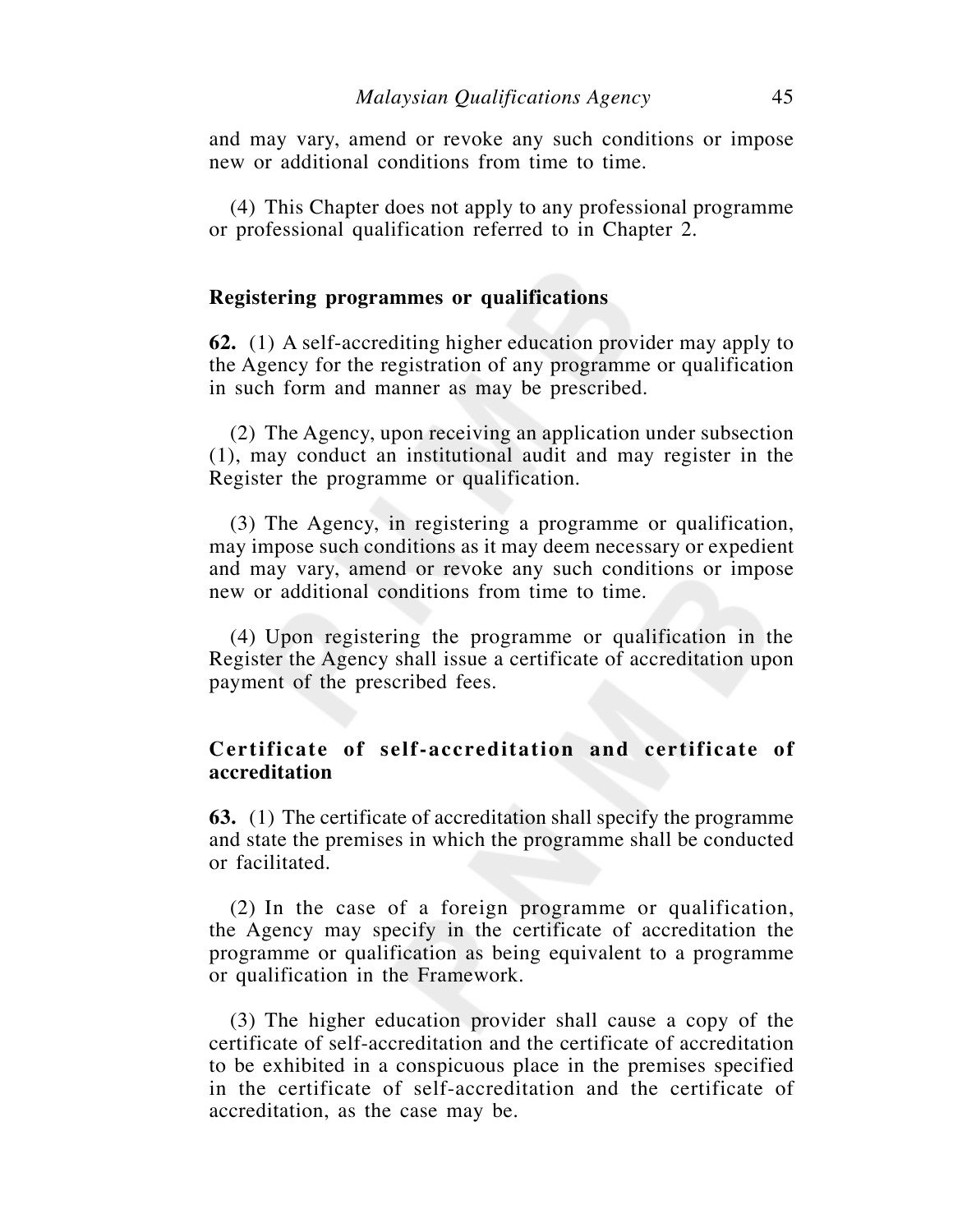and may vary, amend or revoke any such conditions or impose new or additional conditions from time to time.

(4) This Chapter does not apply to any professional programme or professional qualification referred to in Chapter 2.

**Registering programmes or qualifications**

**62.** (1) A self-accrediting higher education provider may apply to the Agency for the registration of any programme or qualification in such form and manner as may be prescribed.

(2) The Agency, upon receiving an application under subsection (1), may conduct an institutional audit and may register in the Register the programme or qualification.

(3) The Agency, in registering a programme or qualification, may impose such conditions as it may deem necessary or expedient and may vary, amend or revoke any such conditions or impose new or additional conditions from time to time.

(4) Upon registering the programme or qualification in the Register the Agency shall issue a certificate of accreditation upon payment of the prescribed fees.

**Certificate of self-accreditation and certificate of accreditation**

**63.** (1) The certificate of accreditation shall specify the programme and state the premises in which the programme shall be conducted or facilitated.

(2) In the case of a foreign programme or qualification, the Agency may specify in the certificate of accreditation the programme or qualification as being equivalent to a programme or qualification in the Framework.

(3) The higher education provider shall cause a copy of the certificate of self-accreditation and the certificate of accreditation to be exhibited in a conspicuous place in the premises specified in the certificate of self-accreditation and the certificate of accreditation, as the case may be.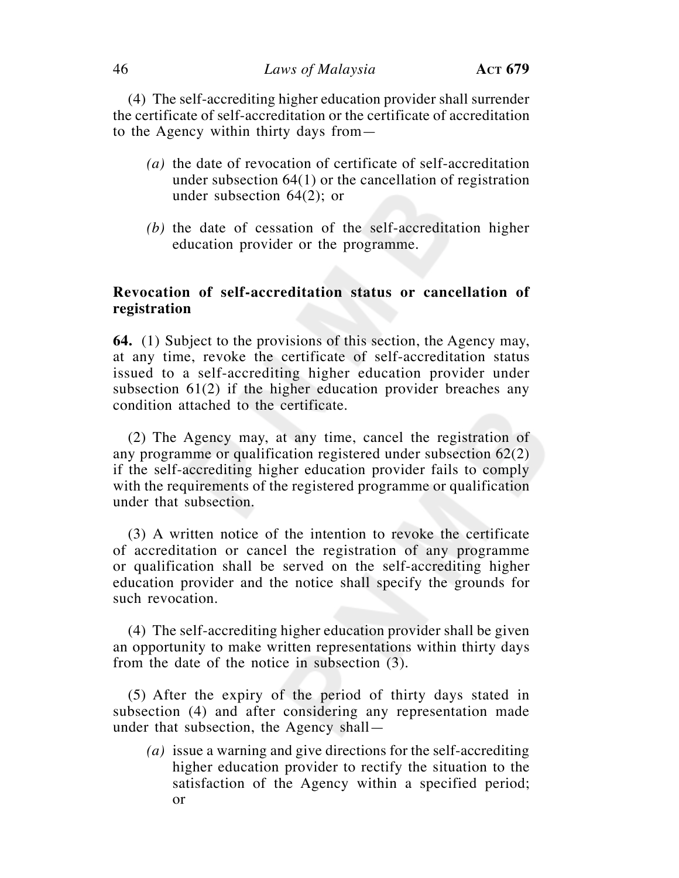(4) The self-accrediting higher education provider shall surrender the certificate of self-accreditation or the certificate of accreditation to the Agency within thirty days from—

*(a)* the date of revocation of certificate of self-accreditation under subsection 64(1) or the cancellation of registration under subsection 64(2); or

*(b)* the date of cessation of the self-accreditation higher education provider or the programme.

**Revocation of self-accreditation status or cancellation of registration**

**64.** (1) Subject to the provisions of this section, the Agency may, at any time, revoke the certificate of self-accreditation status issued to a self-accrediting higher education provider under subsection 61(2) if the higher education provider breaches any condition attached to the certificate.

(2) The Agency may, at any time, cancel the registration of any programme or qualification registered under subsection 62(2) if the self-accrediting higher education provider fails to comply with the requirements of the registered programme or qualification under that subsection.

(3) A written notice of the intention to revoke the certificate of accreditation or cancel the registration of any programme or qualification shall be served on the self-accrediting higher education provider and the notice shall specify the grounds for such revocation.

(4) The self-accrediting higher education provider shall be given an opportunity to make written representations within thirty days from the date of the notice in subsection (3).

(5) After the expiry of the period of thirty days stated in subsection (4) and after considering any representation made under that subsection, the Agency shall—

*(a)* issue a warning and give directions for the self-accrediting higher education provider to rectify the situation to the satisfaction of the Agency within a specified period; or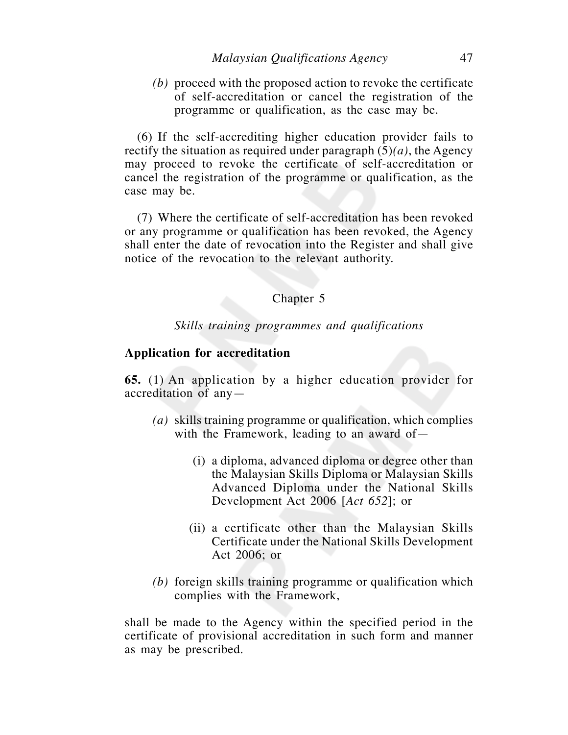*(b)* proceed with the proposed action to revoke the certificate of self-accreditation or cancel the registration of the programme or qualification, as the case may be.

(6) If the self-accrediting higher education provider fails to rectify the situation as required under paragraph (5)*(a)*, the Agency may proceed to revoke the certificate of self-accreditation or cancel the registration of the programme or qualification, as the case may be.

(7) Where the certificate of self-accreditation has been revoked or any programme or qualification has been revoked, the Agency shall enter the date of revocation into the Register and shall give notice of the revocation to the relevant authority.

## Chapter 5

### *Skills training programmes and qualifications*

**Application for accreditation**

**65.** (1) An application by a higher education provider for accreditation of any—

*(a)* skills training programme or qualification, which complies with the Framework, leading to an award of—

(i) a diploma, advanced diploma or degree other than the Malaysian Skills Diploma or Malaysian Skills Advanced Diploma under the National Skills Development Act 2006 [*Act 652*]; or

(ii) a certificate other than the Malaysian Skills Certificate under the National Skills Development Act 2006; or

*(b)* foreign skills training programme or qualification which complies with the Framework,

shall be made to the Agency within the specified period in the certificate of provisional accreditation in such form and manner as may be prescribed.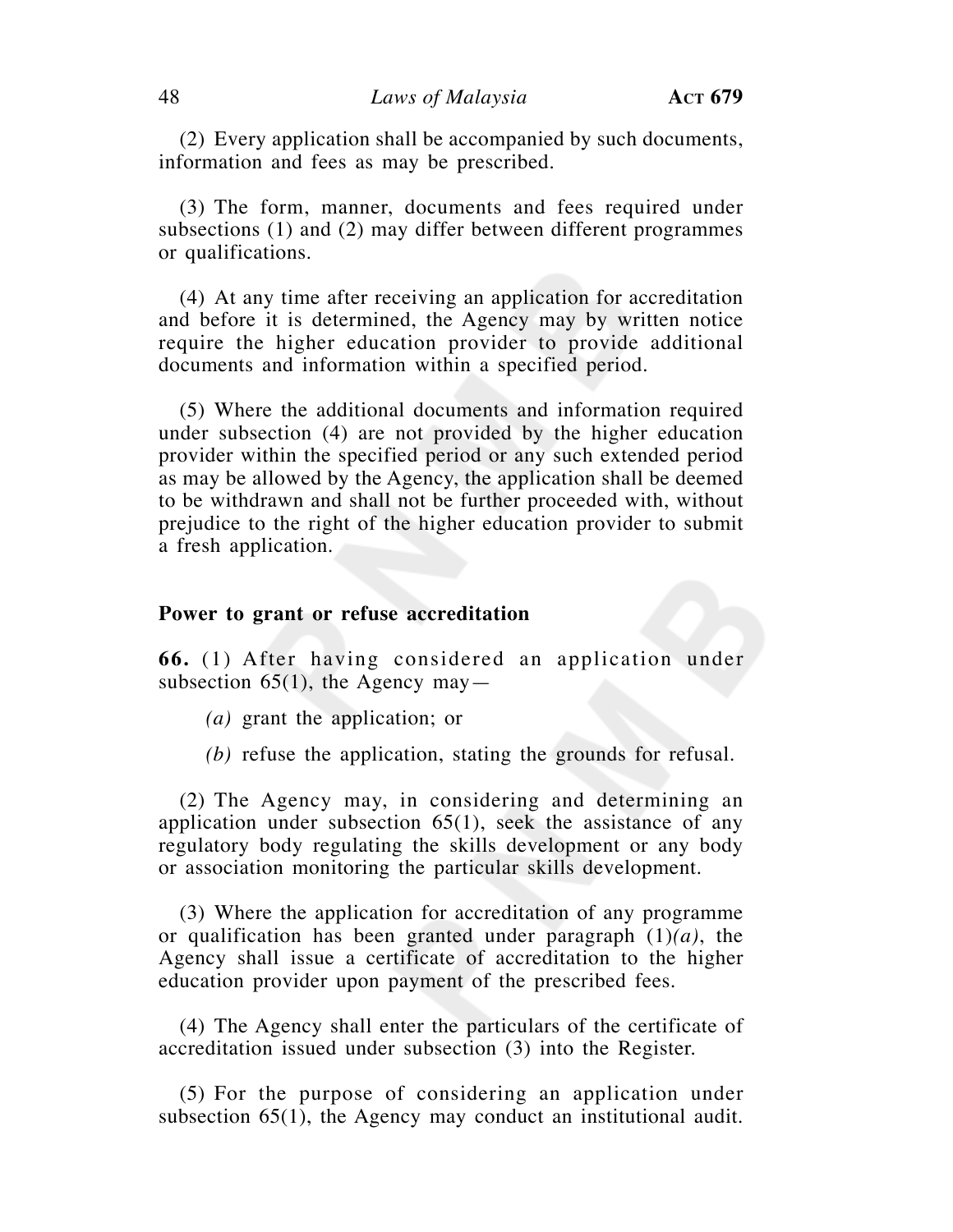(2) Every application shall be accompanied by such documents, information and fees as may be prescribed.

(3) The form, manner, documents and fees required under subsections (1) and (2) may differ between different programmes or qualifications.

(4) At any time after receiving an application for accreditation and before it is determined, the Agency may by written notice require the higher education provider to provide additional documents and information within a specified period.

(5) Where the additional documents and information required under subsection (4) are not provided by the higher education provider within the specified period or any such extended period as may be allowed by the Agency, the application shall be deemed to be withdrawn and shall not be further proceeded with, without prejudice to the right of the higher education provider to submit a fresh application.

**Power to grant or refuse accreditation**

**66.** (1) After having considered an application under subsection 65(1), the Agency may—

*(a)* grant the application; or

*(b)* refuse the application, stating the grounds for refusal.

(2) The Agency may, in considering and determining an application under subsection 65(1), seek the assistance of any regulatory body regulating the skills development or any body or association monitoring the particular skills development.

(3) Where the application for accreditation of any programme or qualification has been granted under paragraph (1)*(a)*, the Agency shall issue a certificate of accreditation to the higher education provider upon payment of the prescribed fees.

(4) The Agency shall enter the particulars of the certificate of accreditation issued under subsection (3) into the Register.

(5) For the purpose of considering an application under subsection 65(1), the Agency may conduct an institutional audit.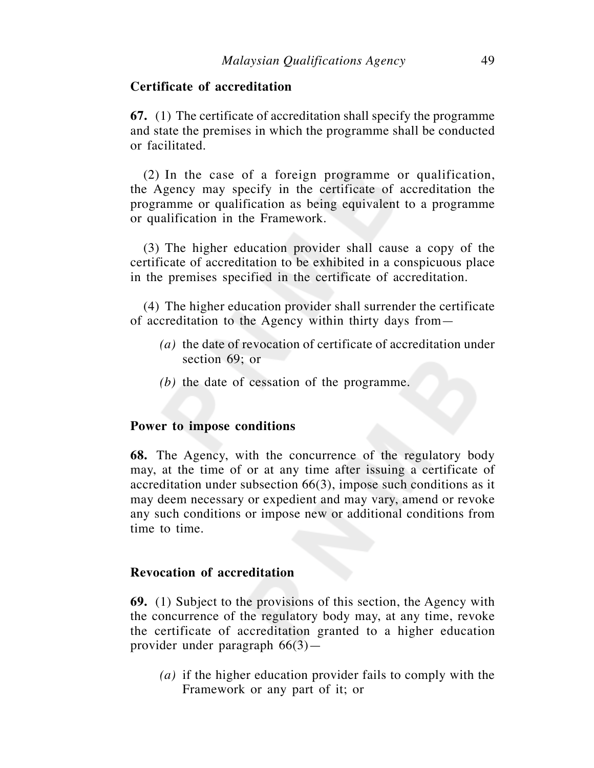### Certificate of accreditation

**67.** (1) The certificate of accreditation shall specify the programme and state the premises in which the programme shall be conducted or facilitated.

(2) In the case of a foreign programme or qualification, the Agency may specify in the certificate of accreditation the programme or qualification as being equivalent to a programme or qualification in the Framework.

(3) The higher education provider shall cause a copy of the certificate of accreditation to be exhibited in a conspicuous place in the premises specified in the certificate of accreditation.

(4) The higher education provider shall surrender the certificate of accreditation to the Agency within thirty days from—

*(a)* the date of revocation of certificate of accreditation under section 69; or

*(b)* the date of cessation of the programme.

### Power to impose conditions

**68.** The Agency, with the concurrence of the regulatory body may, at the time of or at any time after issuing a certificate of accreditation under subsection 66(3), impose such conditions as it may deem necessary or expedient and may vary, amend or revoke any such conditions or impose new or additional conditions from time to time.

### Revocation of accreditation

**69.** (1) Subject to the provisions of this section, the Agency with the concurrence of the regulatory body may, at any time, revoke the certificate of accreditation granted to a higher education provider under paragraph 66(3)—

*(a)* if the higher education provider fails to comply with the Framework or any part of it; or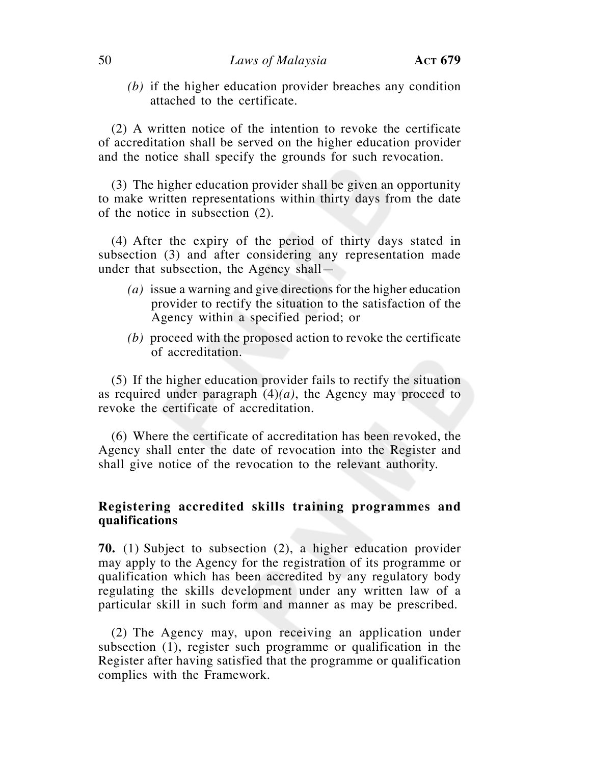(b) if the higher education provider breaches any condition attached to the certificate.

(2) A written notice of the intention to revoke the certificate of accreditation shall be served on the higher education provider and the notice shall specify the grounds for such revocation.

(3) The higher education provider shall be given an opportunity to make written representations within thirty days from the date of the notice in subsection (2).

(4) After the expiry of the period of thirty days stated in subsection (3) and after considering any representation made under that subsection, the Agency shall—

*(a)* issue a warning and give directions for the higher education provider to rectify the situation to the satisfaction of the Agency within a specified period; or

*(b)* proceed with the proposed action to revoke the certificate of accreditation.

(5) If the higher education provider fails to rectify the situation as required under paragraph (4)*(a)*, the Agency may proceed to revoke the certificate of accreditation.

(6) Where the certificate of accreditation has been revoked, the Agency shall enter the date of revocation into the Register and shall give notice of the revocation to the relevant authority.

### Registering accredited skills training programmes and qualifications

**70.** (1) Subject to subsection (2), a higher education provider may apply to the Agency for the registration of its programme or qualification which has been accredited by any regulatory body regulating the skills development under any written law of a particular skill in such form and manner as may be prescribed.

(2) The Agency may, upon receiving an application under subsection (1), register such programme or qualification in the Register after having satisfied that the programme or qualification complies with the Framework.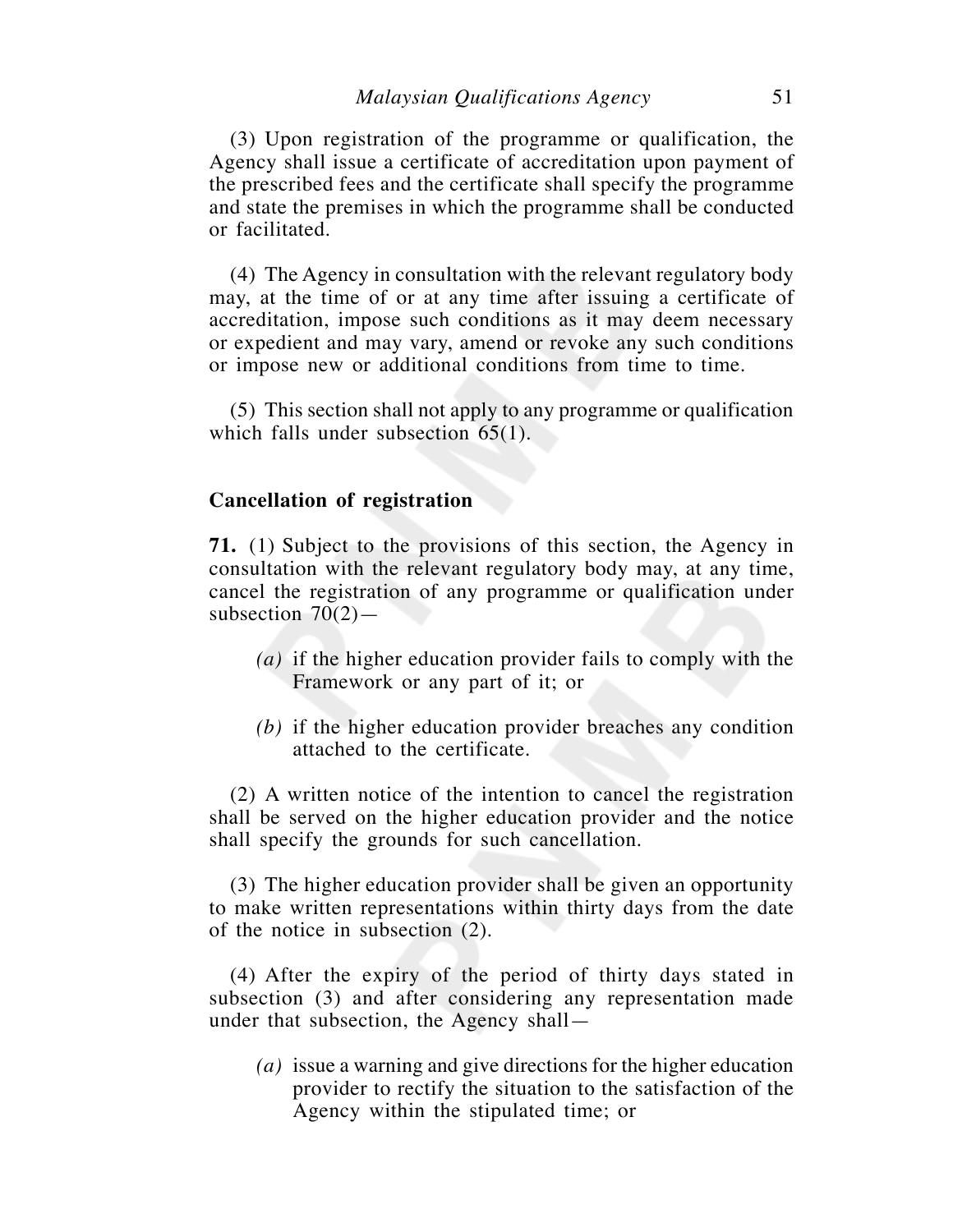(3) Upon registration of the programme or qualification, the Agency shall issue a certificate of accreditation upon payment of the prescribed fees and the certificate shall specify the programme and state the premises in which the programme shall be conducted or facilitated.

(4) The Agency in consultation with the relevant regulatory body may, at the time of or at any time after issuing a certificate of accreditation, impose such conditions as it may deem necessary or expedient and may vary, amend or revoke any such conditions or impose new or additional conditions from time to time.

(5) This section shall not apply to any programme or qualification which falls under subsection 65(1).

**Cancellation of registration**

**71.** (1) Subject to the provisions of this section, the Agency in consultation with the relevant regulatory body may, at any time, cancel the registration of any programme or qualification under subsection 70(2)—

*(a)* if the higher education provider fails to comply with the Framework or any part of it; or

*(b)* if the higher education provider breaches any condition attached to the certificate.

(2) A written notice of the intention to cancel the registration shall be served on the higher education provider and the notice shall specify the grounds for such cancellation.

(3) The higher education provider shall be given an opportunity to make written representations within thirty days from the date of the notice in subsection (2).

(4) After the expiry of the period of thirty days stated in subsection (3) and after considering any representation made under that subsection, the Agency shall—

*(a)* issue a warning and give directions for the higher education provider to rectify the situation to the satisfaction of the Agency within the stipulated time; or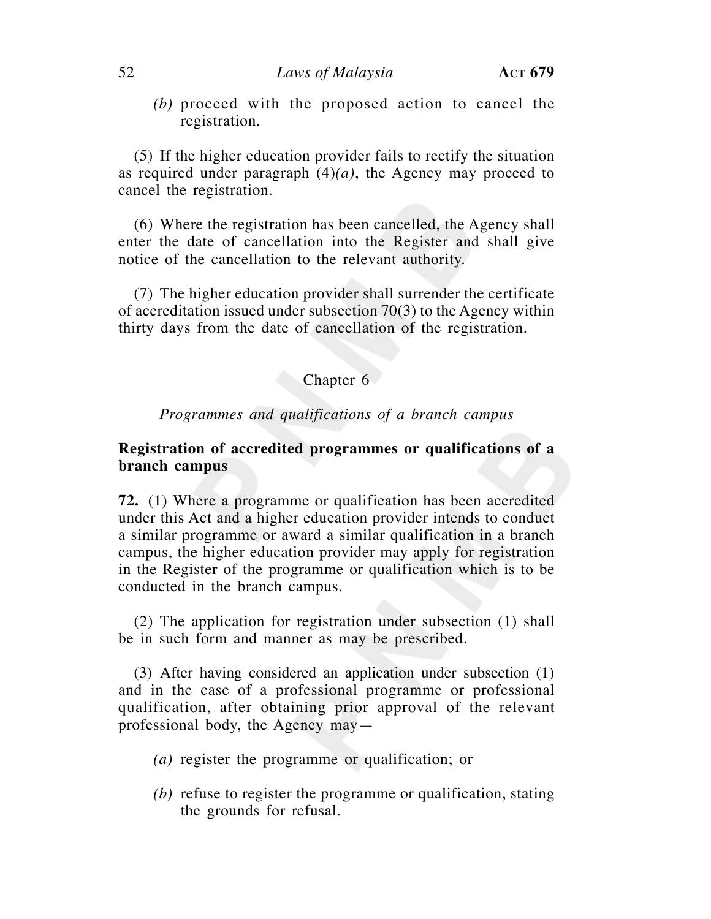*(b)* proceed with the proposed action to cancel the registration.

(5) If the higher education provider fails to rectify the situation as required under paragraph (4)*(a)*, the Agency may proceed to cancel the registration.

(6) Where the registration has been cancelled, the Agency shall enter the date of cancellation into the Register and shall give notice of the cancellation to the relevant authority.

(7) The higher education provider shall surrender the certificate of accreditation issued under subsection 70(3) to the Agency within thirty days from the date of cancellation of the registration.

## Chapter 6

### *Programmes and qualifications of a branch campus*

**Registration of accredited programmes or qualifications of a branch campus**

**72.** (1) Where a programme or qualification has been accredited under this Act and a higher education provider intends to conduct a similar programme or award a similar qualification in a branch campus, the higher education provider may apply for registration in the Register of the programme or qualification which is to be conducted in the branch campus.

(2) The application for registration under subsection (1) shall be in such form and manner as may be prescribed.

(3) After having considered an application under subsection (1) and in the case of a professional programme or professional qualification, after obtaining prior approval of the relevant professional body, the Agency may—

*(a)* register the programme or qualification; or

*(b)* refuse to register the programme or qualification, stating the grounds for refusal.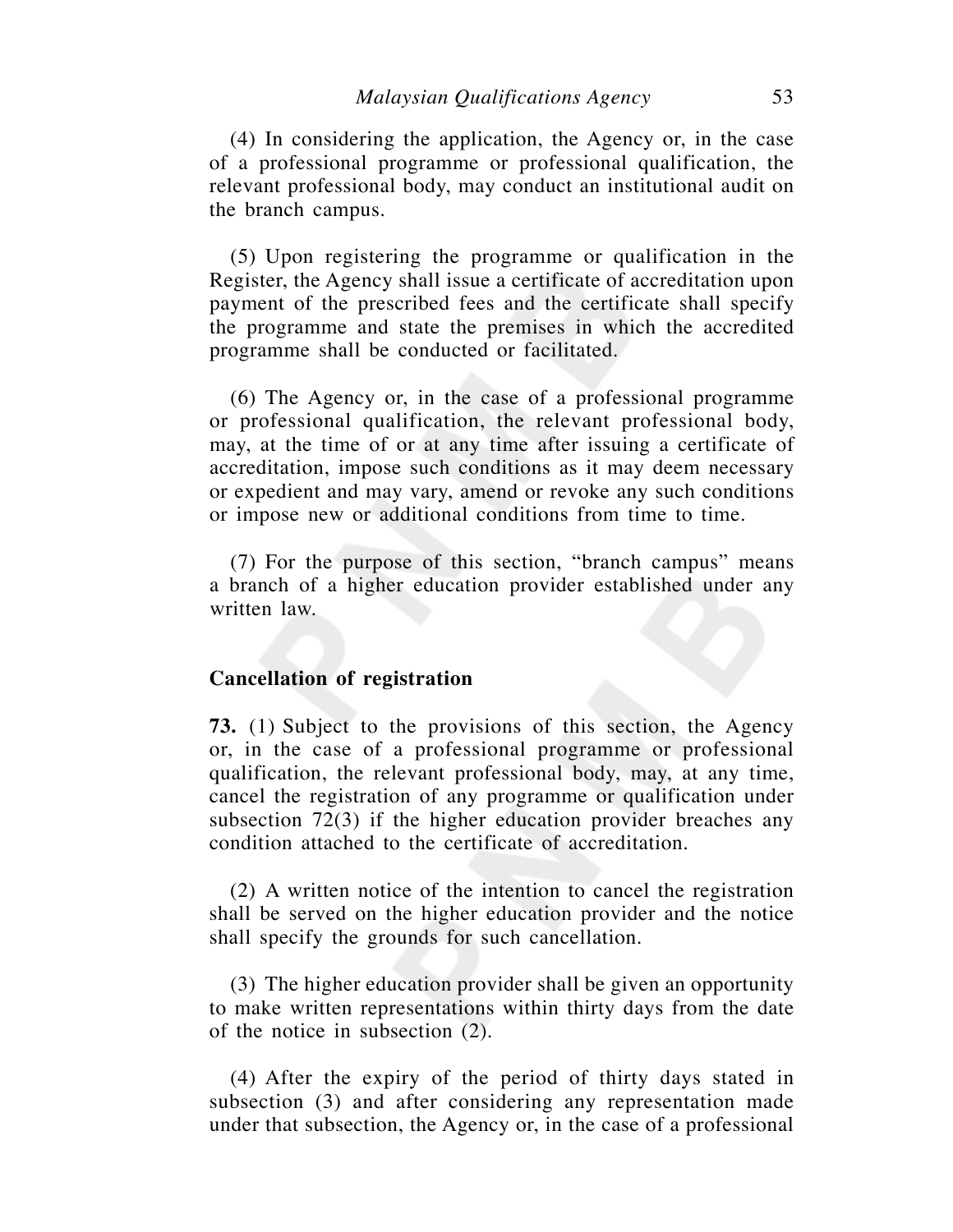(4) In considering the application, the Agency or, in the case of a professional programme or professional qualification, the relevant professional body, may conduct an institutional audit on the branch campus.

(5) Upon registering the programme or qualification in the Register, the Agency shall issue a certificate of accreditation upon payment of the prescribed fees and the certificate shall specify the programme and state the premises in which the accredited programme shall be conducted or facilitated.

(6) The Agency or, in the case of a professional programme or professional qualification, the relevant professional body, may, at the time of or at any time after issuing a certificate of accreditation, impose such conditions as it may deem necessary or expedient and may vary, amend or revoke any such conditions or impose new or additional conditions from time to time.

(7) For the purpose of this section, "branch campus" means a branch of a higher education provider established under any written law.

**Cancellation of registration**

**73.** (1) Subject to the provisions of this section, the Agency or, in the case of a professional programme or professional qualification, the relevant professional body, may, at any time, cancel the registration of any programme or qualification under subsection 72(3) if the higher education provider breaches any condition attached to the certificate of accreditation.

(2) A written notice of the intention to cancel the registration shall be served on the higher education provider and the notice shall specify the grounds for such cancellation.

(3) The higher education provider shall be given an opportunity to make written representations within thirty days from the date of the notice in subsection (2).

(4) After the expiry of the period of thirty days stated in subsection (3) and after considering any representation made under that subsection, the Agency or, in the case of a professional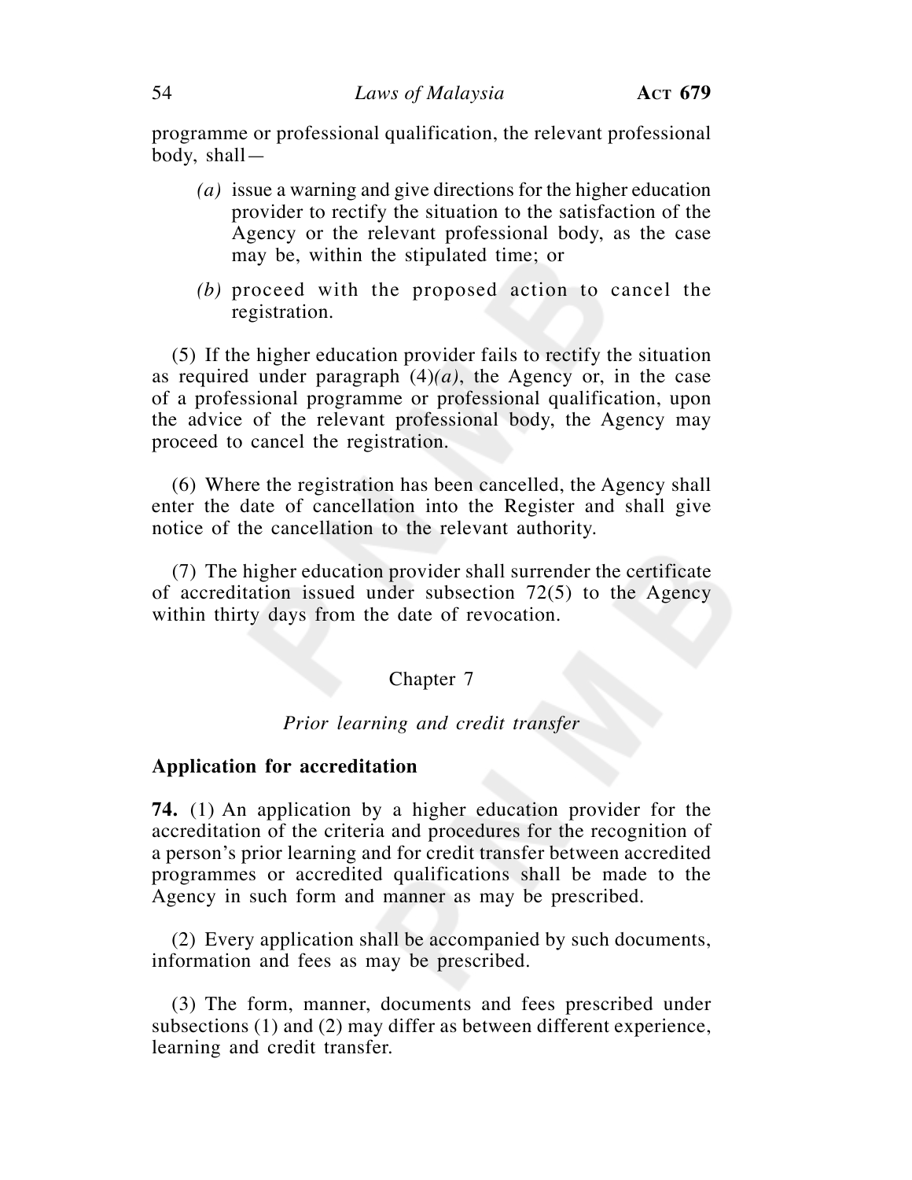programme or professional qualification, the relevant professional body, shall—

*(a)* issue a warning and give directions for the higher education provider to rectify the situation to the satisfaction of the Agency or the relevant professional body, as the case may be, within the stipulated time; or

*(b)* proceed with the proposed action to cancel the registration.

(5) If the higher education provider fails to rectify the situation as required under paragraph (4)*(a)*, the Agency or, in the case of a professional programme or professional qualification, upon the advice of the relevant professional body, the Agency may proceed to cancel the registration.

(6) Where the registration has been cancelled, the Agency shall enter the date of cancellation into the Register and shall give notice of the cancellation to the relevant authority.

(7) The higher education provider shall surrender the certificate of accreditation issued under subsection 72(5) to the Agency within thirty days from the date of revocation.

## Chapter 7

### *Prior learning and credit transfer*

**Application for accreditation**

**74.** (1) An application by a higher education provider for the accreditation of the criteria and procedures for the recognition of a person's prior learning and for credit transfer between accredited programmes or accredited qualifications shall be made to the Agency in such form and manner as may be prescribed.

(2) Every application shall be accompanied by such documents, information and fees as may be prescribed.

(3) The form, manner, documents and fees prescribed under subsections (1) and (2) may differ as between different experience, learning and credit transfer.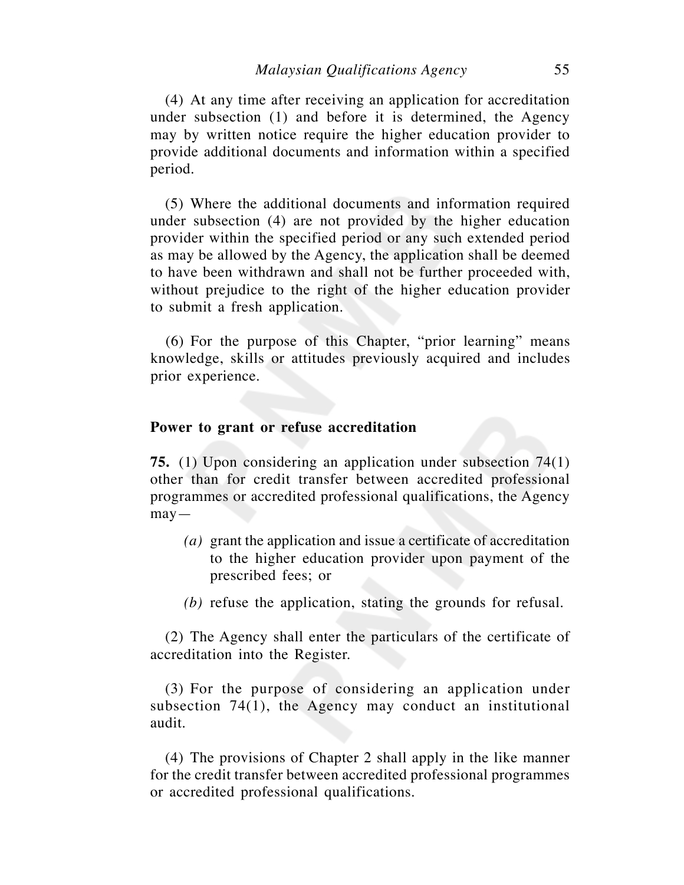(4) At any time after receiving an application for accreditation under subsection (1) and before it is determined, the Agency may by written notice require the higher education provider to provide additional documents and information within a specified period.

(5) Where the additional documents and information required under subsection (4) are not provided by the higher education provider within the specified period or any such extended period as may be allowed by the Agency, the application shall be deemed to have been withdrawn and shall not be further proceeded with, without prejudice to the right of the higher education provider to submit a fresh application.

(6) For the purpose of this Chapter, "prior learning" means knowledge, skills or attitudes previously acquired and includes prior experience.

**Power to grant or refuse accreditation**

**75.** (1) Upon considering an application under subsection 74(1) other than for credit transfer between accredited professional programmes or accredited professional qualifications, the Agency may—

*(a)* grant the application and issue a certificate of accreditation to the higher education provider upon payment of the prescribed fees; or

*(b)* refuse the application, stating the grounds for refusal.

(2) The Agency shall enter the particulars of the certificate of accreditation into the Register.

(3) For the purpose of considering an application under subsection 74(1), the Agency may conduct an institutional audit.

(4) The provisions of Chapter 2 shall apply in the like manner for the credit transfer between accredited professional programmes or accredited professional qualifications.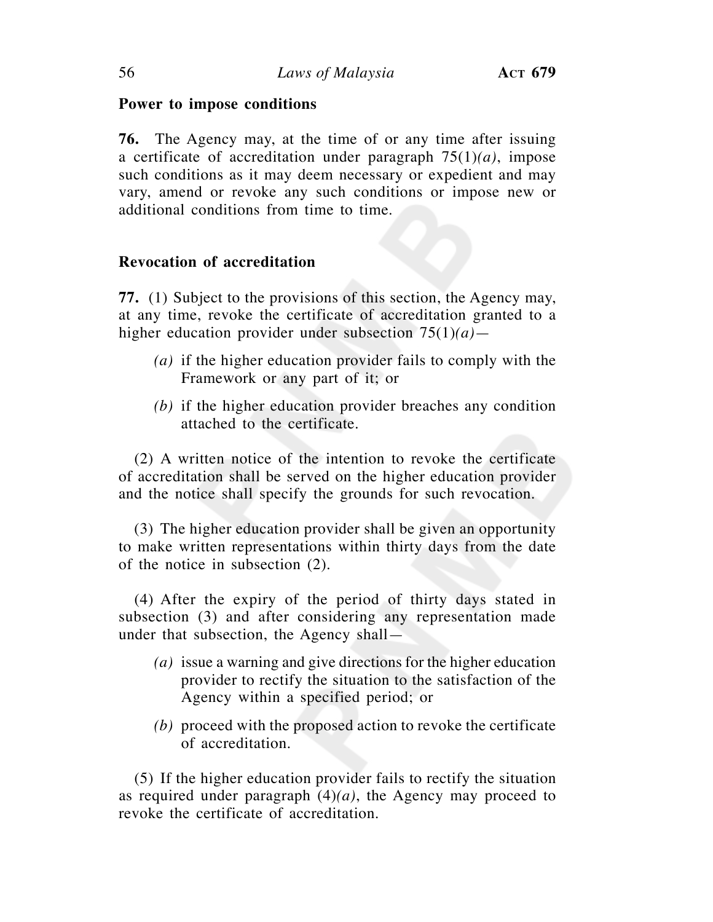**Power to impose conditions**

**76.** The Agency may, at the time of or any time after issuing a certificate of accreditation under paragraph 75(1)*(a)*, impose such conditions as it may deem necessary or expedient and may vary, amend or revoke any such conditions or impose new or additional conditions from time to time.

**Revocation of accreditation**

**77.** (1) Subject to the provisions of this section, the Agency may, at any time, revoke the certificate of accreditation granted to a higher education provider under subsection 75(1)*(a)*—

*(a)* if the higher education provider fails to comply with the Framework or any part of it; or

*(b)* if the higher education provider breaches any condition attached to the certificate.

(2) A written notice of the intention to revoke the certificate of accreditation shall be served on the higher education provider and the notice shall specify the grounds for such revocation.

(3) The higher education provider shall be given an opportunity to make written representations within thirty days from the date of the notice in subsection (2).

(4) After the expiry of the period of thirty days stated in subsection (3) and after considering any representation made under that subsection, the Agency shall—

*(a)* issue a warning and give directions for the higher education provider to rectify the situation to the satisfaction of the Agency within a specified period; or

*(b)* proceed with the proposed action to revoke the certificate of accreditation.

(5) If the higher education provider fails to rectify the situation as required under paragraph (4)*(a)*, the Agency may proceed to revoke the certificate of accreditation.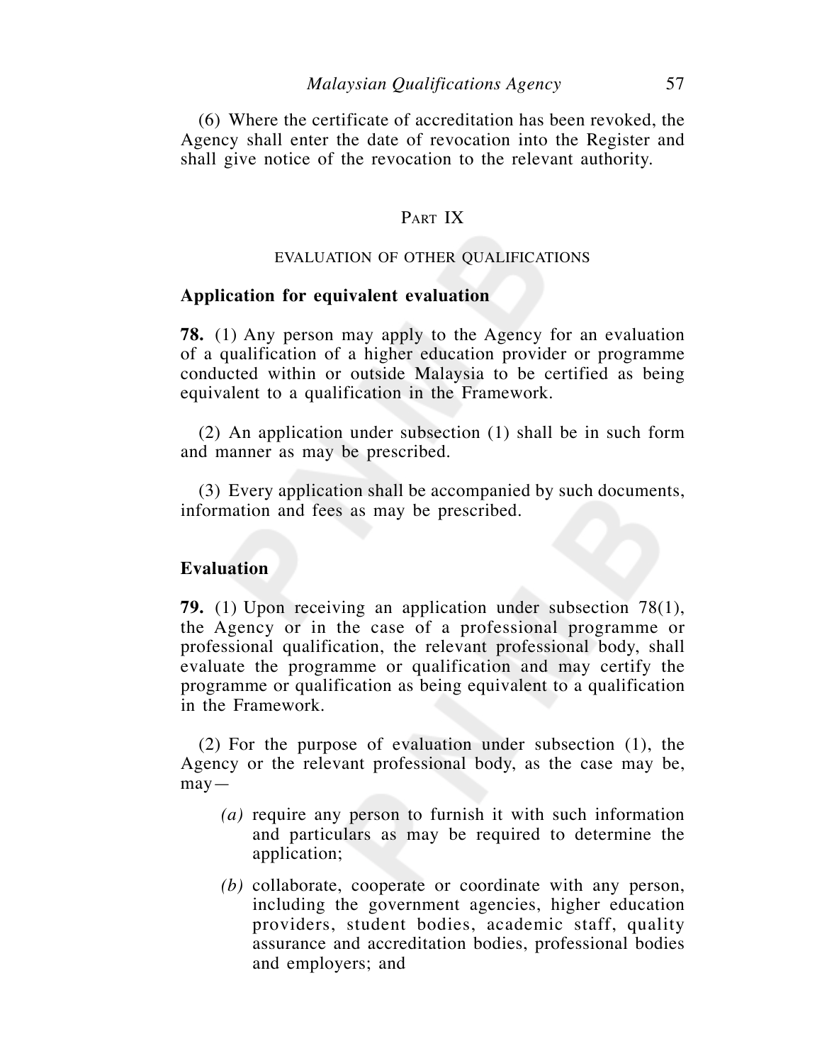(6) Where the certificate of accreditation has been revoked, the Agency shall enter the date of revocation into the Register and shall give notice of the revocation to the relevant authority.

## PART IX

## EVALUATION OF OTHER QUALIFICATIONS

### Application for equivalent evaluation

**78.** (1) Any person may apply to the Agency for an evaluation of a qualification of a higher education provider or programme conducted within or outside Malaysia to be certified as being equivalent to a qualification in the Framework.

(2) An application under subsection (1) shall be in such form and manner as may be prescribed.

(3) Every application shall be accompanied by such documents, information and fees as may be prescribed.

### Evaluation

**79.** (1) Upon receiving an application under subsection 78(1), the Agency or in the case of a professional programme or professional qualification, the relevant professional body, shall evaluate the programme or qualification and may certify the programme or qualification as being equivalent to a qualification in the Framework.

(2) For the purpose of evaluation under subsection (1), the Agency or the relevant professional body, as the case may be, may—

*(a)* require any person to furnish it with such information and particulars as may be required to determine the application;

*(b)* collaborate, cooperate or coordinate with any person, including the government agencies, higher education providers, student bodies, academic staff, quality assurance and accreditation bodies, professional bodies and employers; and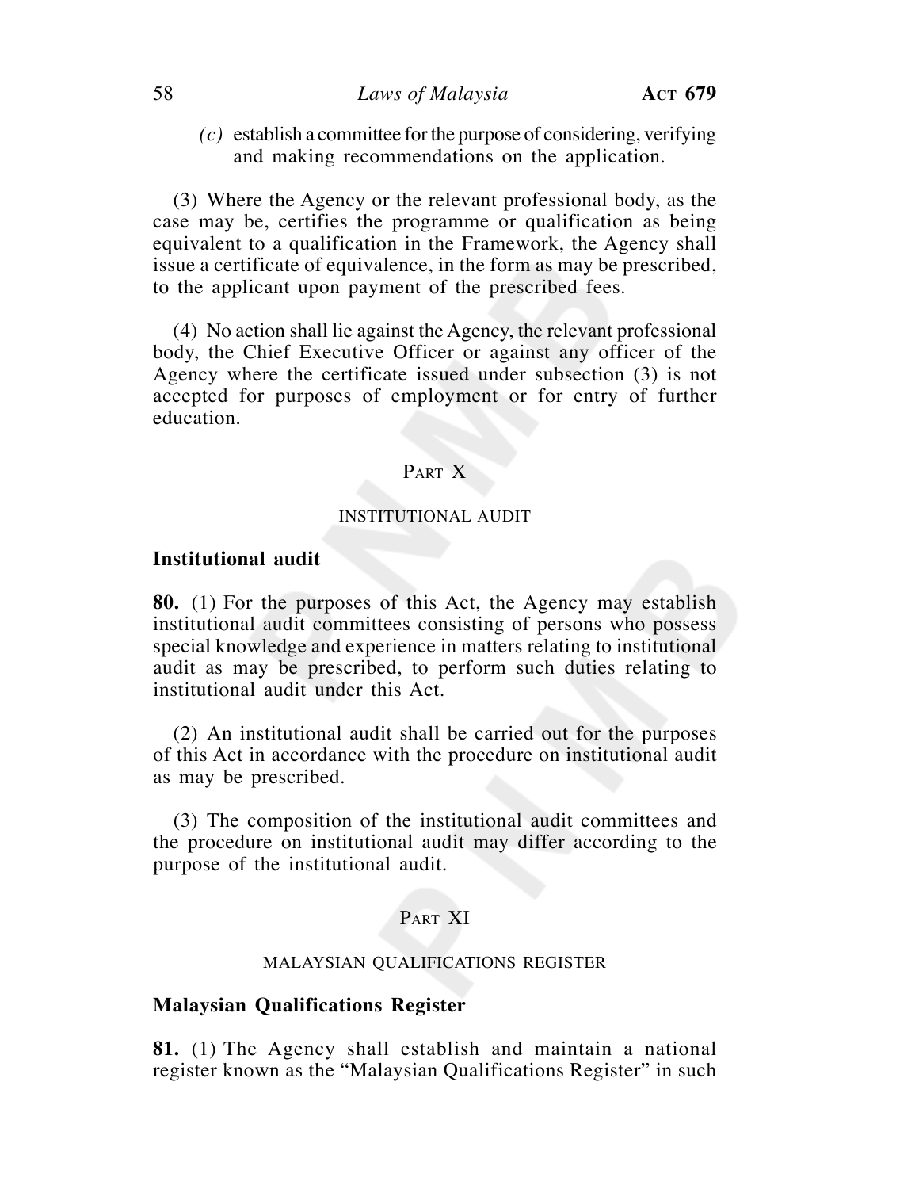*(c)* establish a committee for the purpose of considering, verifying and making recommendations on the application.

(3) Where the Agency or the relevant professional body, as the case may be, certifies the programme or qualification as being equivalent to a qualification in the Framework, the Agency shall issue a certificate of equivalence, in the form as may be prescribed, to the applicant upon payment of the prescribed fees.

(4) No action shall lie against the Agency, the relevant professional body, the Chief Executive Officer or against any officer of the Agency where the certificate issued under subsection (3) is not accepted for purposes of employment or for entry of further education.

## PART X

## INSTITUTIONAL AUDIT

### Institutional audit

**80.** (1) For the purposes of this Act, the Agency may establish institutional audit committees consisting of persons who possess special knowledge and experience in matters relating to institutional audit as may be prescribed, to perform such duties relating to institutional audit under this Act.

(2) An institutional audit shall be carried out for the purposes of this Act in accordance with the procedure on institutional audit as may be prescribed.

(3) The composition of the institutional audit committees and the procedure on institutional audit may differ according to the purpose of the institutional audit.

## PART XI

## MALAYSIAN QUALIFICATIONS REGISTER

### Malaysian Qualifications Register

**81.** (1) The Agency shall establish and maintain a national register known as the "Malaysian Qualifications Register" in such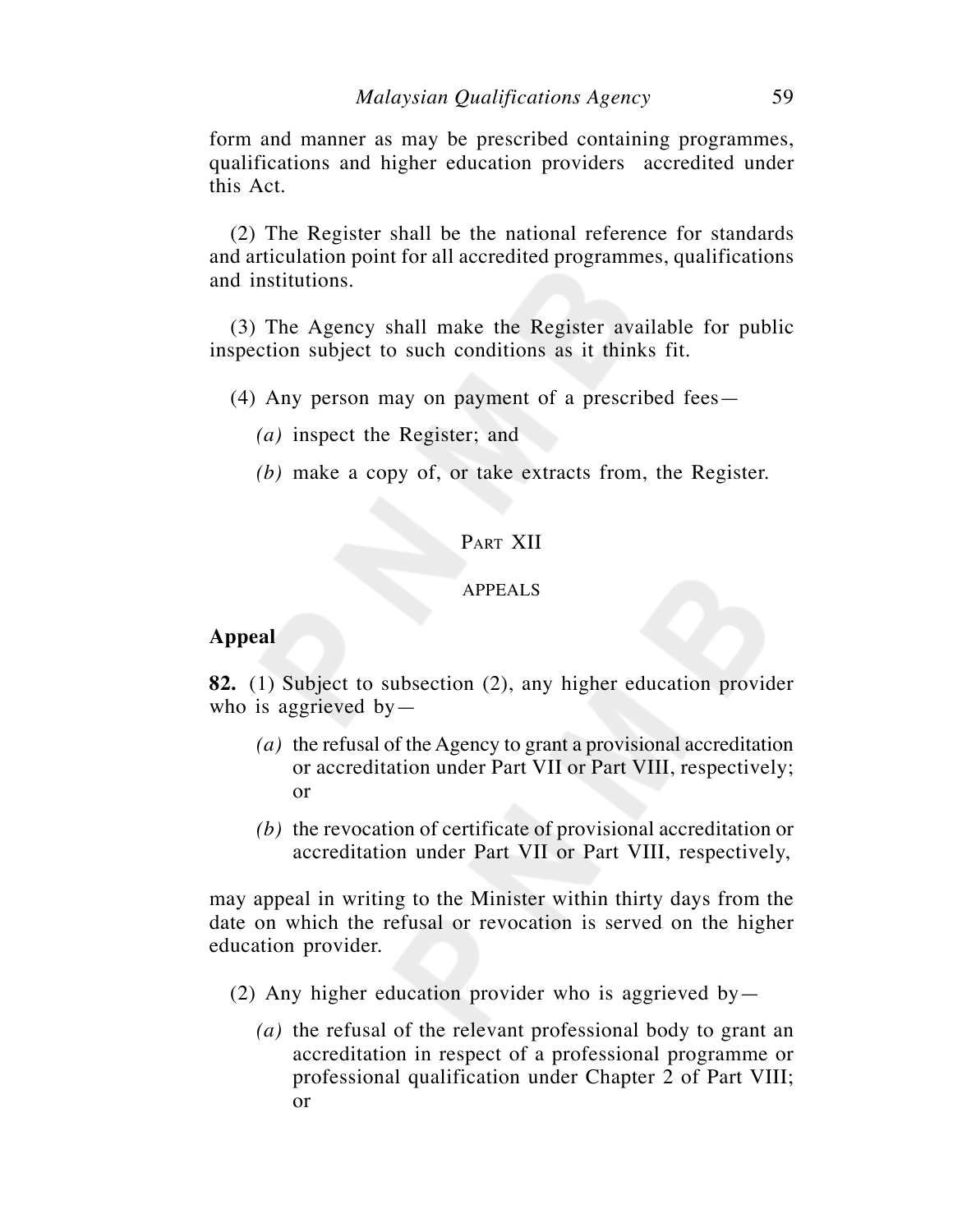form and manner as may be prescribed containing programmes, qualifications and higher education providers accredited under this Act.

(2) The Register shall be the national reference for standards and articulation point for all accredited programmes, qualifications and institutions.

(3) The Agency shall make the Register available for public inspection subject to such conditions as it thinks fit.

(4) Any person may on payment of a prescribed fees—

*(a)* inspect the Register; and

*(b)* make a copy of, or take extracts from, the Register.

## Part XII

## APPEALS

### Appeal

**82.** (1) Subject to subsection (2), any higher education provider who is aggrieved by—

*(a)* the refusal of the Agency to grant a provisional accreditation or accreditation under Part VII or Part VIII, respectively; or

*(b)* the revocation of certificate of provisional accreditation or accreditation under Part VII or Part VIII, respectively,

may appeal in writing to the Minister within thirty days from the date on which the refusal or revocation is served on the higher education provider.

(2) Any higher education provider who is aggrieved by—

*(a)* the refusal of the relevant professional body to grant an accreditation in respect of a professional programme or professional qualification under Chapter 2 of Part VIII; or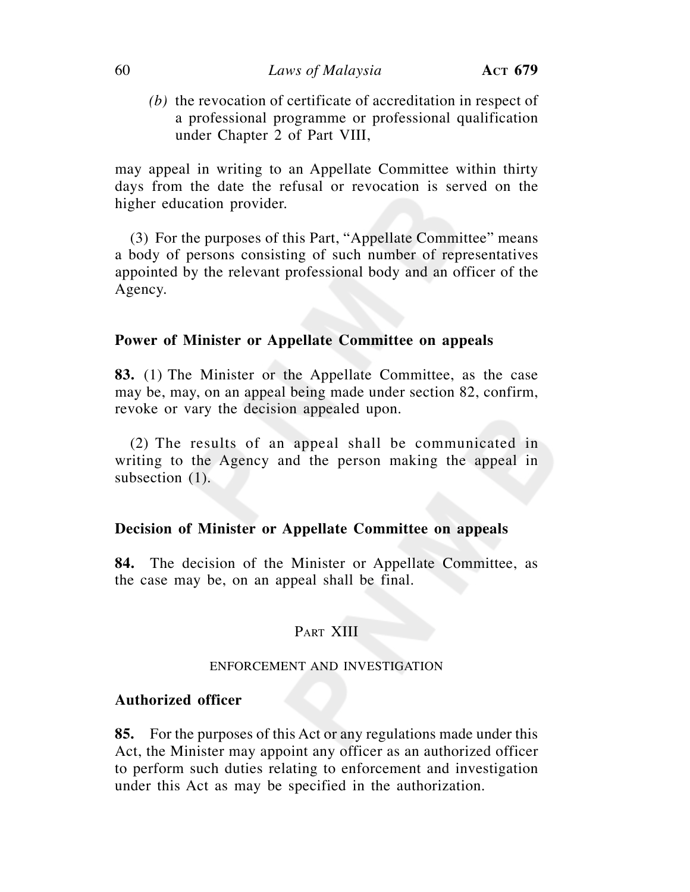(b) the revocation of certificate of accreditation in respect of a professional programme or professional qualification under Chapter 2 of Part VIII,

may appeal in writing to an Appellate Committee within thirty days from the date the refusal or revocation is served on the higher education provider.

(3) For the purposes of this Part, "Appellate Committee" means a body of persons consisting of such number of representatives appointed by the relevant professional body and an officer of the Agency.

### Power of Minister or Appellate Committee on appeals

**83.** (1) The Minister or the Appellate Committee, as the case may be, may, on an appeal being made under section 82, confirm, revoke or vary the decision appealed upon.

(2) The results of an appeal shall be communicated in writing to the Agency and the person making the appeal in subsection (1).

### Decision of Minister or Appellate Committee on appeals

**84.** The decision of the Minister or Appellate Committee, as the case may be, on an appeal shall be final.

## PART XIII

## ENFORCEMENT AND INVESTIGATION

### Authorized officer

**85.** For the purposes of this Act or any regulations made under this Act, the Minister may appoint any officer as an authorized officer to perform such duties relating to enforcement and investigation under this Act as may be specified in the authorization.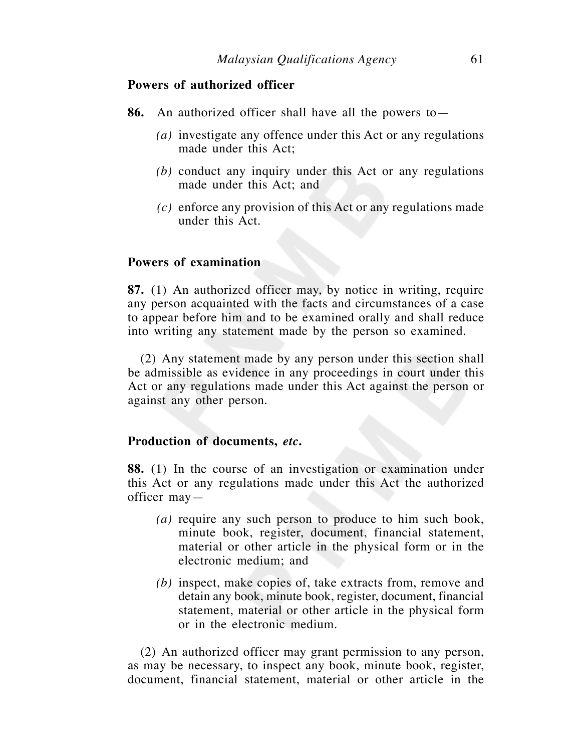**Powers of authorized officer**

**86.** An authorized officer shall have all the powers to—

*(a)* investigate any offence under this Act or any regulations made under this Act;

*(b)* conduct any inquiry under this Act or any regulations made under this Act; and

*(c)* enforce any provision of this Act or any regulations made under this Act.

**Powers of examination**

**87.** (1) An authorized officer may, by notice in writing, require any person acquainted with the facts and circumstances of a case to appear before him and to be examined orally and shall reduce into writing any statement made by the person so examined.

(2) Any statement made by any person under this section shall be admissible as evidence in any proceedings in court under this Act or any regulations made under this Act against the person or against any other person.

**Production of documents, *etc*.**

**88.** (1) In the course of an investigation or examination under this Act or any regulations made under this Act the authorized officer may—

*(a)* require any such person to produce to him such book, minute book, register, document, financial statement, material or other article in the physical form or in the electronic medium; and

*(b)* inspect, make copies of, take extracts from, remove and detain any book, minute book, register, document, financial statement, material or other article in the physical form or in the electronic medium.

(2) An authorized officer may grant permission to any person, as may be necessary, to inspect any book, minute book, register, document, financial statement, material or other article in the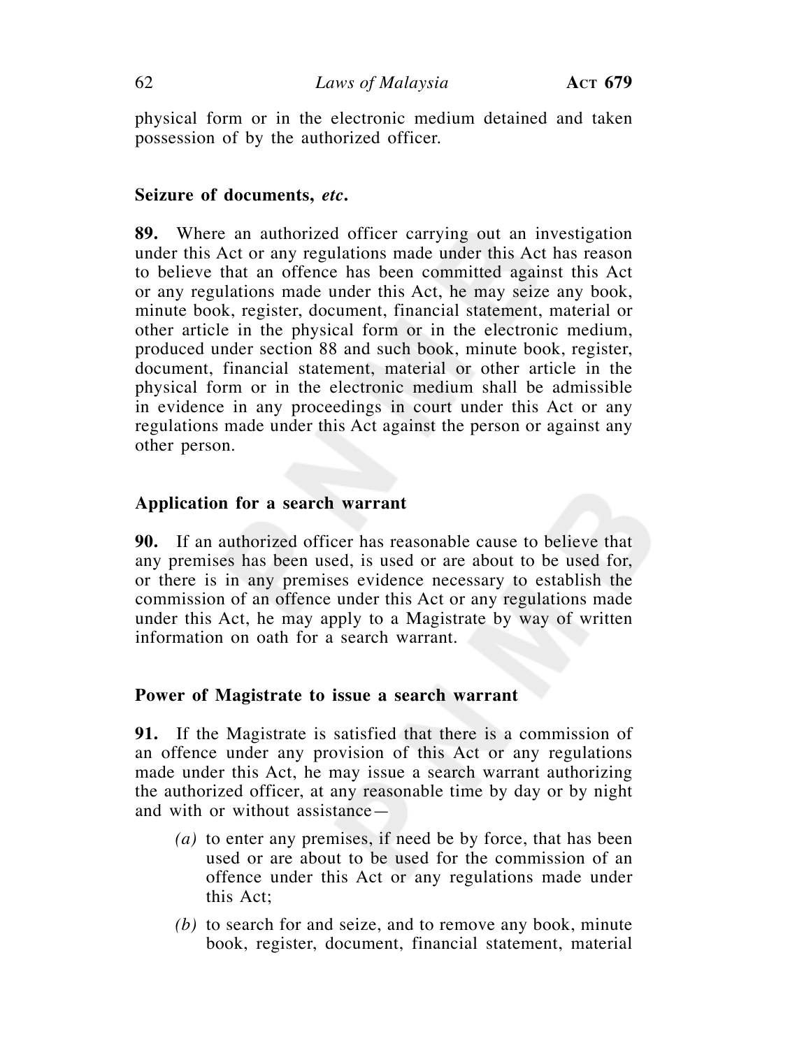physical form or in the electronic medium detained and taken possession of by the authorized officer.

### Seizure of documents, *etc*.

**89.** Where an authorized officer carrying out an investigation under this Act or any regulations made under this Act has reason to believe that an offence has been committed against this Act or any regulations made under this Act, he may seize any book, minute book, register, document, financial statement, material or other article in the physical form or in the electronic medium, produced under section 88 and such book, minute book, register, document, financial statement, material or other article in the physical form or in the electronic medium shall be admissible in evidence in any proceedings in court under this Act or any regulations made under this Act against the person or against any other person.

### Application for a search warrant

**90.** If an authorized officer has reasonable cause to believe that any premises has been used, is used or are about to be used for, or there is in any premises evidence necessary to establish the commission of an offence under this Act or any regulations made under this Act, he may apply to a Magistrate by way of written information on oath for a search warrant.

### Power of Magistrate to issue a search warrant

**91.** If the Magistrate is satisfied that there is a commission of an offence under any provision of this Act or any regulations made under this Act, he may issue a search warrant authorizing the authorized officer, at any reasonable time by day or by night and with or without assistance—

*(a)* to enter any premises, if need be by force, that has been used or are about to be used for the commission of an offence under this Act or any regulations made under this Act;

*(b)* to search for and seize, and to remove any book, minute book, register, document, financial statement, material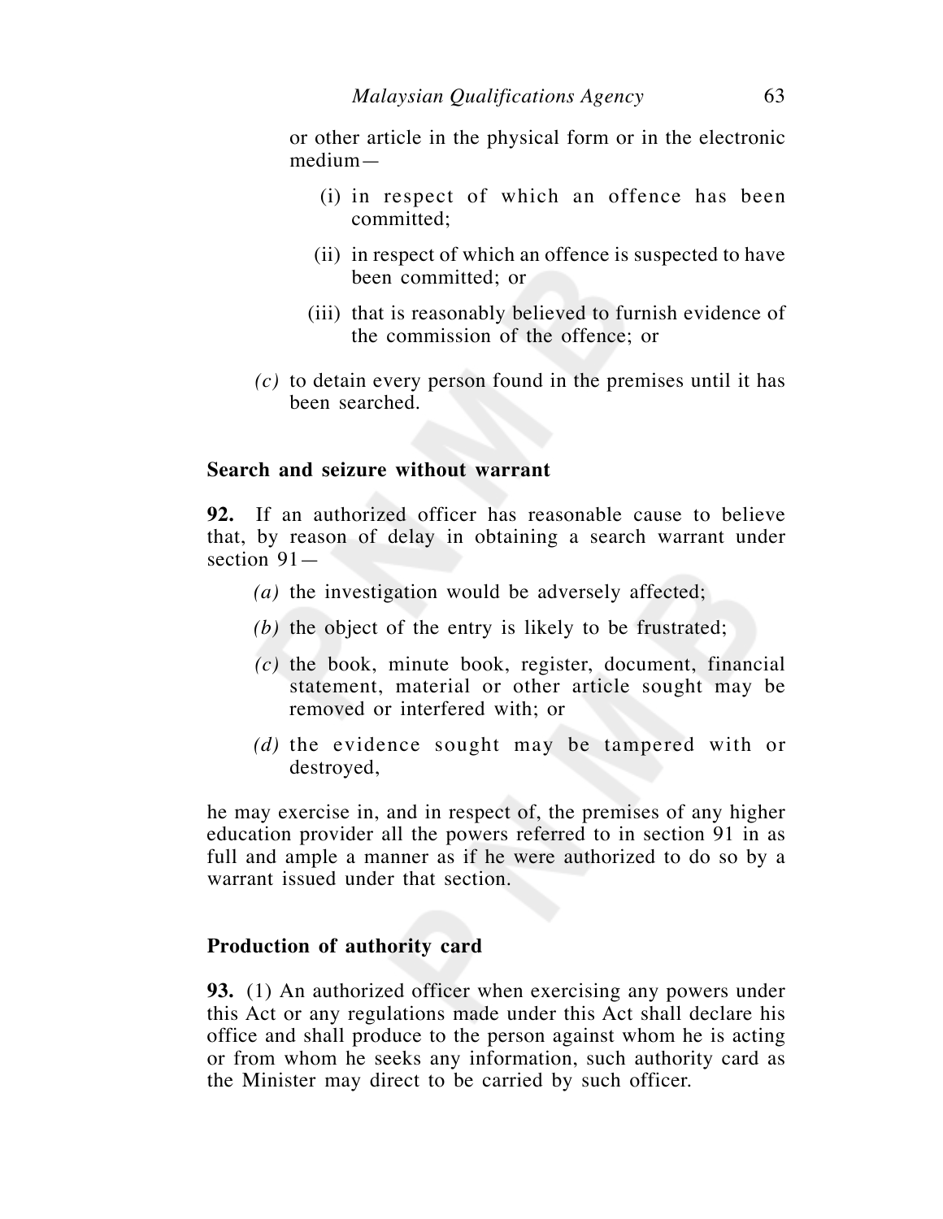or other article in the physical form or in the electronic medium—

(i) in respect of which an offence has been committed;

(ii) in respect of which an offence is suspected to have been committed; or

(iii) that is reasonably believed to furnish evidence of the commission of the offence; or

*(c)* to detain every person found in the premises until it has been searched.

**Search and seizure without warrant**

**92.** If an authorized officer has reasonable cause to believe that, by reason of delay in obtaining a search warrant under section 91—

*(a)* the investigation would be adversely affected;

*(b)* the object of the entry is likely to be frustrated;

*(c)* the book, minute book, register, document, financial statement, material or other article sought may be removed or interfered with; or

*(d)* the evidence sought may be tampered with or destroyed,

he may exercise in, and in respect of, the premises of any higher education provider all the powers referred to in section 91 in as full and ample a manner as if he were authorized to do so by a warrant issued under that section.

**Production of authority card**

**93.** (1) An authorized officer when exercising any powers under this Act or any regulations made under this Act shall declare his office and shall produce to the person against whom he is acting or from whom he seeks any information, such authority card as the Minister may direct to be carried by such officer.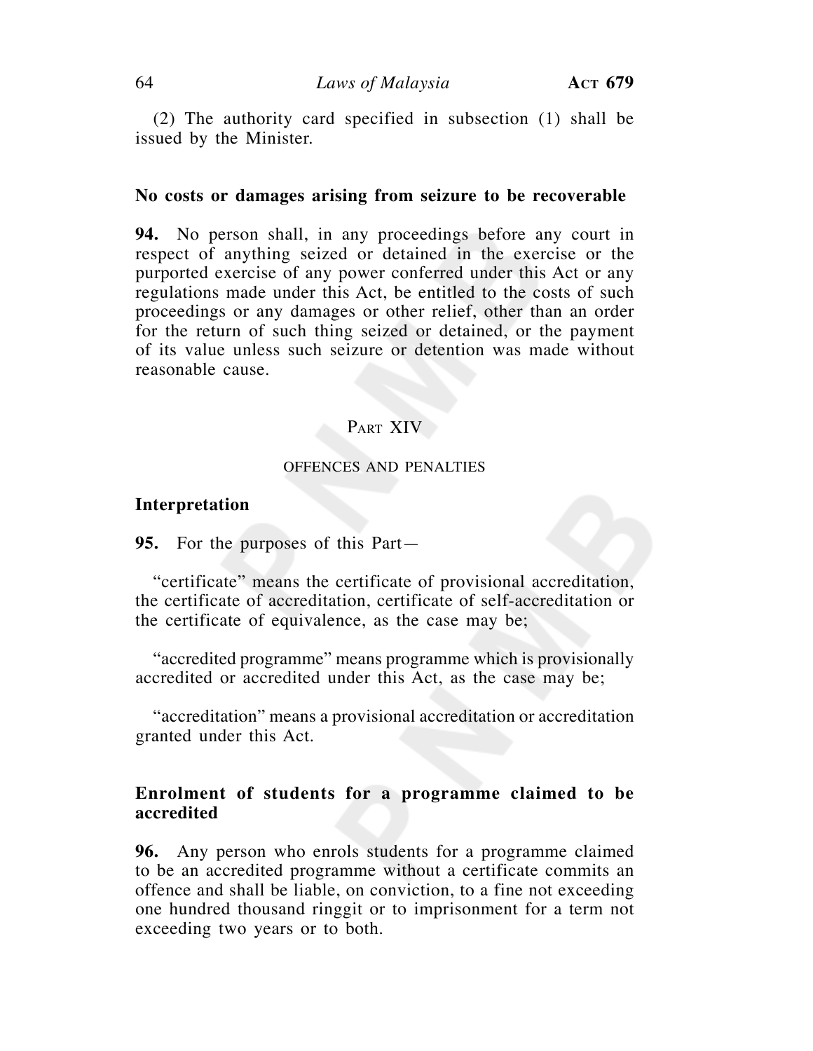(2) The authority card specified in subsection (1) shall be issued by the Minister.

### No costs or damages arising from seizure to be recoverable

**94.** No person shall, in any proceedings before any court in respect of anything seized or detained in the exercise or the purported exercise of any power conferred under this Act or any regulations made under this Act, be entitled to the costs of such proceedings or any damages or other relief, other than an order for the return of such thing seized or detained, or the payment of its value unless such seizure or detention was made without reasonable cause.

## PART XIV

## OFFENCES AND PENALTIES

### Interpretation

**95.** For the purposes of this Part—

"certificate" means the certificate of provisional accreditation, the certificate of accreditation, certificate of self-accreditation or the certificate of equivalence, as the case may be;

"accredited programme" means programme which is provisionally accredited or accredited under this Act, as the case may be;

"accreditation" means a provisional accreditation or accreditation granted under this Act.

### Enrolment of students for a programme claimed to be accredited

**96.** Any person who enrols students for a programme claimed to be an accredited programme without a certificate commits an offence and shall be liable, on conviction, to a fine not exceeding one hundred thousand ringgit or to imprisonment for a term not exceeding two years or to both.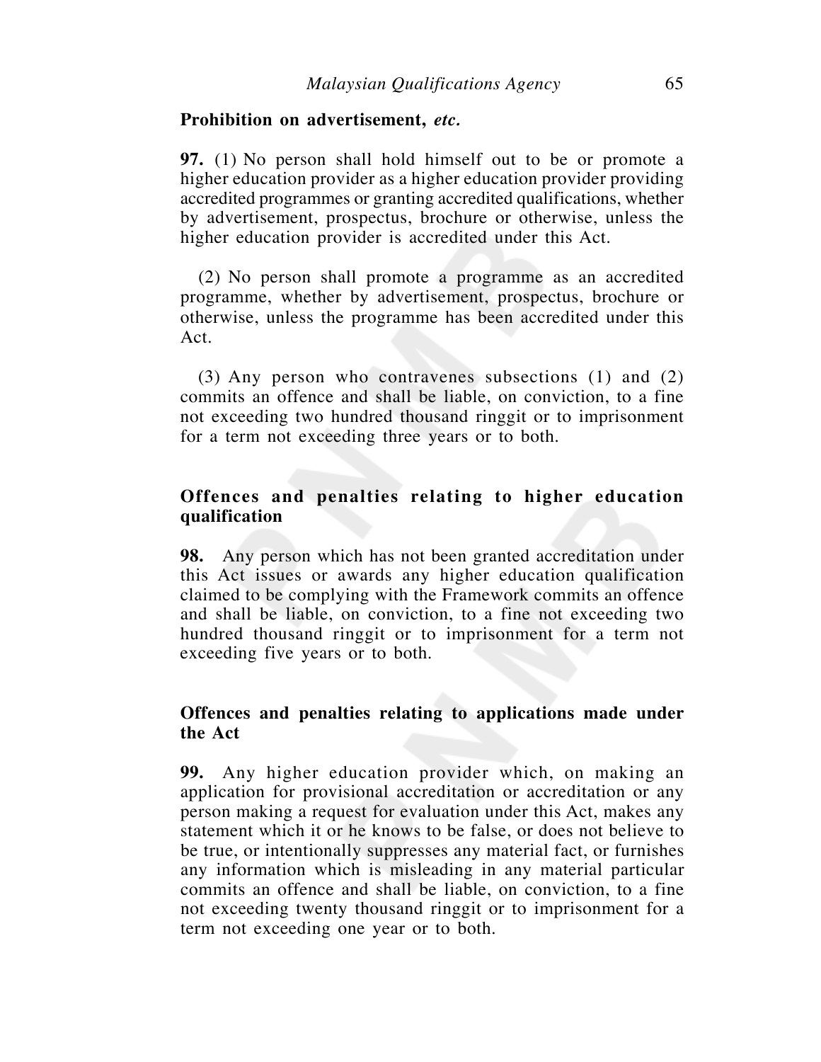**Prohibition on advertisement,** ***etc.***

**97.** (1) No person shall hold himself out to be or promote a higher education provider as a higher education provider providing accredited programmes or granting accredited qualifications, whether by advertisement, prospectus, brochure or otherwise, unless the higher education provider is accredited under this Act.

(2) No person shall promote a programme as an accredited programme, whether by advertisement, prospectus, brochure or otherwise, unless the programme has been accredited under this Act.

(3) Any person who contravenes subsections (1) and (2) commits an offence and shall be liable, on conviction, to a fine not exceeding two hundred thousand ringgit or to imprisonment for a term not exceeding three years or to both.

**Offences and penalties relating to higher education qualification**

**98.** Any person which has not been granted accreditation under this Act issues or awards any higher education qualification claimed to be complying with the Framework commits an offence and shall be liable, on conviction, to a fine not exceeding two hundred thousand ringgit or to imprisonment for a term not exceeding five years or to both.

**Offences and penalties relating to applications made under the Act**

**99.** Any higher education provider which, on making an application for provisional accreditation or accreditation or any person making a request for evaluation under this Act, makes any statement which it or he knows to be false, or does not believe to be true, or intentionally suppresses any material fact, or furnishes any information which is misleading in any material particular commits an offence and shall be liable, on conviction, to a fine not exceeding twenty thousand ringgit or to imprisonment for a term not exceeding one year or to both.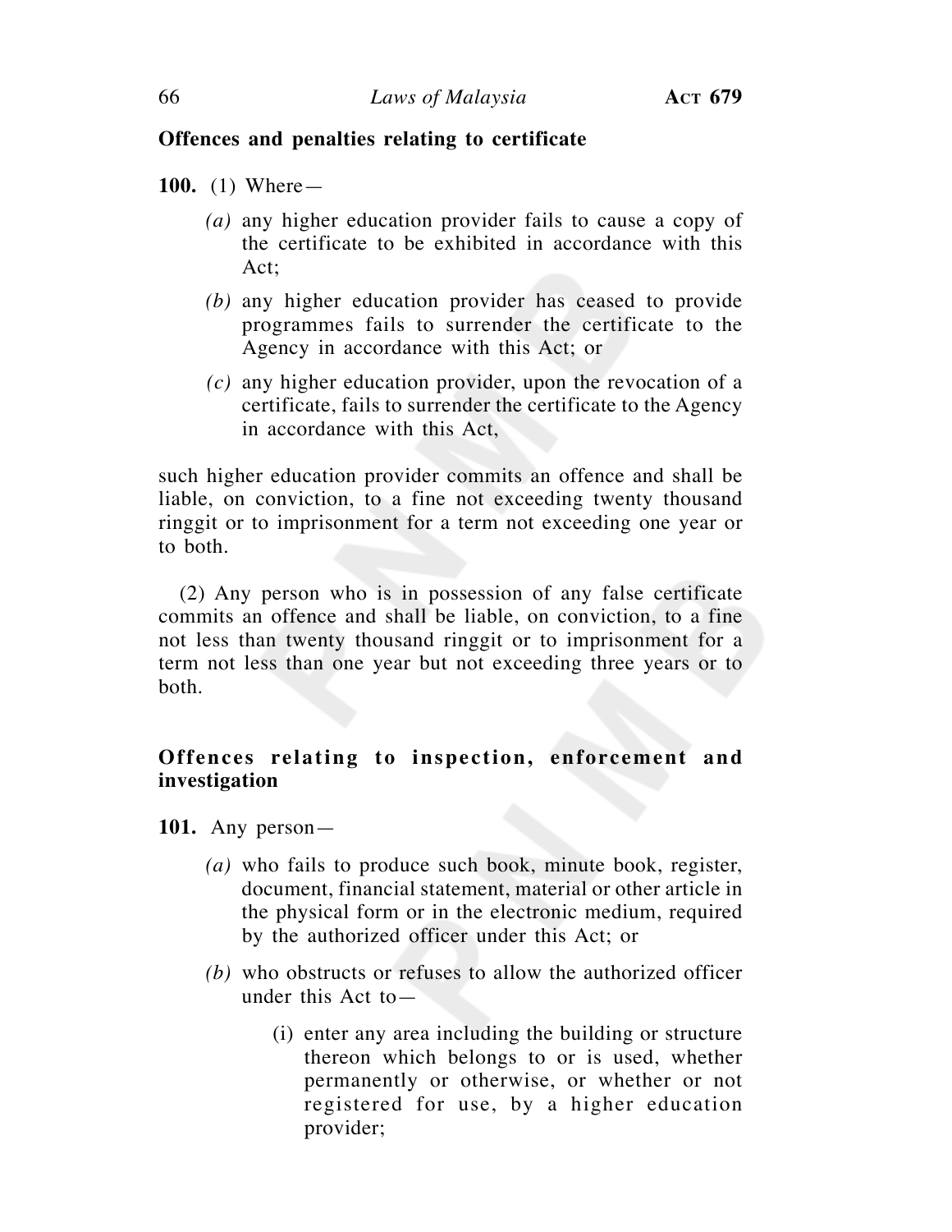### Offences and penalties relating to certificate

**100.** (1) Where—

*(a)* any higher education provider fails to cause a copy of the certificate to be exhibited in accordance with this Act;

*(b)* any higher education provider has ceased to provide programmes fails to surrender the certificate to the Agency in accordance with this Act; or

*(c)* any higher education provider, upon the revocation of a certificate, fails to surrender the certificate to the Agency in accordance with this Act,

such higher education provider commits an offence and shall be liable, on conviction, to a fine not exceeding twenty thousand ringgit or to imprisonment for a term not exceeding one year or to both.

(2) Any person who is in possession of any false certificate commits an offence and shall be liable, on conviction, to a fine not less than twenty thousand ringgit or to imprisonment for a term not less than one year but not exceeding three years or to both.

### Offences relating to inspection, enforcement and investigation

**101.** Any person—

*(a)* who fails to produce such book, minute book, register, document, financial statement, material or other article in the physical form or in the electronic medium, required by the authorized officer under this Act; or

*(b)* who obstructs or refuses to allow the authorized officer under this Act to—

(i) enter any area including the building or structure thereon which belongs to or is used, whether permanently or otherwise, or whether or not registered for use, by a higher education provider;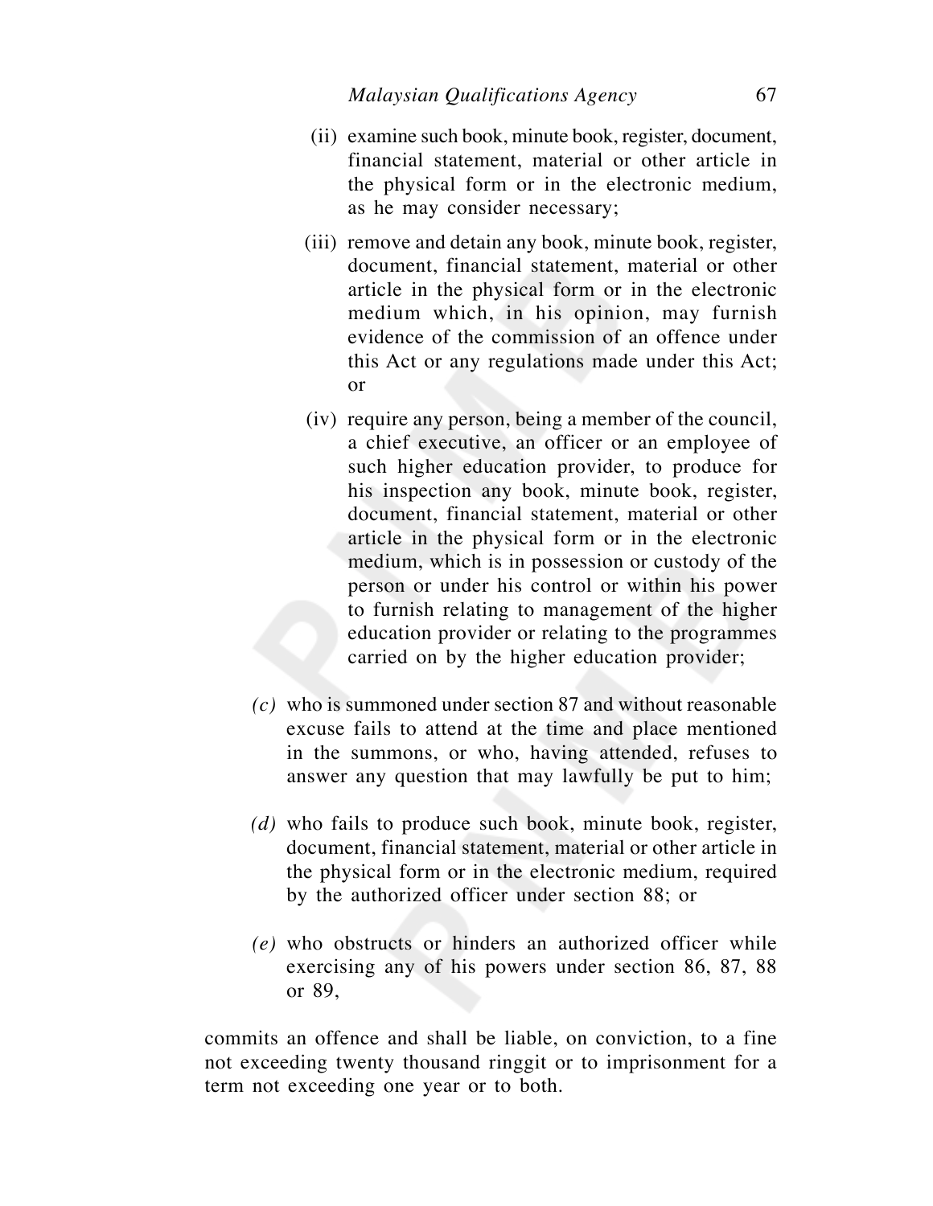(ii) examine such book, minute book, register, document, financial statement, material or other article in the physical form or in the electronic medium, as he may consider necessary;

(iii) remove and detain any book, minute book, register, document, financial statement, material or other article in the physical form or in the electronic medium which, in his opinion, may furnish evidence of the commission of an offence under this Act or any regulations made under this Act; or

(iv) require any person, being a member of the council, a chief executive, an officer or an employee of such higher education provider, to produce for his inspection any book, minute book, register, document, financial statement, material or other article in the physical form or in the electronic medium, which is in possession or custody of the person or under his control or within his power to furnish relating to management of the higher education provider or relating to the programmes carried on by the higher education provider;

*(c)* who is summoned under section 87 and without reasonable excuse fails to attend at the time and place mentioned in the summons, or who, having attended, refuses to answer any question that may lawfully be put to him;

*(d)* who fails to produce such book, minute book, register, document, financial statement, material or other article in the physical form or in the electronic medium, required by the authorized officer under section 88; or

*(e)* who obstructs or hinders an authorized officer while exercising any of his powers under section 86, 87, 88 or 89,

commits an offence and shall be liable, on conviction, to a fine not exceeding twenty thousand ringgit or to imprisonment for a term not exceeding one year or to both.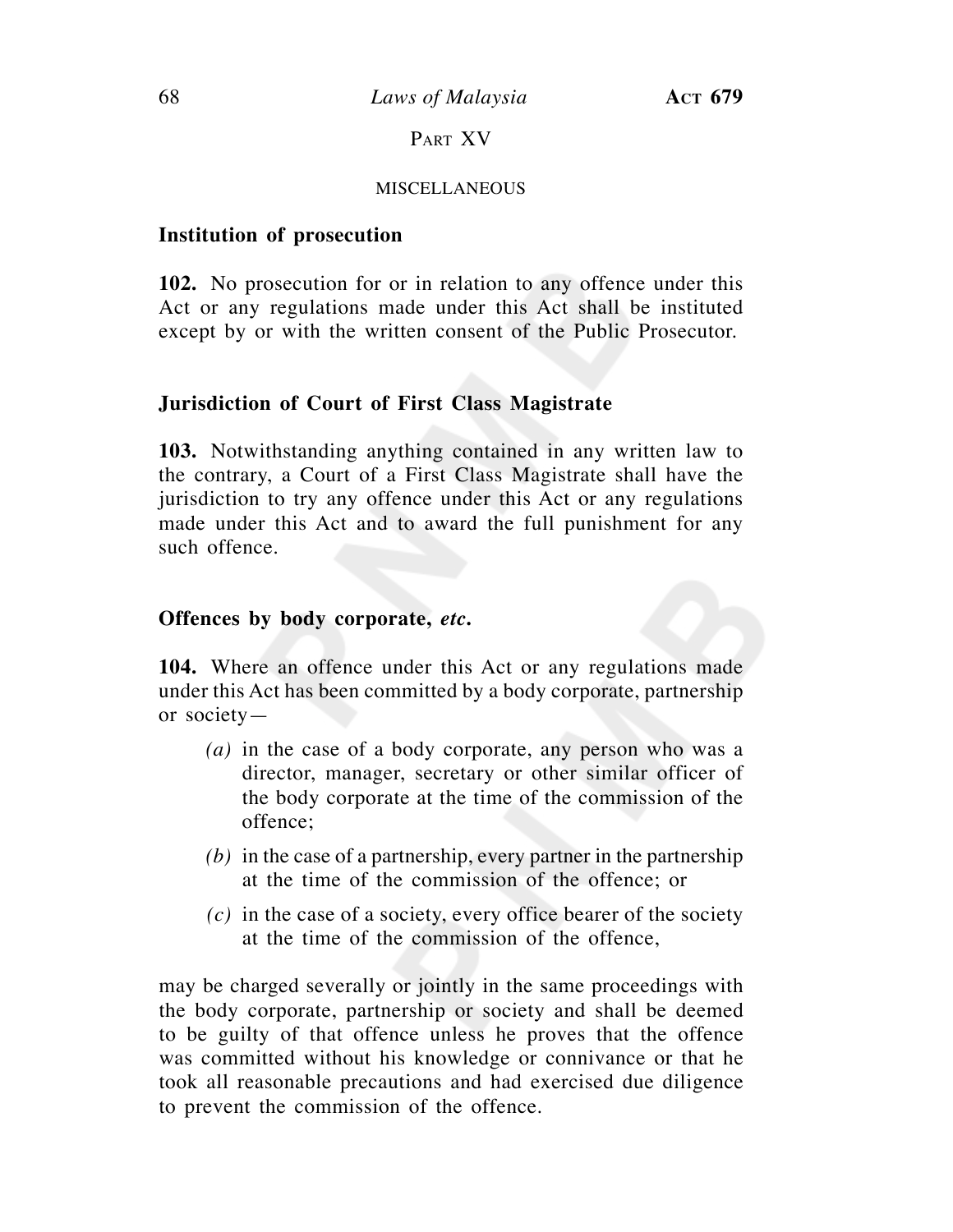## PART XV

### MISCELLANEOUS

**Institution of prosecution**

**102.** No prosecution for or in relation to any offence under this Act or any regulations made under this Act shall be instituted except by or with the written consent of the Public Prosecutor.

**Jurisdiction of Court of First Class Magistrate**

**103.** Notwithstanding anything contained in any written law to the contrary, a Court of a First Class Magistrate shall have the jurisdiction to try any offence under this Act or any regulations made under this Act and to award the full punishment for any such offence.

**Offences by body corporate, *etc*.**

**104.** Where an offence under this Act or any regulations made under this Act has been committed by a body corporate, partnership or society—

*(a)* in the case of a body corporate, any person who was a director, manager, secretary or other similar officer of the body corporate at the time of the commission of the offence;

*(b)* in the case of a partnership, every partner in the partnership at the time of the commission of the offence; or

*(c)* in the case of a society, every office bearer of the society at the time of the commission of the offence,

may be charged severally or jointly in the same proceedings with the body corporate, partnership or society and shall be deemed to be guilty of that offence unless he proves that the offence was committed without his knowledge or connivance or that he took all reasonable precautions and had exercised due diligence to prevent the commission of the offence.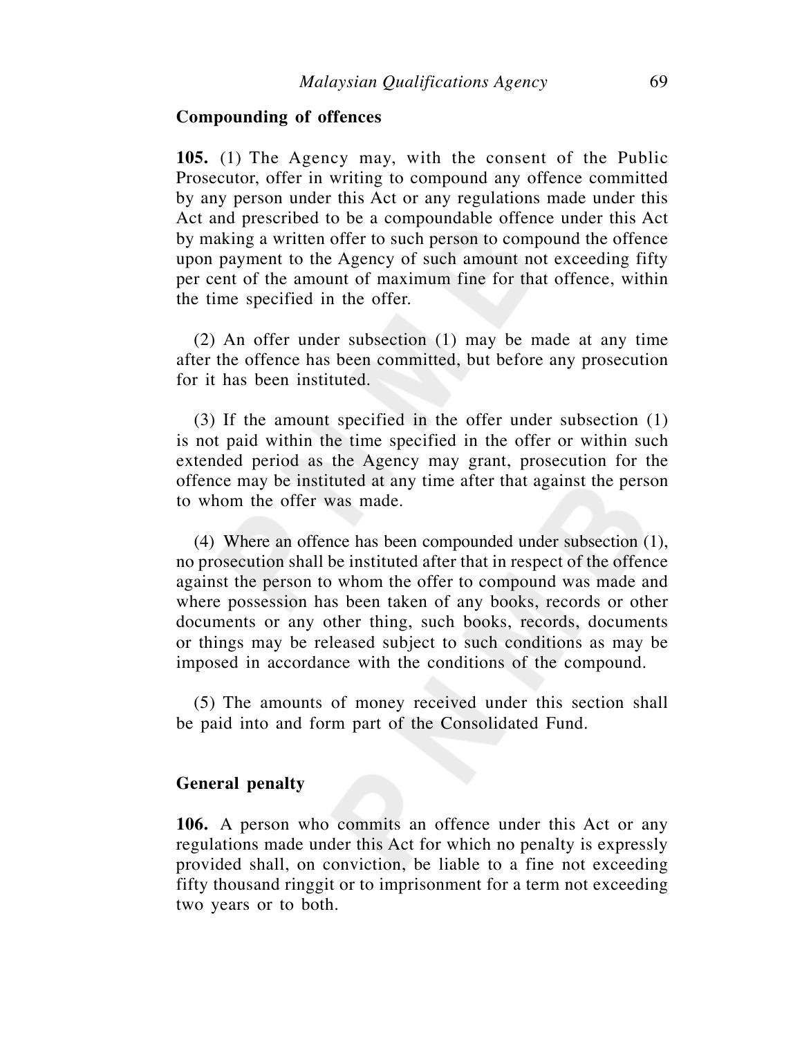**Compounding of offences**

**105.** (1) The Agency may, with the consent of the Public Prosecutor, offer in writing to compound any offence committed by any person under this Act or any regulations made under this Act and prescribed to be a compoundable offence under this Act by making a written offer to such person to compound the offence upon payment to the Agency of such amount not exceeding fifty per cent of the amount of maximum fine for that offence, within the time specified in the offer.

(2) An offer under subsection (1) may be made at any time after the offence has been committed, but before any prosecution for it has been instituted.

(3) If the amount specified in the offer under subsection (1) is not paid within the time specified in the offer or within such extended period as the Agency may grant, prosecution for the offence may be instituted at any time after that against the person to whom the offer was made.

(4) Where an offence has been compounded under subsection (1), no prosecution shall be instituted after that in respect of the offence against the person to whom the offer to compound was made and where possession has been taken of any books, records or other documents or any other thing, such books, records, documents or things may be released subject to such conditions as may be imposed in accordance with the conditions of the compound.

(5) The amounts of money received under this section shall be paid into and form part of the Consolidated Fund.

**General penalty**

**106.** A person who commits an offence under this Act or any regulations made under this Act for which no penalty is expressly provided shall, on conviction, be liable to a fine not exceeding fifty thousand ringgit or to imprisonment for a term not exceeding two years or to both.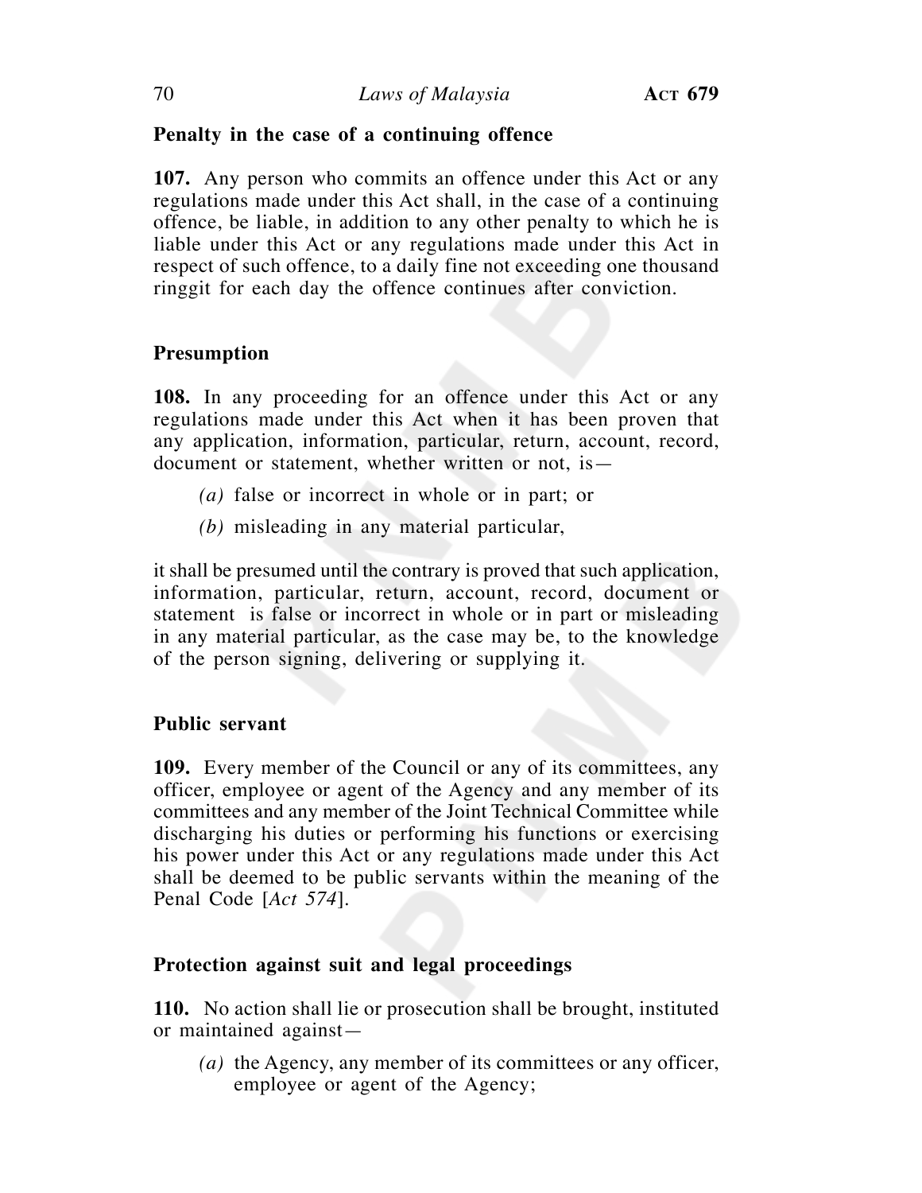### Penalty in the case of a continuing offence

**107.** Any person who commits an offence under this Act or any regulations made under this Act shall, in the case of a continuing offence, be liable, in addition to any other penalty to which he is liable under this Act or any regulations made under this Act in respect of such offence, to a daily fine not exceeding one thousand ringgit for each day the offence continues after conviction.

### Presumption

**108.** In any proceeding for an offence under this Act or any regulations made under this Act when it has been proven that any application, information, particular, return, account, record, document or statement, whether written or not, is—

*(a)* false or incorrect in whole or in part; or

*(b)* misleading in any material particular,

it shall be presumed until the contrary is proved that such application, information, particular, return, account, record, document or statement is false or incorrect in whole or in part or misleading in any material particular, as the case may be, to the knowledge of the person signing, delivering or supplying it.

### Public servant

**109.** Every member of the Council or any of its committees, any officer, employee or agent of the Agency and any member of its committees and any member of the Joint Technical Committee while discharging his duties or performing his functions or exercising his power under this Act or any regulations made under this Act shall be deemed to be public servants within the meaning of the Penal Code [*Act 574*].

### Protection against suit and legal proceedings

**110.** No action shall lie or prosecution shall be brought, instituted or maintained against—

*(a)* the Agency, any member of its committees or any officer, employee or agent of the Agency;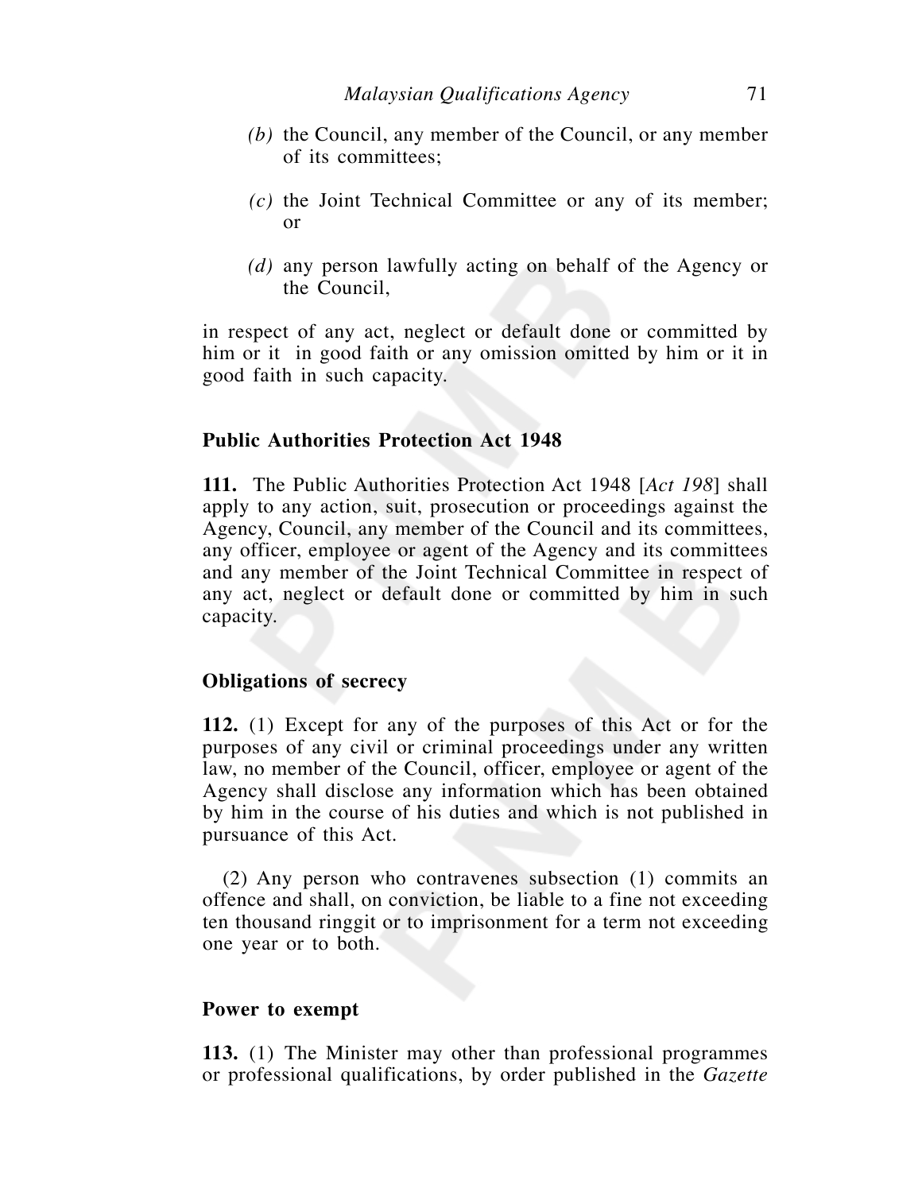*(b)* the Council, any member of the Council, or any member of its committees;

*(c)* the Joint Technical Committee or any of its member; or

*(d)* any person lawfully acting on behalf of the Agency or the Council,

in respect of any act, neglect or default done or committed by him or it in good faith or any omission omitted by him or it in good faith in such capacity.

**Public Authorities Protection Act 1948**

**111.** The Public Authorities Protection Act 1948 [*Act 198*] shall apply to any action, suit, prosecution or proceedings against the Agency, Council, any member of the Council and its committees, any officer, employee or agent of the Agency and its committees and any member of the Joint Technical Committee in respect of any act, neglect or default done or committed by him in such capacity.

**Obligations of secrecy**

**112.** (1) Except for any of the purposes of this Act or for the purposes of any civil or criminal proceedings under any written law, no member of the Council, officer, employee or agent of the Agency shall disclose any information which has been obtained by him in the course of his duties and which is not published in pursuance of this Act.

(2) Any person who contravenes subsection (1) commits an offence and shall, on conviction, be liable to a fine not exceeding ten thousand ringgit or to imprisonment for a term not exceeding one year or to both.

**Power to exempt**

**113.** (1) The Minister may other than professional programmes or professional qualifications, by order published in the *Gazette*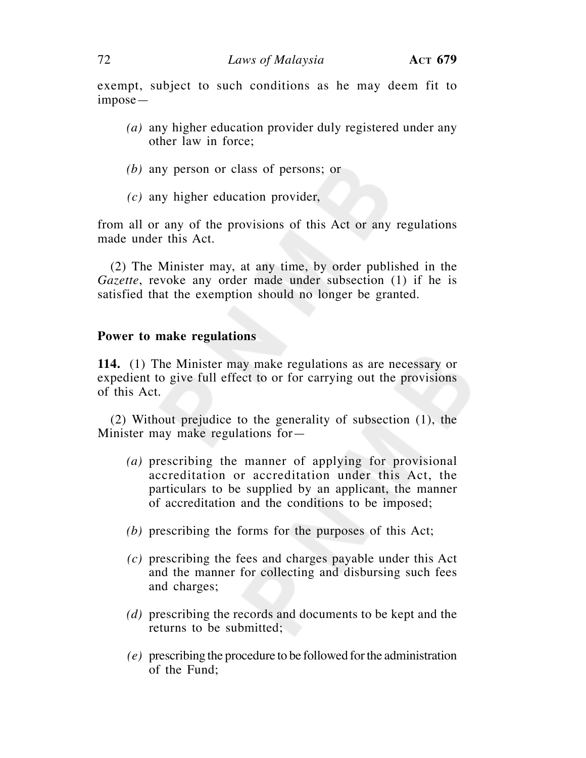exempt, subject to such conditions as he may deem fit to impose—

*(a)* any higher education provider duly registered under any other law in force;

*(b)* any person or class of persons; or

*(c)* any higher education provider,

from all or any of the provisions of this Act or any regulations made under this Act.

(2) The Minister may, at any time, by order published in the *Gazette*, revoke any order made under subsection (1) if he is satisfied that the exemption should no longer be granted.

**Power to make regulations**

**114.** (1) The Minister may make regulations as are necessary or expedient to give full effect to or for carrying out the provisions of this Act.

(2) Without prejudice to the generality of subsection (1), the Minister may make regulations for—

*(a)* prescribing the manner of applying for provisional accreditation or accreditation under this Act, the particulars to be supplied by an applicant, the manner of accreditation and the conditions to be imposed;

*(b)* prescribing the forms for the purposes of this Act;

*(c)* prescribing the fees and charges payable under this Act and the manner for collecting and disbursing such fees and charges;

*(d)* prescribing the records and documents to be kept and the returns to be submitted;

*(e)* prescribing the procedure to be followed for the administration of the Fund;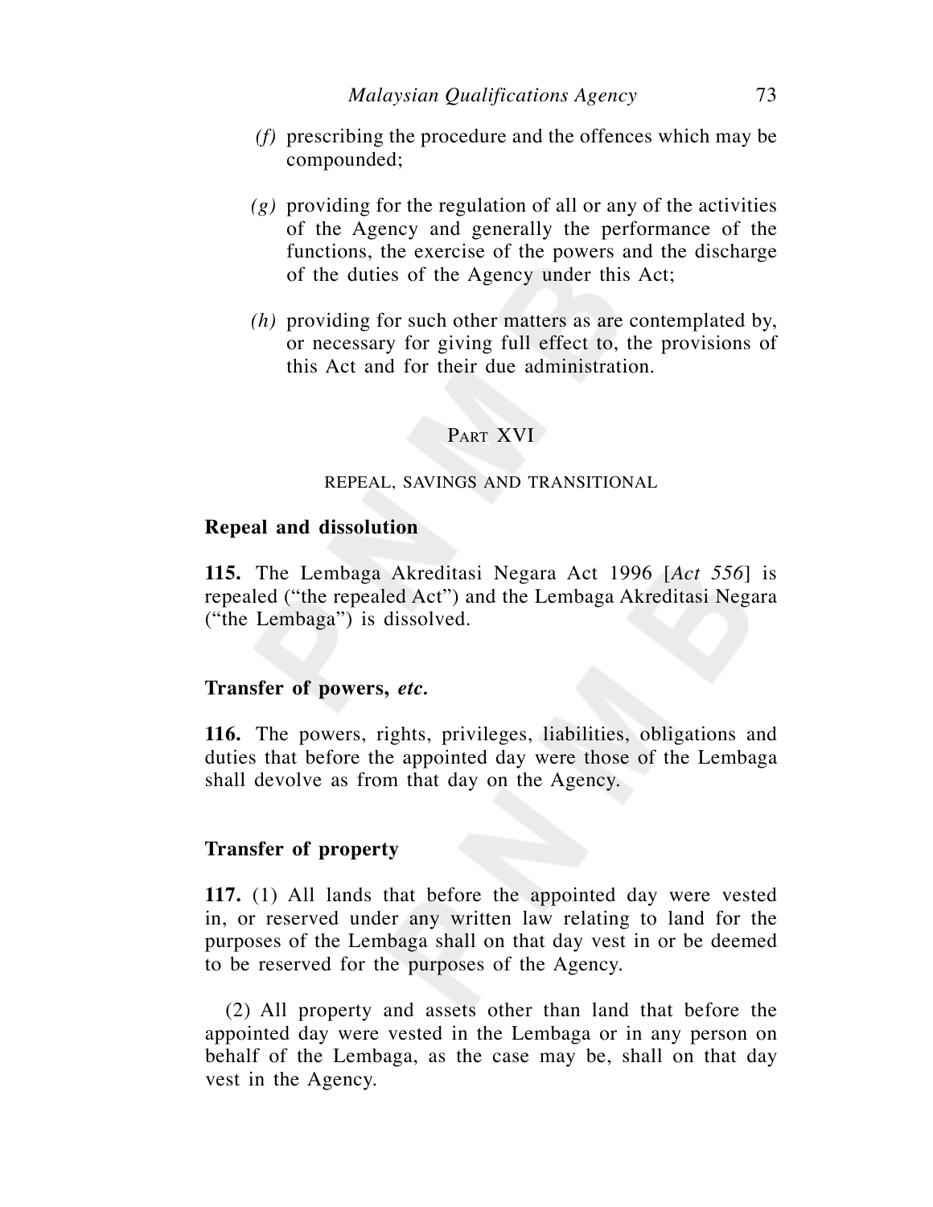*(f)* prescribing the procedure and the offences which may be compounded;

*(g)* providing for the regulation of all or any of the activities of the Agency and generally the performance of the functions, the exercise of the powers and the discharge of the duties of the Agency under this Act;

*(h)* providing for such other matters as are contemplated by, or necessary for giving full effect to, the provisions of this Act and for their due administration.

## PART XVI

### REPEAL, SAVINGS AND TRANSITIONAL

**Repeal and dissolution**

**115.** The Lembaga Akreditasi Negara Act 1996 [*Act 556*] is repealed ("the repealed Act") and the Lembaga Akreditasi Negara ("the Lembaga") is dissolved.

**Transfer of powers, *etc.***

**116.** The powers, rights, privileges, liabilities, obligations and duties that before the appointed day were those of the Lembaga shall devolve as from that day on the Agency.

**Transfer of property**

**117.** (1) All lands that before the appointed day were vested in, or reserved under any written law relating to land for the purposes of the Lembaga shall on that day vest in or be deemed to be reserved for the purposes of the Agency.

(2) All property and assets other than land that before the appointed day were vested in the Lembaga or in any person on behalf of the Lembaga, as the case may be, shall on that day vest in the Agency.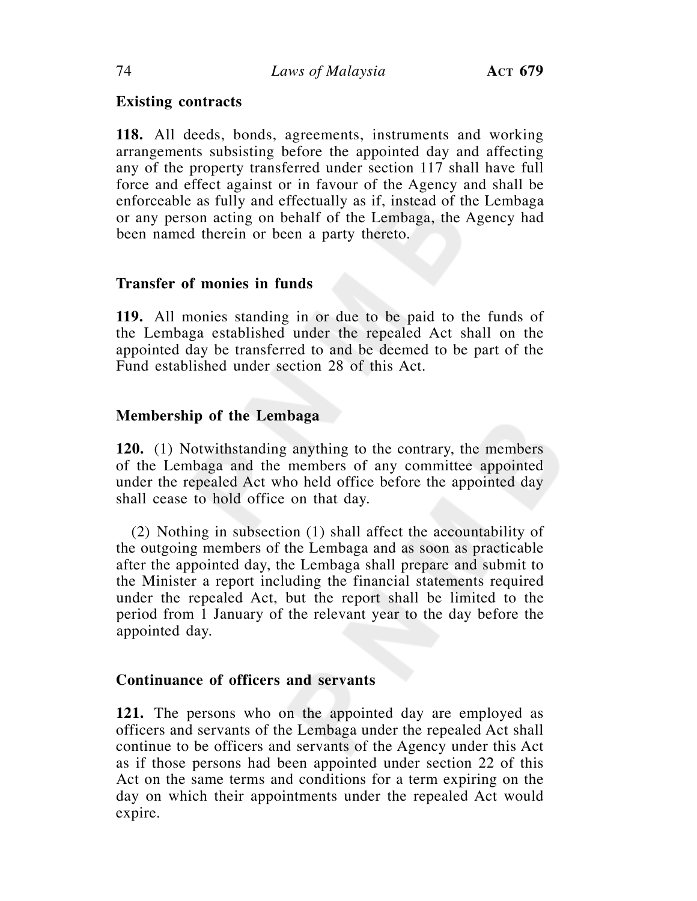### Existing contracts

**118.** All deeds, bonds, agreements, instruments and working arrangements subsisting before the appointed day and affecting any of the property transferred under section 117 shall have full force and effect against or in favour of the Agency and shall be enforceable as fully and effectually as if, instead of the Lembaga or any person acting on behalf of the Lembaga, the Agency had been named therein or been a party thereto.

### Transfer of monies in funds

**119.** All monies standing in or due to be paid to the funds of the Lembaga established under the repealed Act shall on the appointed day be transferred to and be deemed to be part of the Fund established under section 28 of this Act.

### Membership of the Lembaga

**120.** (1) Notwithstanding anything to the contrary, the members of the Lembaga and the members of any committee appointed under the repealed Act who held office before the appointed day shall cease to hold office on that day.

(2) Nothing in subsection (1) shall affect the accountability of the outgoing members of the Lembaga and as soon as practicable after the appointed day, the Lembaga shall prepare and submit to the Minister a report including the financial statements required under the repealed Act, but the report shall be limited to the period from 1 January of the relevant year to the day before the appointed day.

### Continuance of officers and servants

**121.** The persons who on the appointed day are employed as officers and servants of the Lembaga under the repealed Act shall continue to be officers and servants of the Agency under this Act as if those persons had been appointed under section 22 of this Act on the same terms and conditions for a term expiring on the day on which their appointments under the repealed Act would expire.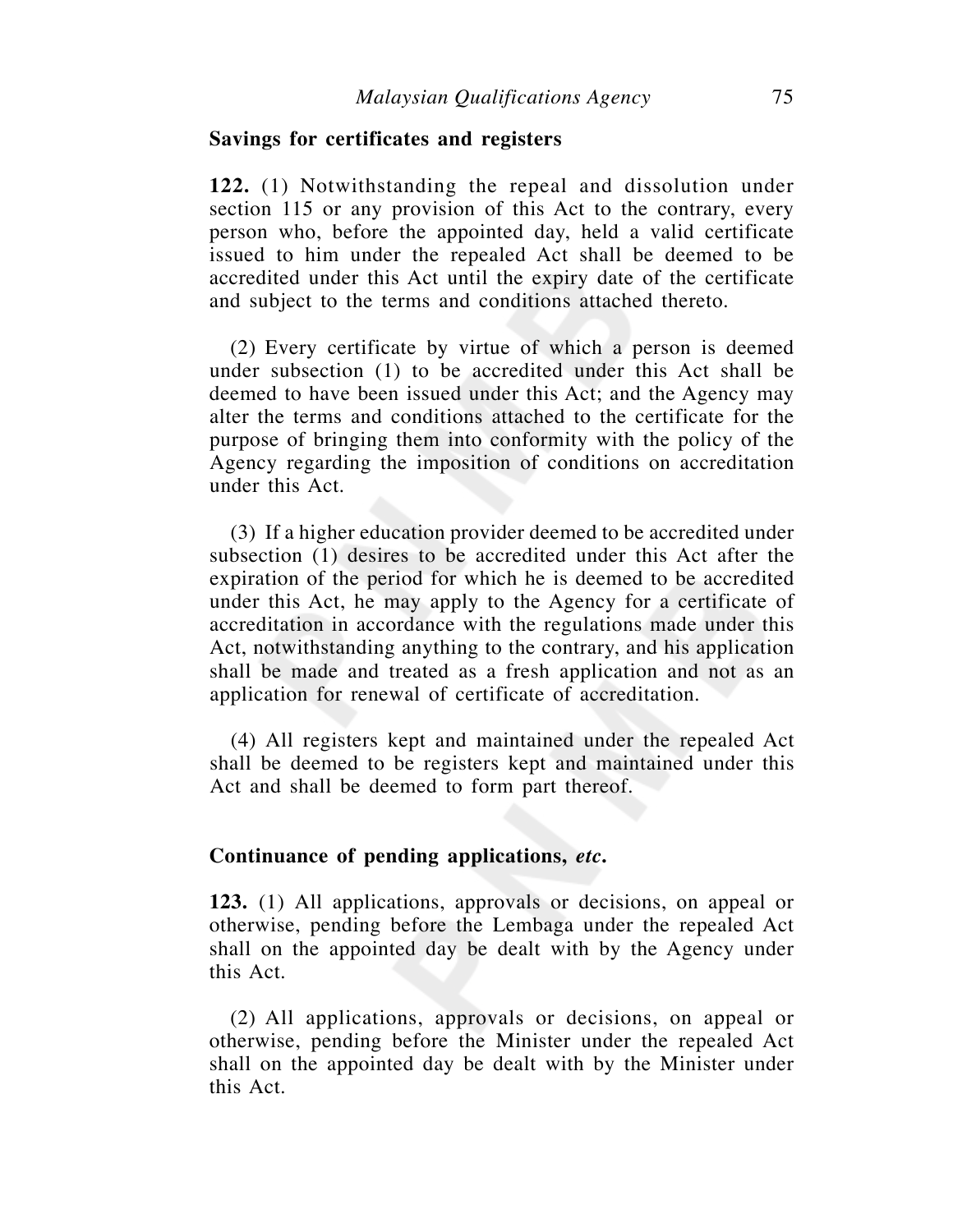**Savings for certificates and registers**

**122.** (1) Notwithstanding the repeal and dissolution under section 115 or any provision of this Act to the contrary, every person who, before the appointed day, held a valid certificate issued to him under the repealed Act shall be deemed to be accredited under this Act until the expiry date of the certificate and subject to the terms and conditions attached thereto.

(2) Every certificate by virtue of which a person is deemed under subsection (1) to be accredited under this Act shall be deemed to have been issued under this Act; and the Agency may alter the terms and conditions attached to the certificate for the purpose of bringing them into conformity with the policy of the Agency regarding the imposition of conditions on accreditation under this Act.

(3) If a higher education provider deemed to be accredited under subsection (1) desires to be accredited under this Act after the expiration of the period for which he is deemed to be accredited under this Act, he may apply to the Agency for a certificate of accreditation in accordance with the regulations made under this Act, notwithstanding anything to the contrary, and his application shall be made and treated as a fresh application and not as an application for renewal of certificate of accreditation.

(4) All registers kept and maintained under the repealed Act shall be deemed to be registers kept and maintained under this Act and shall be deemed to form part thereof.

**Continuance of pending applications, *etc*.**

**123.** (1) All applications, approvals or decisions, on appeal or otherwise, pending before the Lembaga under the repealed Act shall on the appointed day be dealt with by the Agency under this Act.

(2) All applications, approvals or decisions, on appeal or otherwise, pending before the Minister under the repealed Act shall on the appointed day be dealt with by the Minister under this Act.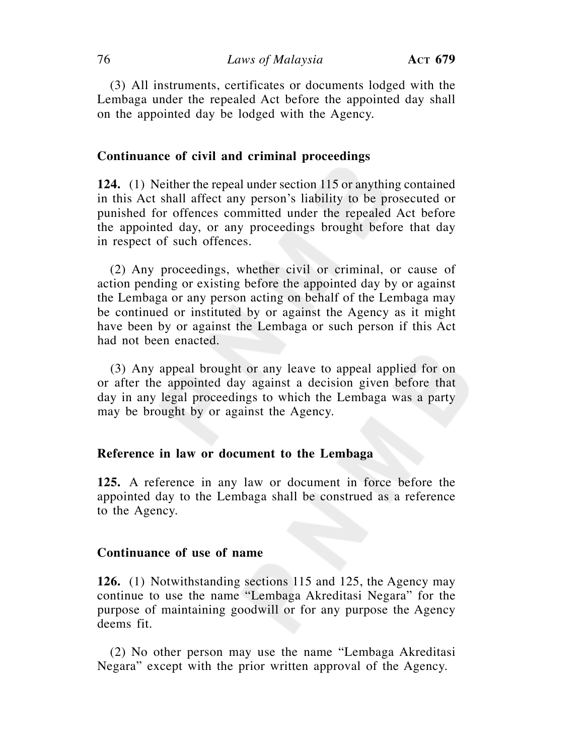(3) All instruments, certificates or documents lodged with the Lembaga under the repealed Act before the appointed day shall on the appointed day be lodged with the Agency.

### Continuance of civil and criminal proceedings

**124.** (1) Neither the repeal under section 115 or anything contained in this Act shall affect any person's liability to be prosecuted or punished for offences committed under the repealed Act before the appointed day, or any proceedings brought before that day in respect of such offences.

(2) Any proceedings, whether civil or criminal, or cause of action pending or existing before the appointed day by or against the Lembaga or any person acting on behalf of the Lembaga may be continued or instituted by or against the Agency as it might have been by or against the Lembaga or such person if this Act had not been enacted.

(3) Any appeal brought or any leave to appeal applied for on or after the appointed day against a decision given before that day in any legal proceedings to which the Lembaga was a party may be brought by or against the Agency.

### Reference in law or document to the Lembaga

**125.** A reference in any law or document in force before the appointed day to the Lembaga shall be construed as a reference to the Agency.

### Continuance of use of name

**126.** (1) Notwithstanding sections 115 and 125, the Agency may continue to use the name "Lembaga Akreditasi Negara" for the purpose of maintaining goodwill or for any purpose the Agency deems fit.

(2) No other person may use the name "Lembaga Akreditasi Negara" except with the prior written approval of the Agency.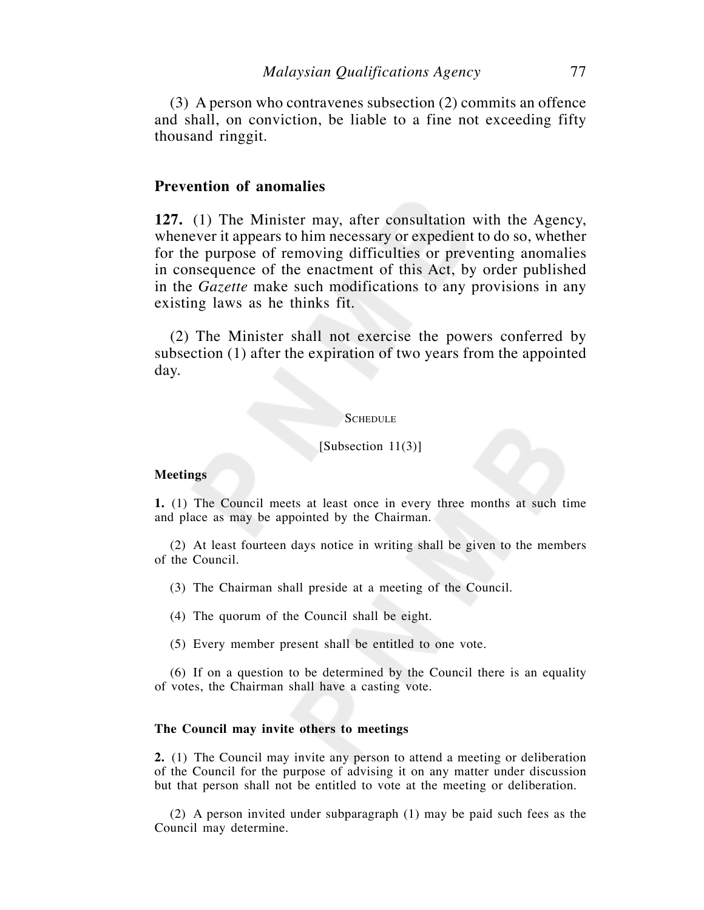(3) A person who contravenes subsection (2) commits an offence and shall, on conviction, be liable to a fine not exceeding fifty thousand ringgit.

## Prevention of anomalies

**127.** (1) The Minister may, after consultation with the Agency, whenever it appears to him necessary or expedient to do so, whether for the purpose of removing difficulties or preventing anomalies in consequence of the enactment of this Act, by order published in the *Gazette* make such modifications to any provisions in any existing laws as he thinks fit.

(2) The Minister shall not exercise the powers conferred by subsection (1) after the expiration of two years from the appointed day.

## SCHEDULE

[Subsection 11(3)]

### Meetings

**1.** (1) The Council meets at least once in every three months at such time and place as may be appointed by the Chairman.

(2) At least fourteen days notice in writing shall be given to the members of the Council.

(3) The Chairman shall preside at a meeting of the Council.

(4) The quorum of the Council shall be eight.

(5) Every member present shall be entitled to one vote.

(6) If on a question to be determined by the Council there is an equality of votes, the Chairman shall have a casting vote.

### The Council may invite others to meetings

**2.** (1) The Council may invite any person to attend a meeting or deliberation of the Council for the purpose of advising it on any matter under discussion but that person shall not be entitled to vote at the meeting or deliberation.

(2) A person invited under subparagraph (1) may be paid such fees as the Council may determine.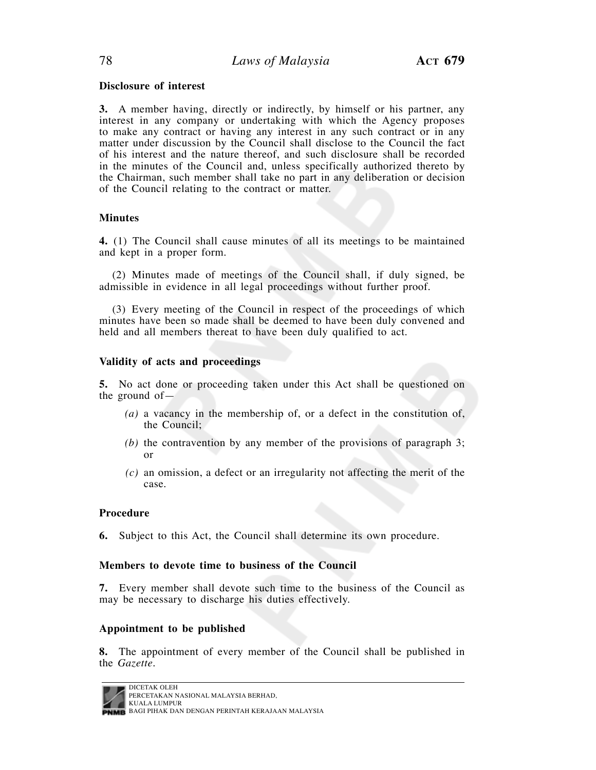**Disclosure of interest**

**3.** A member having, directly or indirectly, by himself or his partner, any interest in any company or undertaking with which the Agency proposes to make any contract or having any interest in any such contract or in any matter under discussion by the Council shall disclose to the Council the fact of his interest and the nature thereof, and such disclosure shall be recorded in the minutes of the Council and, unless specifically authorized thereto by the Chairman, such member shall take no part in any deliberation or decision of the Council relating to the contract or matter.

**Minutes**

**4.** (1) The Council shall cause minutes of all its meetings to be maintained and kept in a proper form.

(2) Minutes made of meetings of the Council shall, if duly signed, be admissible in evidence in all legal proceedings without further proof.

(3) Every meeting of the Council in respect of the proceedings of which minutes have been so made shall be deemed to have been duly convened and held and all members thereat to have been duly qualified to act.

**Validity of acts and proceedings**

**5.** No act done or proceeding taken under this Act shall be questioned on the ground of—

*(a)* a vacancy in the membership of, or a defect in the constitution of, the Council;

*(b)* the contravention by any member of the provisions of paragraph 3; or

*(c)* an omission, a defect or an irregularity not affecting the merit of the case.

**Procedure**

**6.** Subject to this Act, the Council shall determine its own procedure.

**Members to devote time to business of the Council**

**7.** Every member shall devote such time to the business of the Council as may be necessary to discharge his duties effectively.

**Appointment to be published**

**8.** The appointment of every member of the Council shall be published in the *Gazette*.

DICETAK OLEH
PERCETAKAN NASIONAL MALAYSIA BERHAD,
KUALA LUMPUR
BAGI PIHAK DAN DENGAN PERINTAH KERAJAAN MALAYSIA